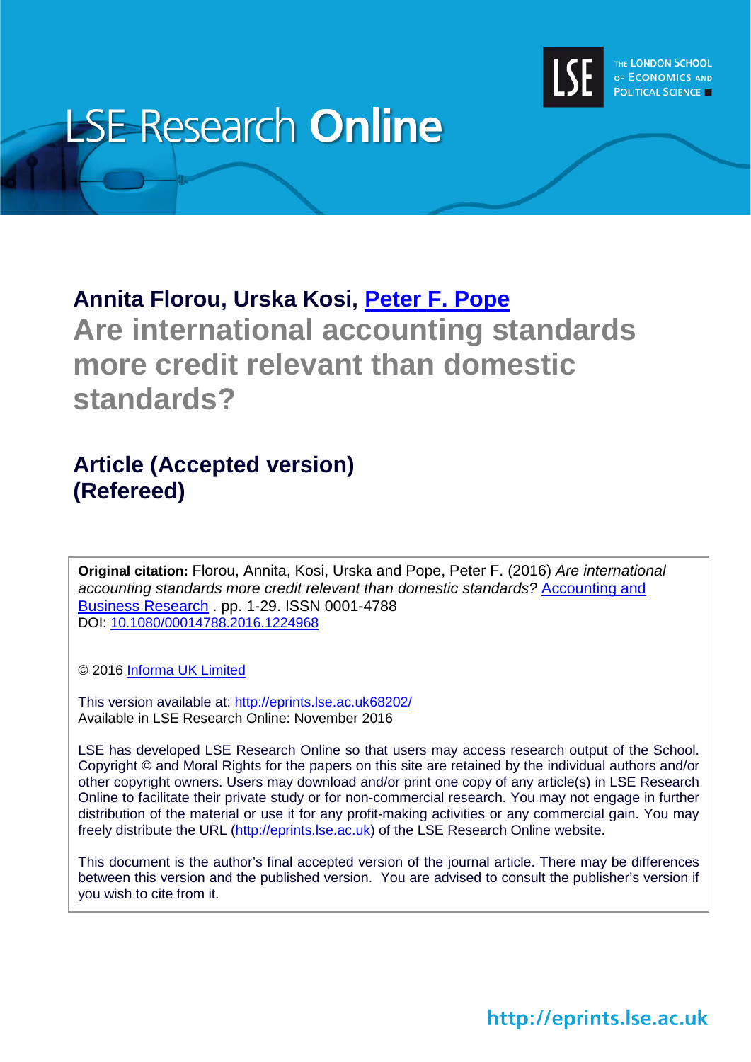# LSE Research Online

THE LONDON SCHOOL OF ECONOMICS AND POLITICAL SCIENCE

**Annita Florou, Urska Kosi, Peter F. Pope**

## Are international accounting standards more credit relevant than domestic standards?

### Article (Accepted version) (Refereed)

**Original citation:** Florou, Annita, Kosi, Urska and Pope, Peter F. (2016) *Are international accounting standards more credit relevant than domestic standards?* Accounting and Business Research . pp. 1-29. ISSN 0001-4788
DOI: 10.1080/00014788.2016.1224968

© 2016 Informa UK Limited

This version available at: http://eprints.lse.ac.uk68202/
Available in LSE Research Online: November 2016

LSE has developed LSE Research Online so that users may access research output of the School. Copyright © and Moral Rights for the papers on this site are retained by the individual authors and/or other copyright owners. Users may download and/or print one copy of any article(s) in LSE Research Online to facilitate their private study or for non-commercial research. You may not engage in further distribution of the material or use it for any profit-making activities or any commercial gain. You may freely distribute the URL (http://eprints.lse.ac.uk) of the LSE Research Online website.

This document is the author's final accepted version of the journal article. There may be differences between this version and the published version. You are advised to consult the publisher's version if you wish to cite from it.

http://eprints.lse.ac.uk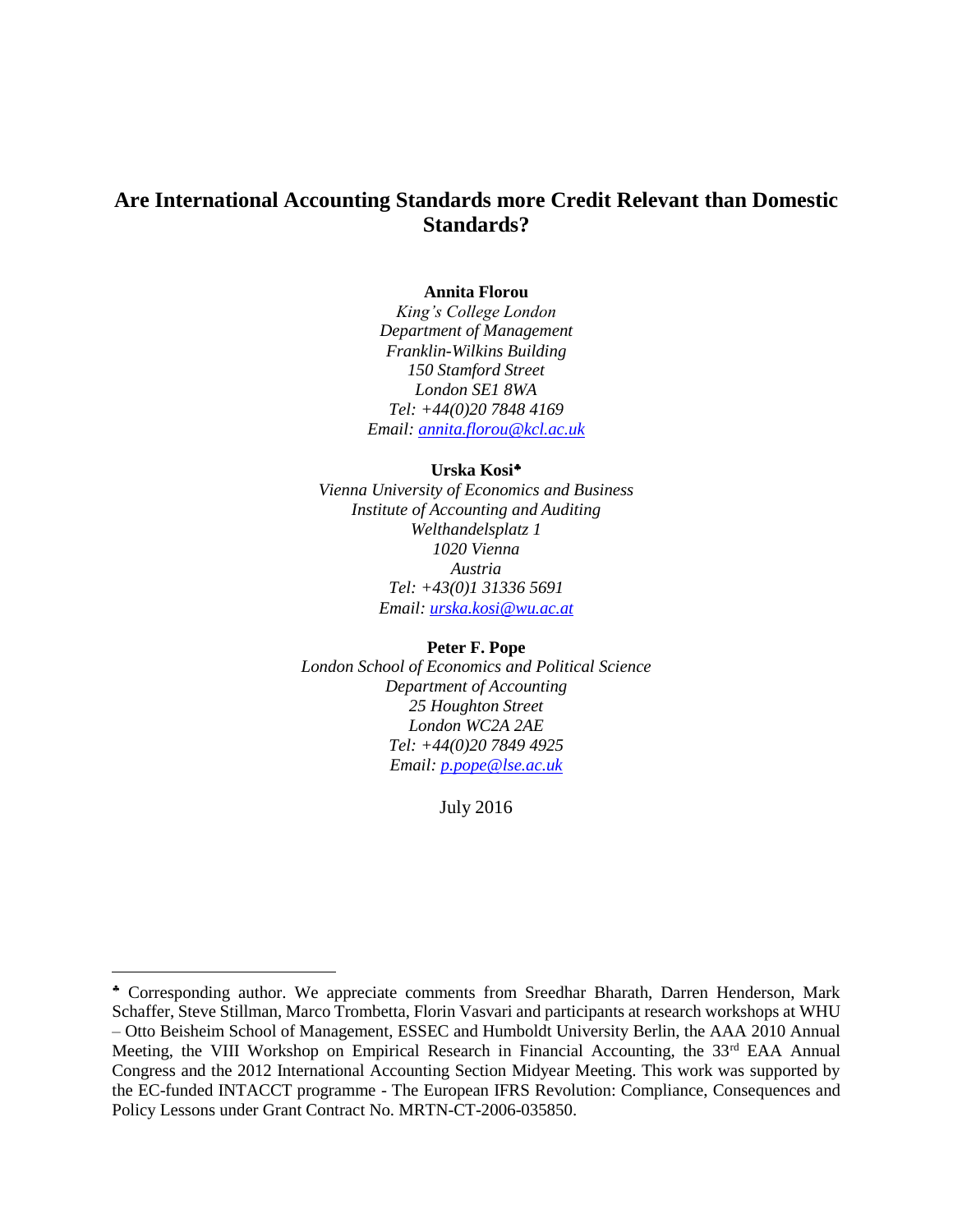# Are International Accounting Standards more Credit Relevant than Domestic Standards?

**Annita Florou**
*King's College London*
*Department of Management*
*Franklin-Wilkins Building*
*150 Stamford Street*
*London SE1 8WA*
*Tel: +44(0)20 7848 4169*
*Email: annita.florou@kcl.ac.uk*

**Urska Kosi**[♣]
*Vienna University of Economics and Business*
*Institute of Accounting and Auditing*
*Welthandelsplatz 1*
*1020 Vienna*
*Austria*
*Tel: +43(0)1 31336 5691*
*Email: urska.kosi@wu.ac.at*

**Peter F. Pope**
*London School of Economics and Political Science*
*Department of Accounting*
*25 Houghton Street*
*London WC2A 2AE*
*Tel: +44(0)20 7849 4925*
*Email: p.pope@lse.ac.uk*

July 2016

---

[♣] Corresponding author. We appreciate comments from Sreedhar Bharath, Darren Henderson, Mark Schaffer, Steve Stillman, Marco Trombetta, Florin Vasvari and participants at research workshops at WHU – Otto Beisheim School of Management, ESSEC and Humboldt University Berlin, the AAA 2010 Annual Meeting, the VIII Workshop on Empirical Research in Financial Accounting, the 33rd EAA Annual Congress and the 2012 International Accounting Section Midyear Meeting. This work was supported by the EC-funded INTACCT programme - The European IFRS Revolution: Compliance, Consequences and Policy Lessons under Grant Contract No. MRTN-CT-2006-035850.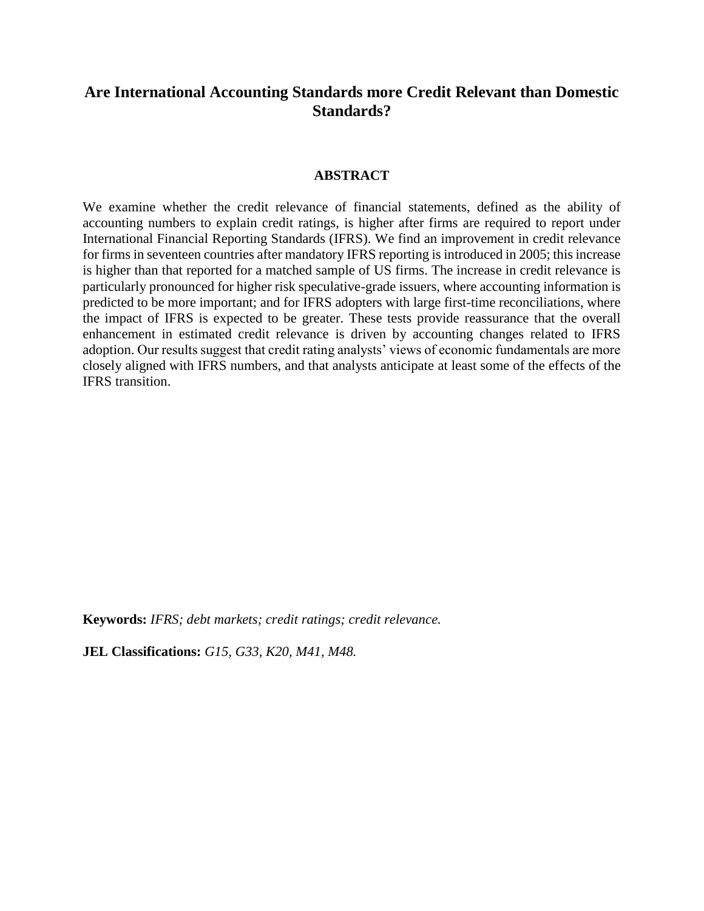# Are International Accounting Standards more Credit Relevant than Domestic Standards?

## ABSTRACT

We examine whether the credit relevance of financial statements, defined as the ability of accounting numbers to explain credit ratings, is higher after firms are required to report under International Financial Reporting Standards (IFRS). We find an improvement in credit relevance for firms in seventeen countries after mandatory IFRS reporting is introduced in 2005; this increase is higher than that reported for a matched sample of US firms. The increase in credit relevance is particularly pronounced for higher risk speculative-grade issuers, where accounting information is predicted to be more important; and for IFRS adopters with large first-time reconciliations, where the impact of IFRS is expected to be greater. These tests provide reassurance that the overall enhancement in estimated credit relevance is driven by accounting changes related to IFRS adoption. Our results suggest that credit rating analysts' views of economic fundamentals are more closely aligned with IFRS numbers, and that analysts anticipate at least some of the effects of the IFRS transition.

**Keywords:** *IFRS; debt markets; credit ratings; credit relevance.*

**JEL Classifications:** *G15, G33, K20, M41, M48.*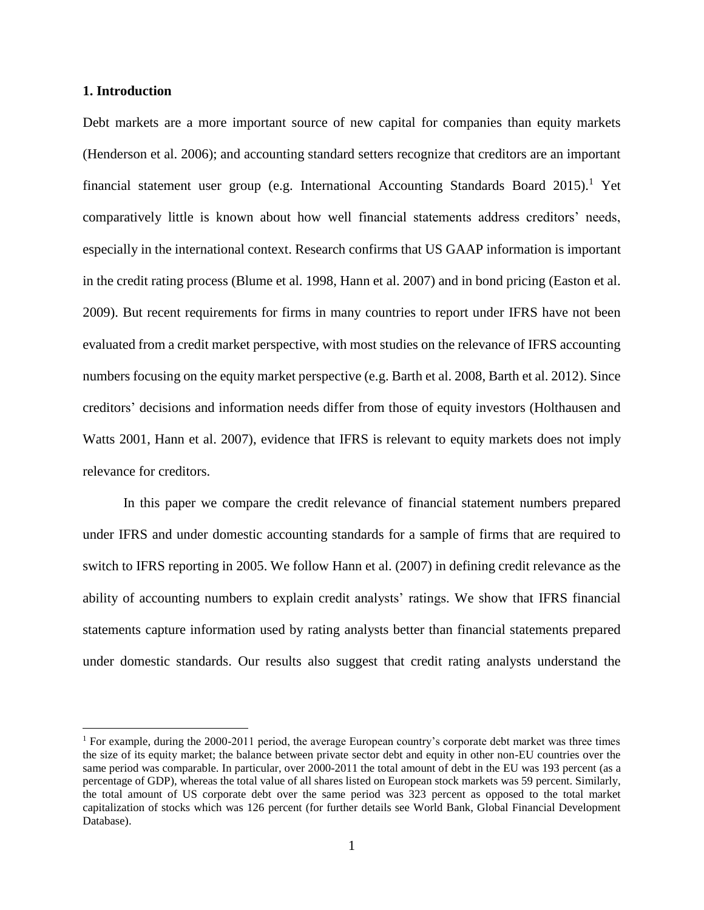## 1. Introduction

Debt markets are a more important source of new capital for companies than equity markets (Henderson et al. 2006); and accounting standard setters recognize that creditors are an important financial statement user group (e.g. International Accounting Standards Board 2015).[1] Yet comparatively little is known about how well financial statements address creditors' needs, especially in the international context. Research confirms that US GAAP information is important in the credit rating process (Blume et al. 1998, Hann et al. 2007) and in bond pricing (Easton et al. 2009). But recent requirements for firms in many countries to report under IFRS have not been evaluated from a credit market perspective, with most studies on the relevance of IFRS accounting numbers focusing on the equity market perspective (e.g. Barth et al. 2008, Barth et al. 2012). Since creditors' decisions and information needs differ from those of equity investors (Holthausen and Watts 2001, Hann et al. 2007), evidence that IFRS is relevant to equity markets does not imply relevance for creditors.

In this paper we compare the credit relevance of financial statement numbers prepared under IFRS and under domestic accounting standards for a sample of firms that are required to switch to IFRS reporting in 2005. We follow Hann et al. (2007) in defining credit relevance as the ability of accounting numbers to explain credit analysts' ratings. We show that IFRS financial statements capture information used by rating analysts better than financial statements prepared under domestic standards. Our results also suggest that credit rating analysts understand the

[1] For example, during the 2000-2011 period, the average European country's corporate debt market was three times the size of its equity market; the balance between private sector debt and equity in other non-EU countries over the same period was comparable. In particular, over 2000-2011 the total amount of debt in the EU was 193 percent (as a percentage of GDP), whereas the total value of all shares listed on European stock markets was 59 percent. Similarly, the total amount of US corporate debt over the same period was 323 percent as opposed to the total market capitalization of stocks which was 126 percent (for further details see World Bank, Global Financial Development Database).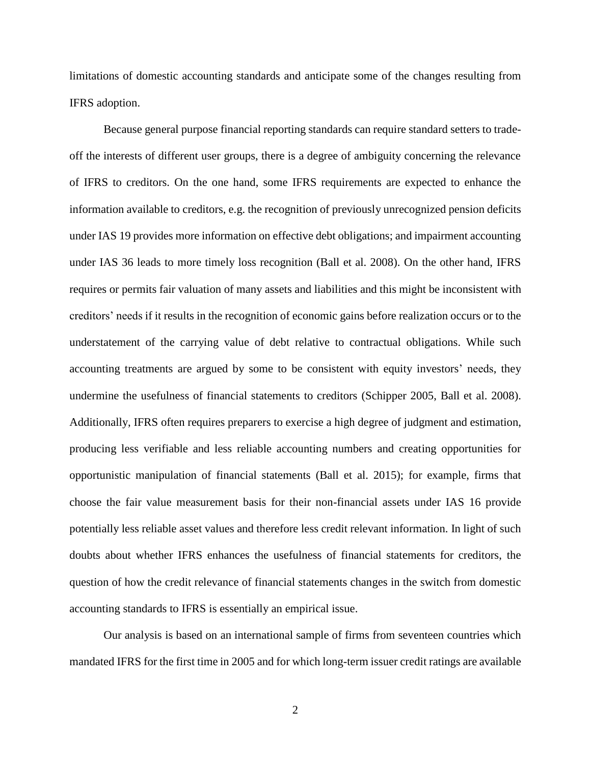limitations of domestic accounting standards and anticipate some of the changes resulting from IFRS adoption.

Because general purpose financial reporting standards can require standard setters to trade-off the interests of different user groups, there is a degree of ambiguity concerning the relevance of IFRS to creditors. On the one hand, some IFRS requirements are expected to enhance the information available to creditors, e.g. the recognition of previously unrecognized pension deficits under IAS 19 provides more information on effective debt obligations; and impairment accounting under IAS 36 leads to more timely loss recognition (Ball et al. 2008). On the other hand, IFRS requires or permits fair valuation of many assets and liabilities and this might be inconsistent with creditors' needs if it results in the recognition of economic gains before realization occurs or to the understatement of the carrying value of debt relative to contractual obligations. While such accounting treatments are argued by some to be consistent with equity investors' needs, they undermine the usefulness of financial statements to creditors (Schipper 2005, Ball et al. 2008). Additionally, IFRS often requires preparers to exercise a high degree of judgment and estimation, producing less verifiable and less reliable accounting numbers and creating opportunities for opportunistic manipulation of financial statements (Ball et al. 2015); for example, firms that choose the fair value measurement basis for their non-financial assets under IAS 16 provide potentially less reliable asset values and therefore less credit relevant information. In light of such doubts about whether IFRS enhances the usefulness of financial statements for creditors, the question of how the credit relevance of financial statements changes in the switch from domestic accounting standards to IFRS is essentially an empirical issue.

Our analysis is based on an international sample of firms from seventeen countries which mandated IFRS for the first time in 2005 and for which long-term issuer credit ratings are available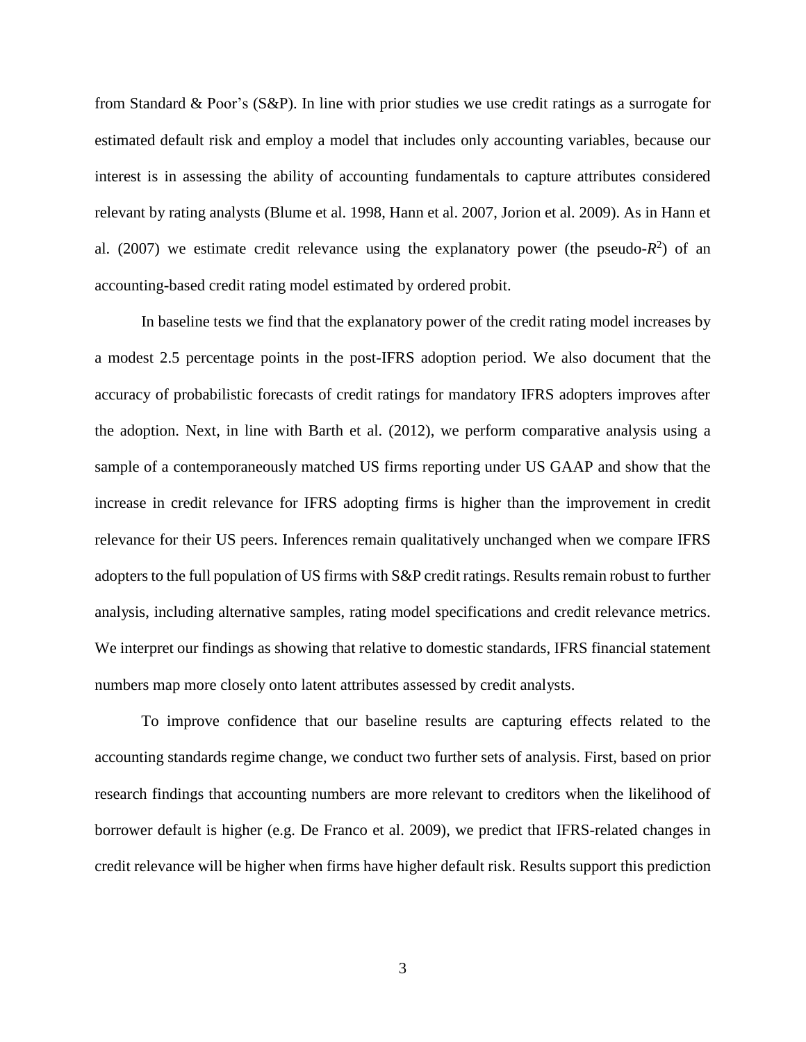from Standard & Poor's (S&P). In line with prior studies we use credit ratings as a surrogate for estimated default risk and employ a model that includes only accounting variables, because our interest is in assessing the ability of accounting fundamentals to capture attributes considered relevant by rating analysts (Blume et al. 1998, Hann et al. 2007, Jorion et al. 2009). As in Hann et al. (2007) we estimate credit relevance using the explanatory power (the pseudo-$R^2$) of an accounting-based credit rating model estimated by ordered probit.

In baseline tests we find that the explanatory power of the credit rating model increases by a modest 2.5 percentage points in the post-IFRS adoption period. We also document that the accuracy of probabilistic forecasts of credit ratings for mandatory IFRS adopters improves after the adoption. Next, in line with Barth et al. (2012), we perform comparative analysis using a sample of a contemporaneously matched US firms reporting under US GAAP and show that the increase in credit relevance for IFRS adopting firms is higher than the improvement in credit relevance for their US peers. Inferences remain qualitatively unchanged when we compare IFRS adopters to the full population of US firms with S&P credit ratings. Results remain robust to further analysis, including alternative samples, rating model specifications and credit relevance metrics. We interpret our findings as showing that relative to domestic standards, IFRS financial statement numbers map more closely onto latent attributes assessed by credit analysts.

To improve confidence that our baseline results are capturing effects related to the accounting standards regime change, we conduct two further sets of analysis. First, based on prior research findings that accounting numbers are more relevant to creditors when the likelihood of borrower default is higher (e.g. De Franco et al. 2009), we predict that IFRS-related changes in credit relevance will be higher when firms have higher default risk. Results support this prediction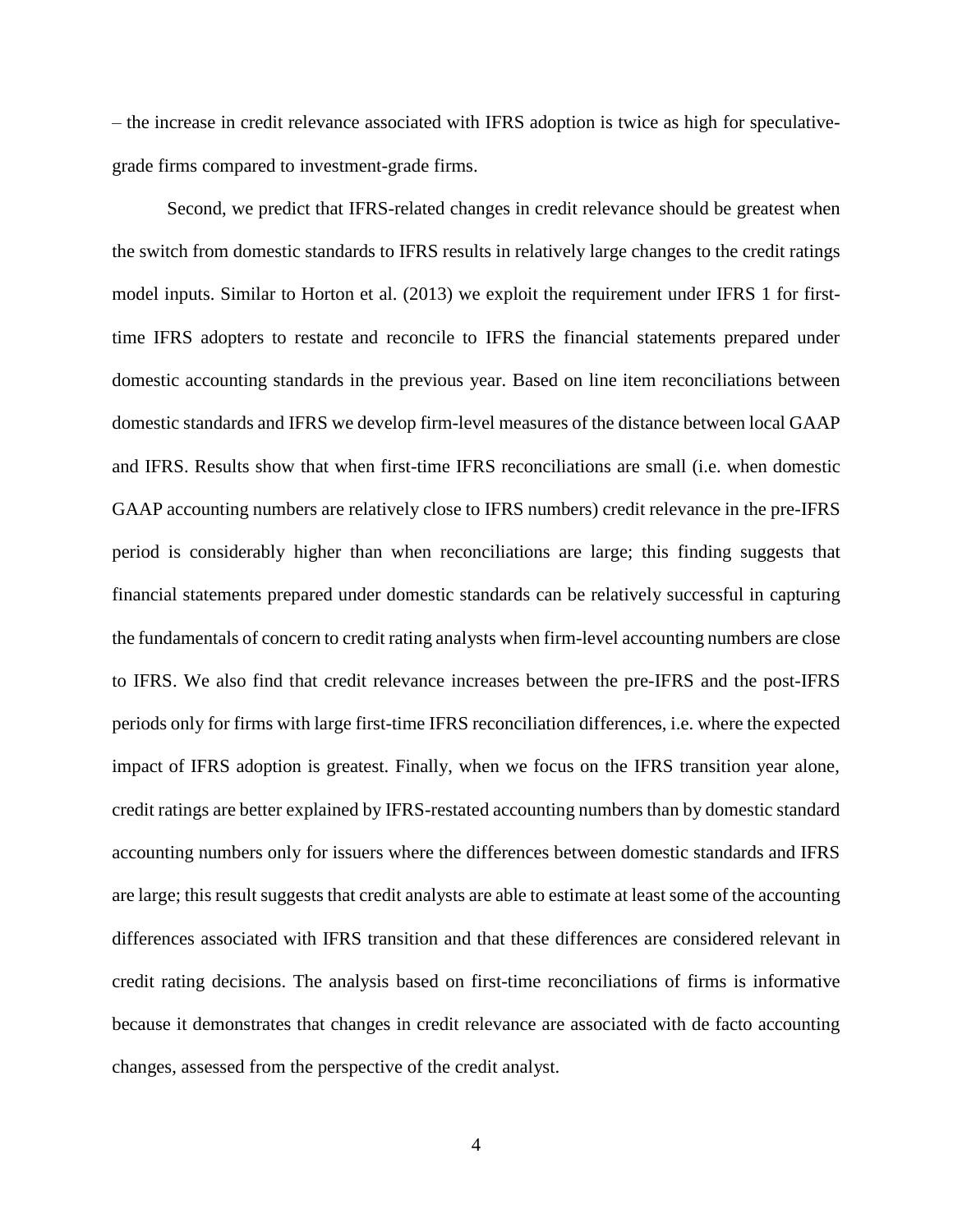– the increase in credit relevance associated with IFRS adoption is twice as high for speculative-grade firms compared to investment-grade firms.

Second, we predict that IFRS-related changes in credit relevance should be greatest when the switch from domestic standards to IFRS results in relatively large changes to the credit ratings model inputs. Similar to Horton et al. (2013) we exploit the requirement under IFRS 1 for first-time IFRS adopters to restate and reconcile to IFRS the financial statements prepared under domestic accounting standards in the previous year. Based on line item reconciliations between domestic standards and IFRS we develop firm-level measures of the distance between local GAAP and IFRS. Results show that when first-time IFRS reconciliations are small (i.e. when domestic GAAP accounting numbers are relatively close to IFRS numbers) credit relevance in the pre-IFRS period is considerably higher than when reconciliations are large; this finding suggests that financial statements prepared under domestic standards can be relatively successful in capturing the fundamentals of concern to credit rating analysts when firm-level accounting numbers are close to IFRS. We also find that credit relevance increases between the pre-IFRS and the post-IFRS periods only for firms with large first-time IFRS reconciliation differences, i.e. where the expected impact of IFRS adoption is greatest. Finally, when we focus on the IFRS transition year alone, credit ratings are better explained by IFRS-restated accounting numbers than by domestic standard accounting numbers only for issuers where the differences between domestic standards and IFRS are large; this result suggests that credit analysts are able to estimate at least some of the accounting differences associated with IFRS transition and that these differences are considered relevant in credit rating decisions. The analysis based on first-time reconciliations of firms is informative because it demonstrates that changes in credit relevance are associated with de facto accounting changes, assessed from the perspective of the credit analyst.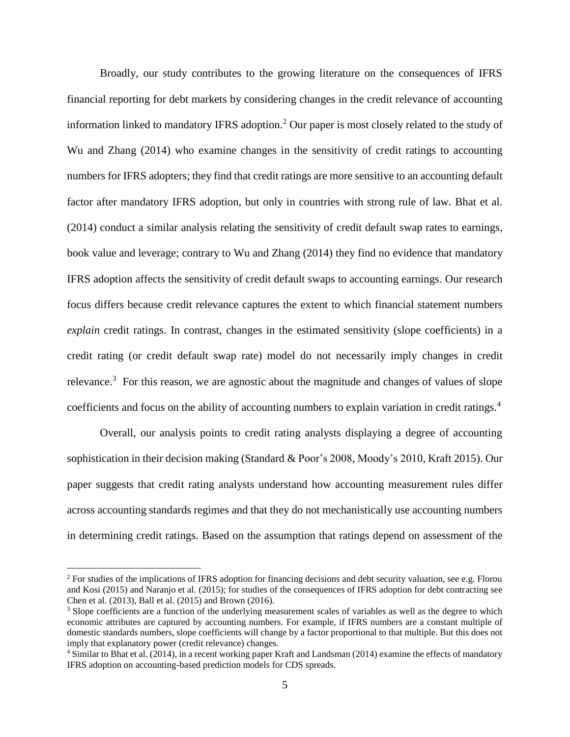Broadly, our study contributes to the growing literature on the consequences of IFRS financial reporting for debt markets by considering changes in the credit relevance of accounting information linked to mandatory IFRS adoption.[2] Our paper is most closely related to the study of Wu and Zhang (2014) who examine changes in the sensitivity of credit ratings to accounting numbers for IFRS adopters; they find that credit ratings are more sensitive to an accounting default factor after mandatory IFRS adoption, but only in countries with strong rule of law. Bhat et al. (2014) conduct a similar analysis relating the sensitivity of credit default swap rates to earnings, book value and leverage; contrary to Wu and Zhang (2014) they find no evidence that mandatory IFRS adoption affects the sensitivity of credit default swaps to accounting earnings. Our research focus differs because credit relevance captures the extent to which financial statement numbers *explain* credit ratings. In contrast, changes in the estimated sensitivity (slope coefficients) in a credit rating (or credit default swap rate) model do not necessarily imply changes in credit relevance.[3] For this reason, we are agnostic about the magnitude and changes of values of slope coefficients and focus on the ability of accounting numbers to explain variation in credit ratings.[4]

Overall, our analysis points to credit rating analysts displaying a degree of accounting sophistication in their decision making (Standard & Poor's 2008, Moody's 2010, Kraft 2015). Our paper suggests that credit rating analysts understand how accounting measurement rules differ across accounting standards regimes and that they do not mechanistically use accounting numbers in determining credit ratings. Based on the assumption that ratings depend on assessment of the

[2] For studies of the implications of IFRS adoption for financing decisions and debt security valuation, see e.g. Florou and Kosi (2015) and Naranjo et al. (2015); for studies of the consequences of IFRS adoption for debt contracting see Chen et al. (2013), Ball et al. (2015) and Brown (2016).

[3] Slope coefficients are a function of the underlying measurement scales of variables as well as the degree to which economic attributes are captured by accounting numbers. For example, if IFRS numbers are a constant multiple of domestic standards numbers, slope coefficients will change by a factor proportional to that multiple. But this does not imply that explanatory power (credit relevance) changes.

[4] Similar to Bhat et al. (2014), in a recent working paper Kraft and Landsman (2014) examine the effects of mandatory IFRS adoption on accounting-based prediction models for CDS spreads.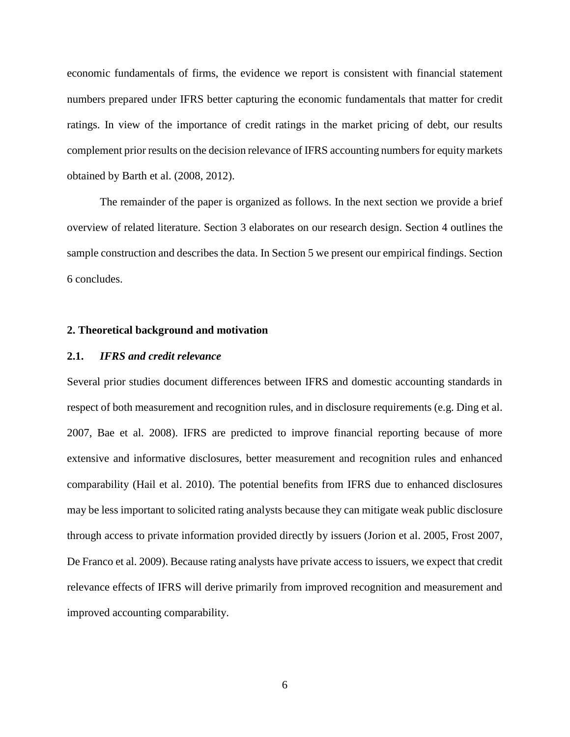economic fundamentals of firms, the evidence we report is consistent with financial statement numbers prepared under IFRS better capturing the economic fundamentals that matter for credit ratings. In view of the importance of credit ratings in the market pricing of debt, our results complement prior results on the decision relevance of IFRS accounting numbers for equity markets obtained by Barth et al. (2008, 2012).

The remainder of the paper is organized as follows. In the next section we provide a brief overview of related literature. Section 3 elaborates on our research design. Section 4 outlines the sample construction and describes the data. In Section 5 we present our empirical findings. Section 6 concludes.

## 2. Theoretical background and motivation

### 2.1. *IFRS and credit relevance*

Several prior studies document differences between IFRS and domestic accounting standards in respect of both measurement and recognition rules, and in disclosure requirements (e.g. Ding et al. 2007, Bae et al. 2008). IFRS are predicted to improve financial reporting because of more extensive and informative disclosures, better measurement and recognition rules and enhanced comparability (Hail et al. 2010). The potential benefits from IFRS due to enhanced disclosures may be less important to solicited rating analysts because they can mitigate weak public disclosure through access to private information provided directly by issuers (Jorion et al. 2005, Frost 2007, De Franco et al. 2009). Because rating analysts have private access to issuers, we expect that credit relevance effects of IFRS will derive primarily from improved recognition and measurement and improved accounting comparability.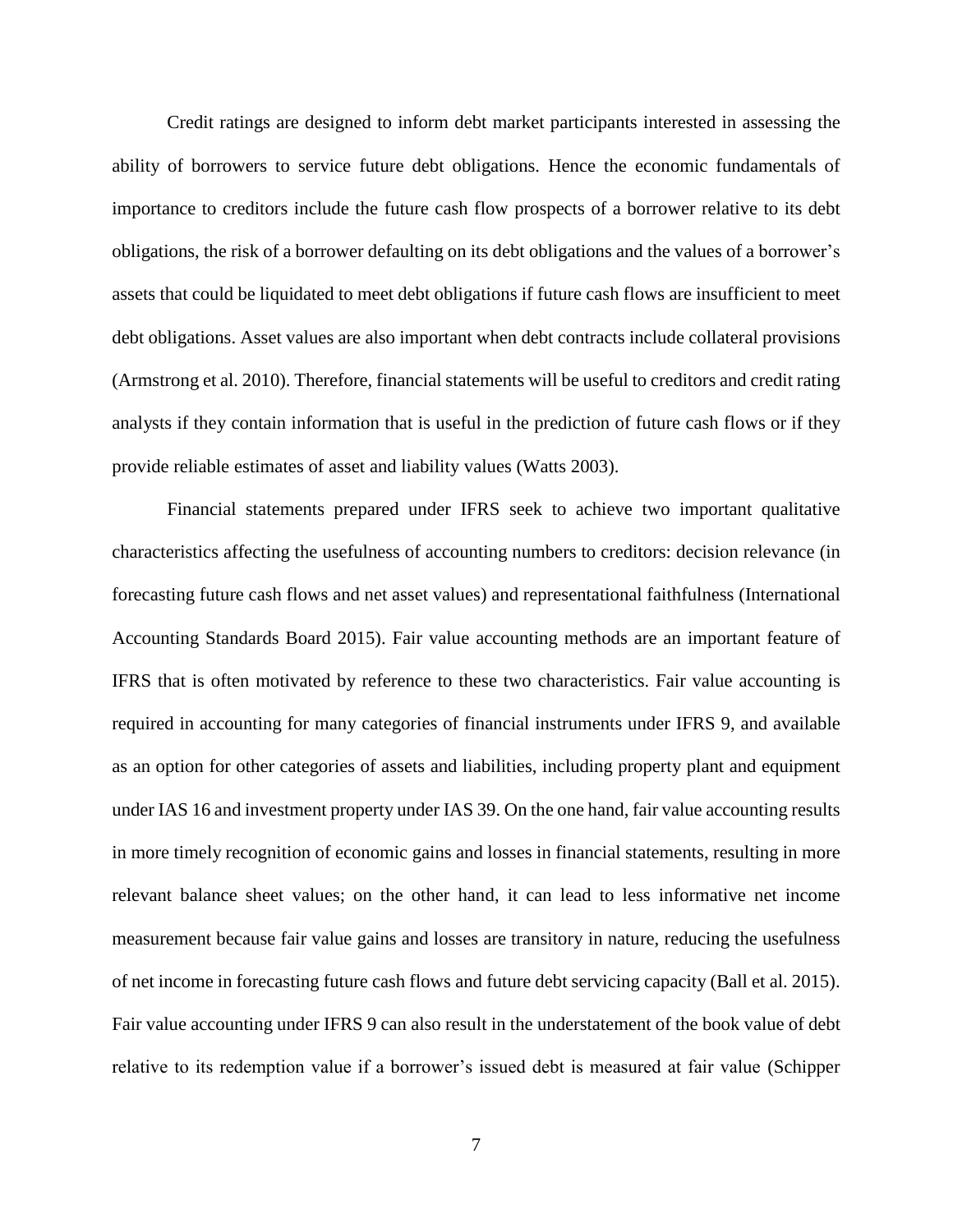Credit ratings are designed to inform debt market participants interested in assessing the ability of borrowers to service future debt obligations. Hence the economic fundamentals of importance to creditors include the future cash flow prospects of a borrower relative to its debt obligations, the risk of a borrower defaulting on its debt obligations and the values of a borrower's assets that could be liquidated to meet debt obligations if future cash flows are insufficient to meet debt obligations. Asset values are also important when debt contracts include collateral provisions (Armstrong et al. 2010). Therefore, financial statements will be useful to creditors and credit rating analysts if they contain information that is useful in the prediction of future cash flows or if they provide reliable estimates of asset and liability values (Watts 2003).

Financial statements prepared under IFRS seek to achieve two important qualitative characteristics affecting the usefulness of accounting numbers to creditors: decision relevance (in forecasting future cash flows and net asset values) and representational faithfulness (International Accounting Standards Board 2015). Fair value accounting methods are an important feature of IFRS that is often motivated by reference to these two characteristics. Fair value accounting is required in accounting for many categories of financial instruments under IFRS 9, and available as an option for other categories of assets and liabilities, including property plant and equipment under IAS 16 and investment property under IAS 39. On the one hand, fair value accounting results in more timely recognition of economic gains and losses in financial statements, resulting in more relevant balance sheet values; on the other hand, it can lead to less informative net income measurement because fair value gains and losses are transitory in nature, reducing the usefulness of net income in forecasting future cash flows and future debt servicing capacity (Ball et al. 2015). Fair value accounting under IFRS 9 can also result in the understatement of the book value of debt relative to its redemption value if a borrower's issued debt is measured at fair value (Schipper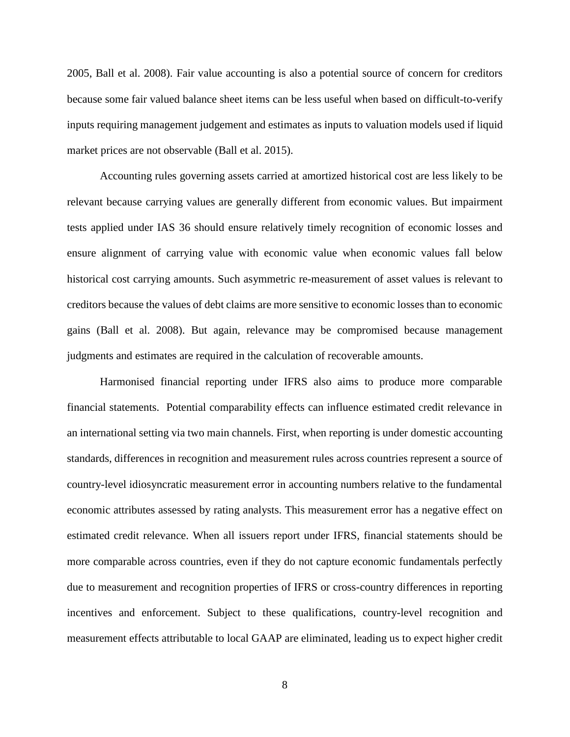2005, Ball et al. 2008). Fair value accounting is also a potential source of concern for creditors because some fair valued balance sheet items can be less useful when based on difficult-to-verify inputs requiring management judgement and estimates as inputs to valuation models used if liquid market prices are not observable (Ball et al. 2015).

Accounting rules governing assets carried at amortized historical cost are less likely to be relevant because carrying values are generally different from economic values. But impairment tests applied under IAS 36 should ensure relatively timely recognition of economic losses and ensure alignment of carrying value with economic value when economic values fall below historical cost carrying amounts. Such asymmetric re-measurement of asset values is relevant to creditors because the values of debt claims are more sensitive to economic losses than to economic gains (Ball et al. 2008). But again, relevance may be compromised because management judgments and estimates are required in the calculation of recoverable amounts.

Harmonised financial reporting under IFRS also aims to produce more comparable financial statements. Potential comparability effects can influence estimated credit relevance in an international setting via two main channels. First, when reporting is under domestic accounting standards, differences in recognition and measurement rules across countries represent a source of country-level idiosyncratic measurement error in accounting numbers relative to the fundamental economic attributes assessed by rating analysts. This measurement error has a negative effect on estimated credit relevance. When all issuers report under IFRS, financial statements should be more comparable across countries, even if they do not capture economic fundamentals perfectly due to measurement and recognition properties of IFRS or cross-country differences in reporting incentives and enforcement. Subject to these qualifications, country-level recognition and measurement effects attributable to local GAAP are eliminated, leading us to expect higher credit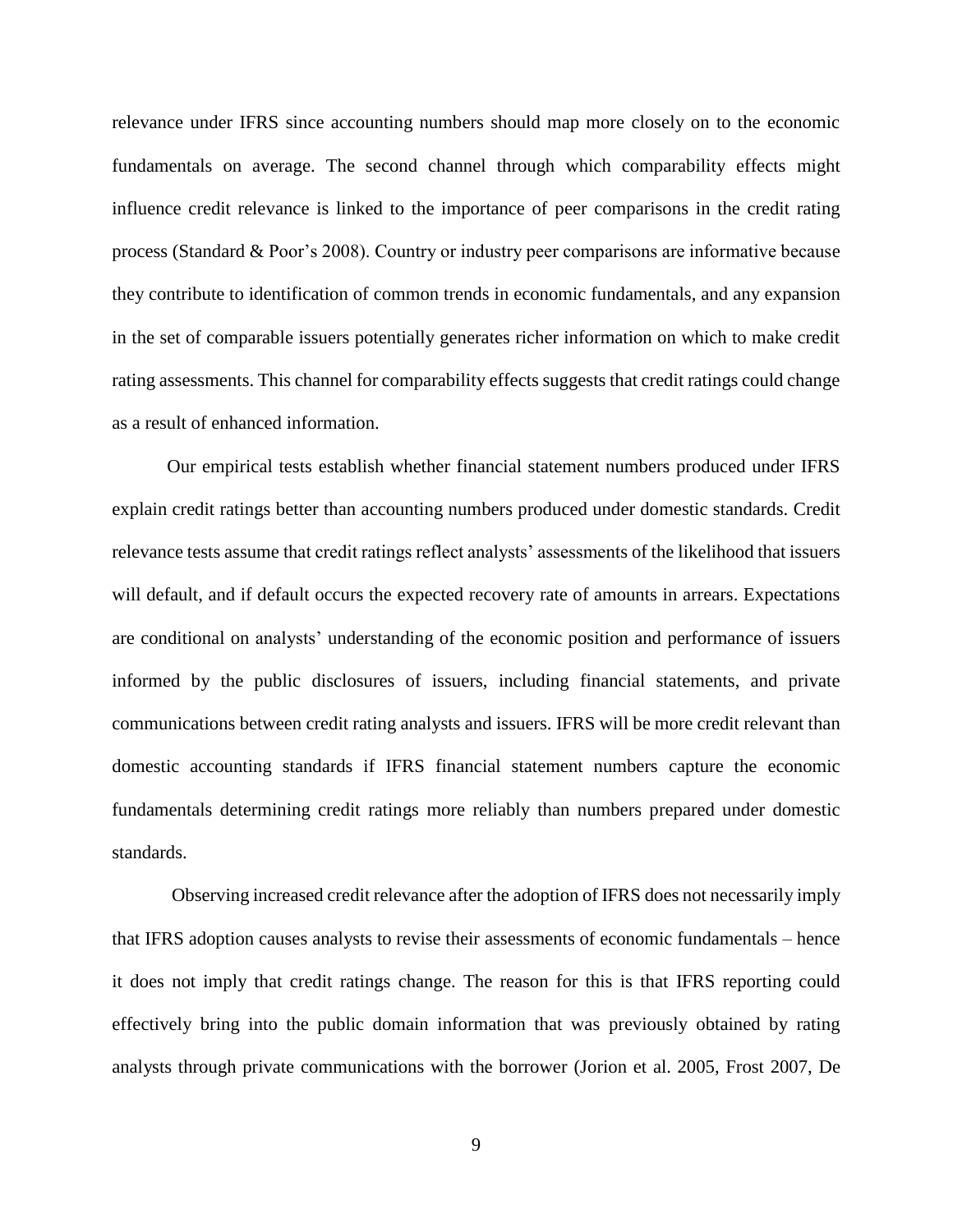relevance under IFRS since accounting numbers should map more closely on to the economic fundamentals on average. The second channel through which comparability effects might influence credit relevance is linked to the importance of peer comparisons in the credit rating process (Standard & Poor's 2008). Country or industry peer comparisons are informative because they contribute to identification of common trends in economic fundamentals, and any expansion in the set of comparable issuers potentially generates richer information on which to make credit rating assessments. This channel for comparability effects suggests that credit ratings could change as a result of enhanced information.

Our empirical tests establish whether financial statement numbers produced under IFRS explain credit ratings better than accounting numbers produced under domestic standards. Credit relevance tests assume that credit ratings reflect analysts' assessments of the likelihood that issuers will default, and if default occurs the expected recovery rate of amounts in arrears. Expectations are conditional on analysts' understanding of the economic position and performance of issuers informed by the public disclosures of issuers, including financial statements, and private communications between credit rating analysts and issuers. IFRS will be more credit relevant than domestic accounting standards if IFRS financial statement numbers capture the economic fundamentals determining credit ratings more reliably than numbers prepared under domestic standards.

Observing increased credit relevance after the adoption of IFRS does not necessarily imply that IFRS adoption causes analysts to revise their assessments of economic fundamentals – hence it does not imply that credit ratings change. The reason for this is that IFRS reporting could effectively bring into the public domain information that was previously obtained by rating analysts through private communications with the borrower (Jorion et al. 2005, Frost 2007, De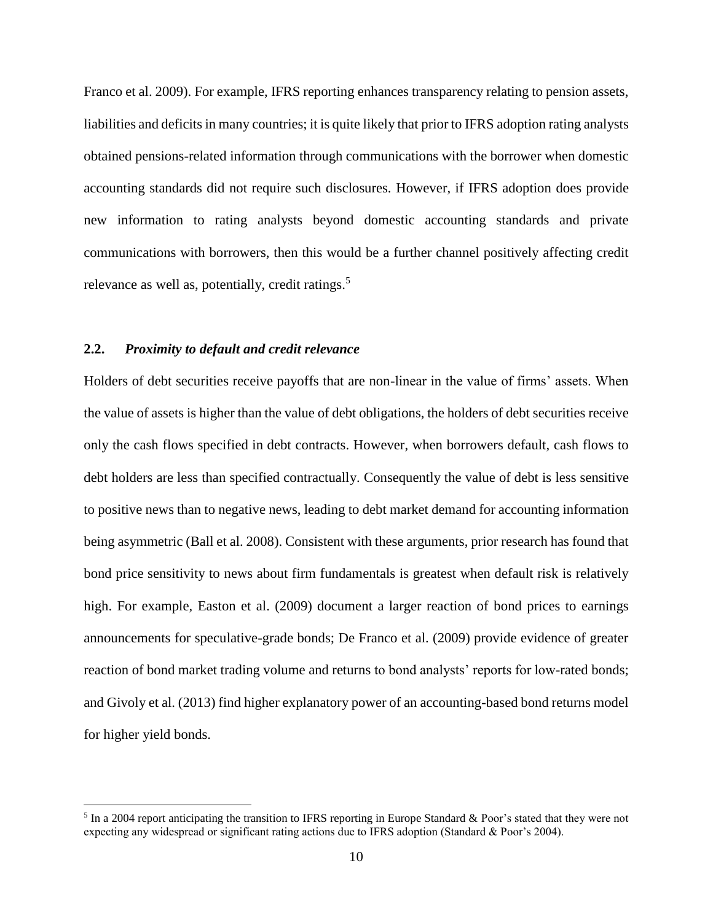Franco et al. 2009). For example, IFRS reporting enhances transparency relating to pension assets, liabilities and deficits in many countries; it is quite likely that prior to IFRS adoption rating analysts obtained pensions-related information through communications with the borrower when domestic accounting standards did not require such disclosures. However, if IFRS adoption does provide new information to rating analysts beyond domestic accounting standards and private communications with borrowers, then this would be a further channel positively affecting credit relevance as well as, potentially, credit ratings.[5]

### 2.2. *Proximity to default and credit relevance*

Holders of debt securities receive payoffs that are non-linear in the value of firms' assets. When the value of assets is higher than the value of debt obligations, the holders of debt securities receive only the cash flows specified in debt contracts. However, when borrowers default, cash flows to debt holders are less than specified contractually. Consequently the value of debt is less sensitive to positive news than to negative news, leading to debt market demand for accounting information being asymmetric (Ball et al. 2008). Consistent with these arguments, prior research has found that bond price sensitivity to news about firm fundamentals is greatest when default risk is relatively high. For example, Easton et al. (2009) document a larger reaction of bond prices to earnings announcements for speculative-grade bonds; De Franco et al. (2009) provide evidence of greater reaction of bond market trading volume and returns to bond analysts' reports for low-rated bonds; and Givoly et al. (2013) find higher explanatory power of an accounting-based bond returns model for higher yield bonds.

[5] In a 2004 report anticipating the transition to IFRS reporting in Europe Standard & Poor's stated that they were not expecting any widespread or significant rating actions due to IFRS adoption (Standard & Poor's 2004).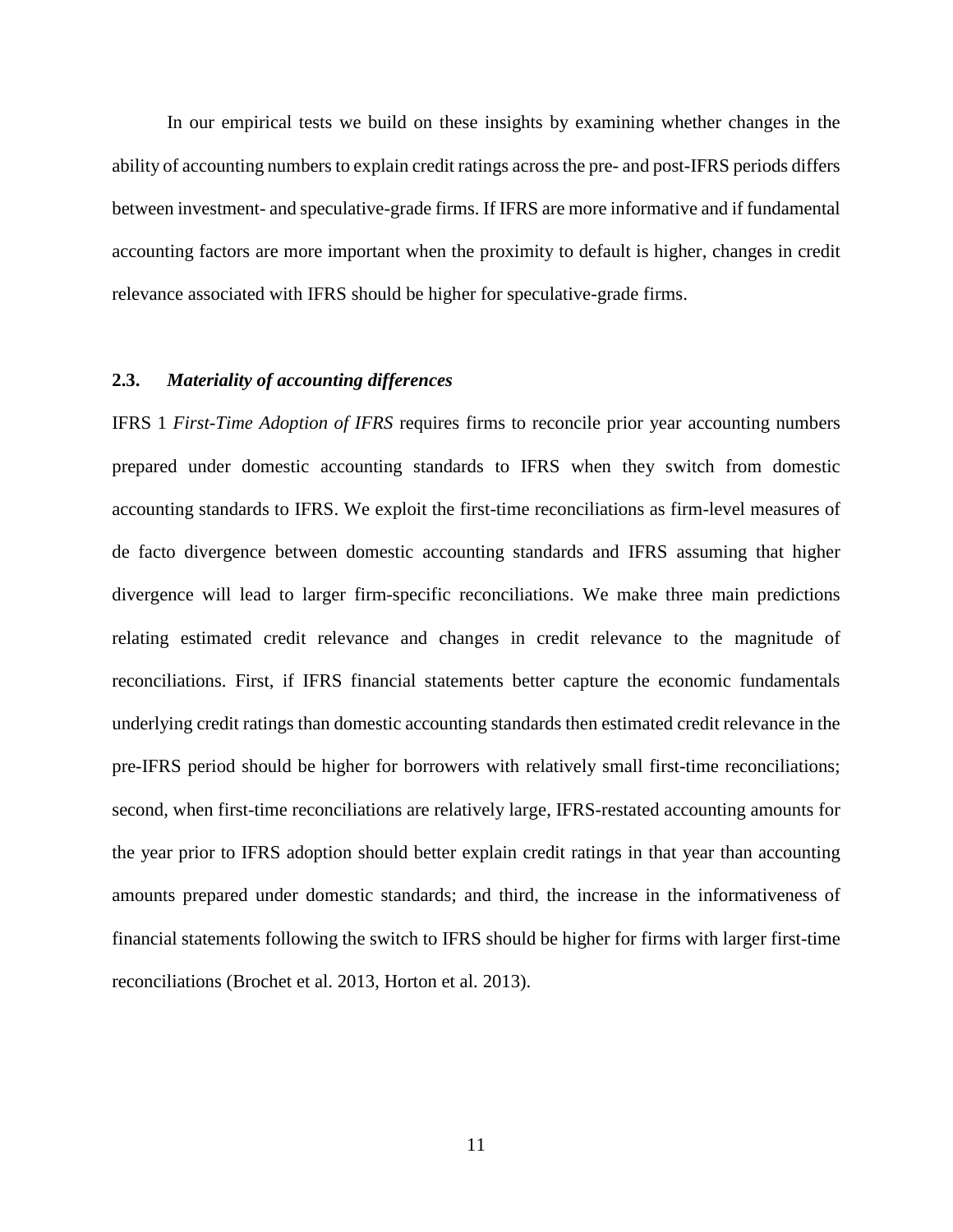In our empirical tests we build on these insights by examining whether changes in the ability of accounting numbers to explain credit ratings across the pre- and post-IFRS periods differs between investment- and speculative-grade firms. If IFRS are more informative and if fundamental accounting factors are more important when the proximity to default is higher, changes in credit relevance associated with IFRS should be higher for speculative-grade firms.

### 2.3. *Materiality of accounting differences*

IFRS 1 *First-Time Adoption of IFRS* requires firms to reconcile prior year accounting numbers prepared under domestic accounting standards to IFRS when they switch from domestic accounting standards to IFRS. We exploit the first-time reconciliations as firm-level measures of de facto divergence between domestic accounting standards and IFRS assuming that higher divergence will lead to larger firm-specific reconciliations. We make three main predictions relating estimated credit relevance and changes in credit relevance to the magnitude of reconciliations. First, if IFRS financial statements better capture the economic fundamentals underlying credit ratings than domestic accounting standards then estimated credit relevance in the pre-IFRS period should be higher for borrowers with relatively small first-time reconciliations; second, when first-time reconciliations are relatively large, IFRS-restated accounting amounts for the year prior to IFRS adoption should better explain credit ratings in that year than accounting amounts prepared under domestic standards; and third, the increase in the informativeness of financial statements following the switch to IFRS should be higher for firms with larger first-time reconciliations (Brochet et al. 2013, Horton et al. 2013).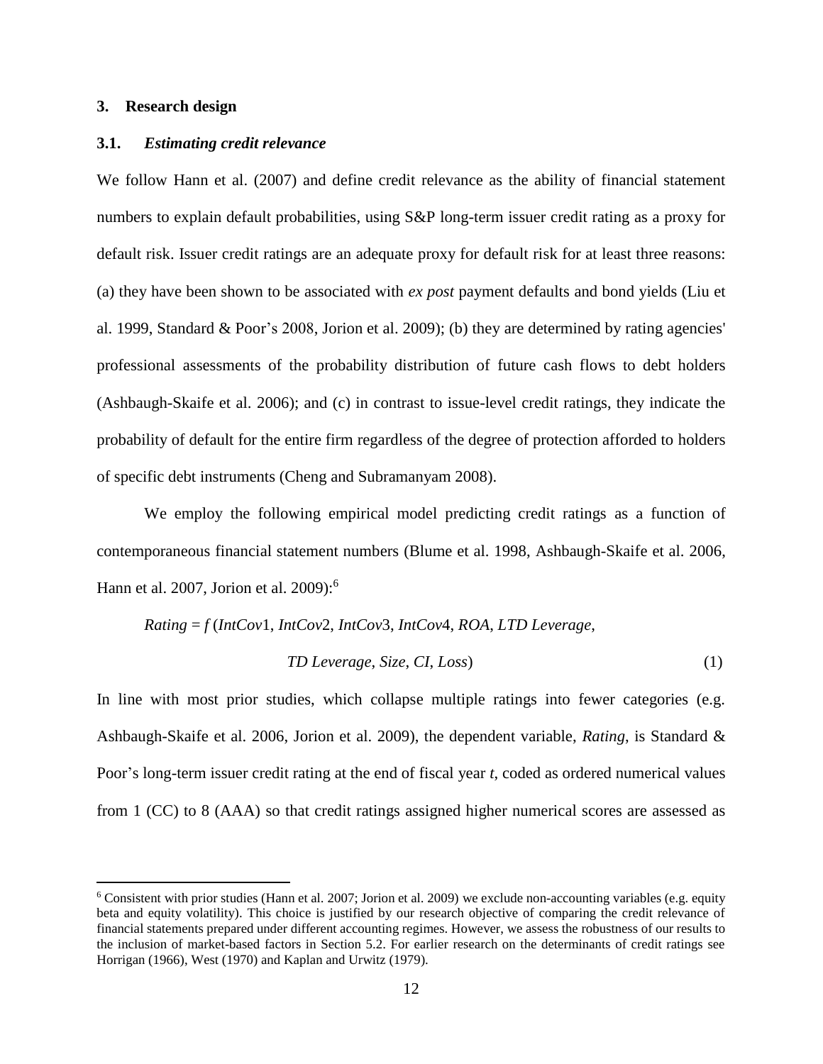## 3. Research design

### 3.1. *Estimating credit relevance*

We follow Hann et al. (2007) and define credit relevance as the ability of financial statement numbers to explain default probabilities, using S&P long-term issuer credit rating as a proxy for default risk. Issuer credit ratings are an adequate proxy for default risk for at least three reasons: (a) they have been shown to be associated with *ex post* payment defaults and bond yields (Liu et al. 1999, Standard & Poor's 2008, Jorion et al. 2009); (b) they are determined by rating agencies' professional assessments of the probability distribution of future cash flows to debt holders (Ashbaugh-Skaife et al. 2006); and (c) in contrast to issue-level credit ratings, they indicate the probability of default for the entire firm regardless of the degree of protection afforded to holders of specific debt instruments (Cheng and Subramanyam 2008).

We employ the following empirical model predicting credit ratings as a function of contemporaneous financial statement numbers (Blume et al. 1998, Ashbaugh-Skaife et al. 2006, Hann et al. 2007, Jorion et al. 2009):[6]

$$Rating = f\,(IntCov1,\ IntCov2,\ IntCov3,\ IntCov4,\ ROA,\ LTD\ Leverage,$$
$$TD\ Leverage,\ Size,\ CI,\ Loss) \qquad (1)$$

In line with most prior studies, which collapse multiple ratings into fewer categories (e.g. Ashbaugh-Skaife et al. 2006, Jorion et al. 2009), the dependent variable, *Rating*, is Standard & Poor's long-term issuer credit rating at the end of fiscal year *t*, coded as ordered numerical values from 1 (CC) to 8 (AAA) so that credit ratings assigned higher numerical scores are assessed as

---

[6] Consistent with prior studies (Hann et al. 2007; Jorion et al. 2009) we exclude non-accounting variables (e.g. equity beta and equity volatility). This choice is justified by our research objective of comparing the credit relevance of financial statements prepared under different accounting regimes. However, we assess the robustness of our results to the inclusion of market-based factors in Section 5.2. For earlier research on the determinants of credit ratings see Horrigan (1966), West (1970) and Kaplan and Urwitz (1979).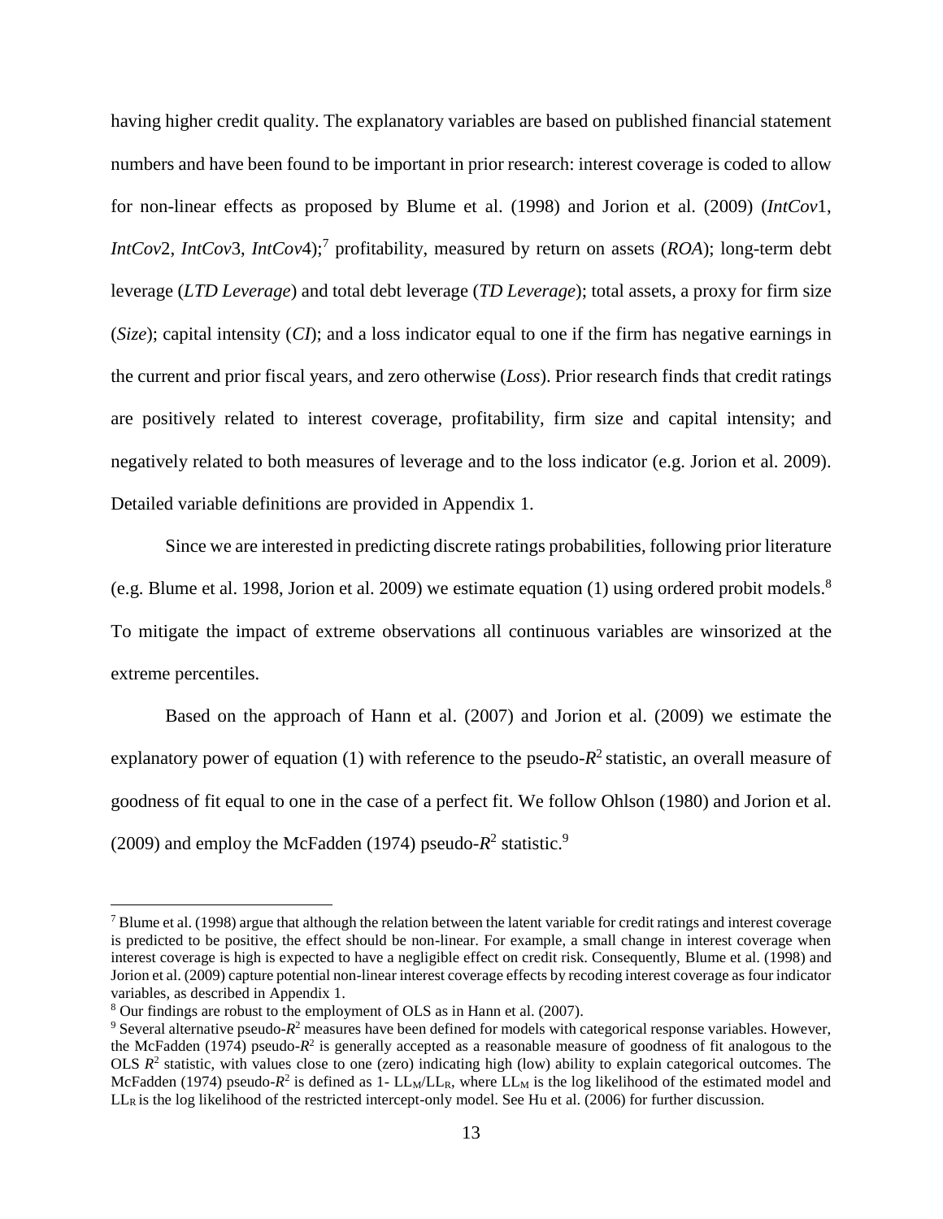having higher credit quality. The explanatory variables are based on published financial statement numbers and have been found to be important in prior research: interest coverage is coded to allow for non-linear effects as proposed by Blume et al. (1998) and Jorion et al. (2009) (*IntCov*1, *IntCov*2, *IntCov*3, *IntCov*4);[7] profitability, measured by return on assets (*ROA*); long-term debt leverage (*LTD Leverage*) and total debt leverage (*TD Leverage*); total assets, a proxy for firm size (*Size*); capital intensity (*CI*); and a loss indicator equal to one if the firm has negative earnings in the current and prior fiscal years, and zero otherwise (*Loss*). Prior research finds that credit ratings are positively related to interest coverage, profitability, firm size and capital intensity; and negatively related to both measures of leverage and to the loss indicator (e.g. Jorion et al. 2009). Detailed variable definitions are provided in Appendix 1.

Since we are interested in predicting discrete ratings probabilities, following prior literature (e.g. Blume et al. 1998, Jorion et al. 2009) we estimate equation (1) using ordered probit models.[8] To mitigate the impact of extreme observations all continuous variables are winsorized at the extreme percentiles.

Based on the approach of Hann et al. (2007) and Jorion et al. (2009) we estimate the explanatory power of equation (1) with reference to the pseudo-$R^2$ statistic, an overall measure of goodness of fit equal to one in the case of a perfect fit. We follow Ohlson (1980) and Jorion et al. (2009) and employ the McFadden (1974) pseudo-$R^2$ statistic.[9]

---

[7] Blume et al. (1998) argue that although the relation between the latent variable for credit ratings and interest coverage is predicted to be positive, the effect should be non-linear. For example, a small change in interest coverage when interest coverage is high is expected to have a negligible effect on credit risk. Consequently, Blume et al. (1998) and Jorion et al. (2009) capture potential non-linear interest coverage effects by recoding interest coverage as four indicator variables, as described in Appendix 1.

[8] Our findings are robust to the employment of OLS as in Hann et al. (2007).

[9] Several alternative pseudo-$R^2$ measures have been defined for models with categorical response variables. However, the McFadden (1974) pseudo-$R^2$ is generally accepted as a reasonable measure of goodness of fit analogous to the OLS $R^2$ statistic, with values close to one (zero) indicating high (low) ability to explain categorical outcomes. The McFadden (1974) pseudo-$R^2$ is defined as $1 - LL_M/LL_R$, where $LL_M$ is the log likelihood of the estimated model and $LL_R$ is the log likelihood of the restricted intercept-only model. See Hu et al. (2006) for further discussion.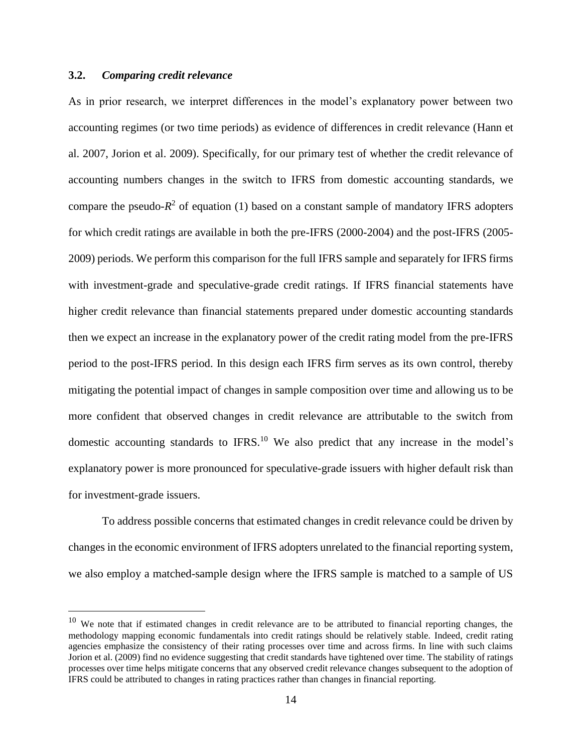### 3.2. *Comparing credit relevance*

As in prior research, we interpret differences in the model's explanatory power between two accounting regimes (or two time periods) as evidence of differences in credit relevance (Hann et al. 2007, Jorion et al. 2009). Specifically, for our primary test of whether the credit relevance of accounting numbers changes in the switch to IFRS from domestic accounting standards, we compare the pseudo-$R^2$ of equation (1) based on a constant sample of mandatory IFRS adopters for which credit ratings are available in both the pre-IFRS (2000-2004) and the post-IFRS (2005-2009) periods. We perform this comparison for the full IFRS sample and separately for IFRS firms with investment-grade and speculative-grade credit ratings. If IFRS financial statements have higher credit relevance than financial statements prepared under domestic accounting standards then we expect an increase in the explanatory power of the credit rating model from the pre-IFRS period to the post-IFRS period. In this design each IFRS firm serves as its own control, thereby mitigating the potential impact of changes in sample composition over time and allowing us to be more confident that observed changes in credit relevance are attributable to the switch from domestic accounting standards to IFRS.[10] We also predict that any increase in the model's explanatory power is more pronounced for speculative-grade issuers with higher default risk than for investment-grade issuers.

To address possible concerns that estimated changes in credit relevance could be driven by changes in the economic environment of IFRS adopters unrelated to the financial reporting system, we also employ a matched-sample design where the IFRS sample is matched to a sample of US

[10] We note that if estimated changes in credit relevance are to be attributed to financial reporting changes, the methodology mapping economic fundamentals into credit ratings should be relatively stable. Indeed, credit rating agencies emphasize the consistency of their rating processes over time and across firms. In line with such claims Jorion et al. (2009) find no evidence suggesting that credit standards have tightened over time. The stability of ratings processes over time helps mitigate concerns that any observed credit relevance changes subsequent to the adoption of IFRS could be attributed to changes in rating practices rather than changes in financial reporting.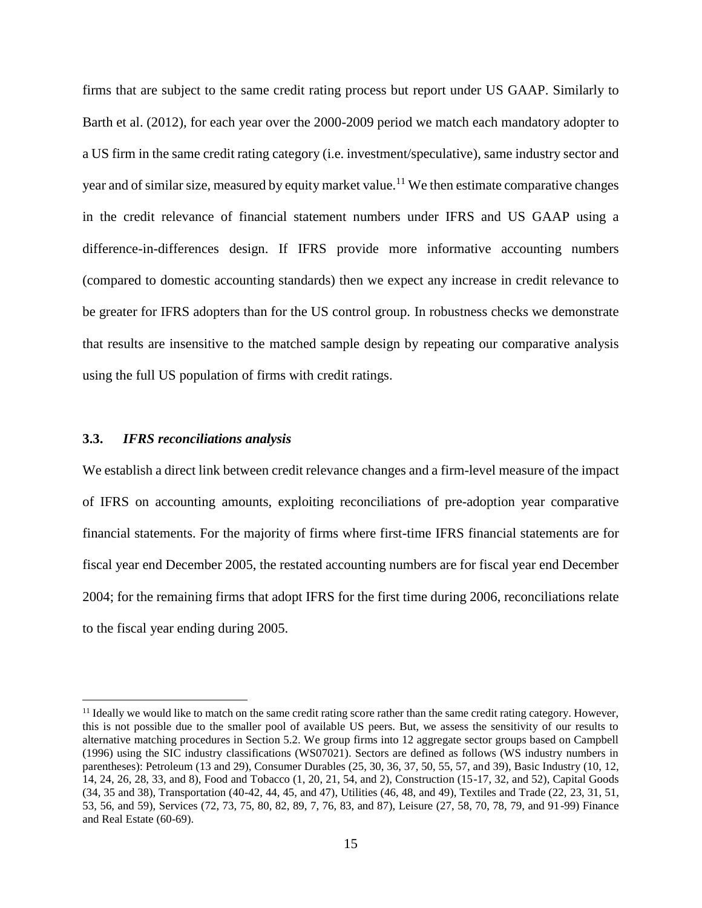firms that are subject to the same credit rating process but report under US GAAP. Similarly to Barth et al. (2012), for each year over the 2000-2009 period we match each mandatory adopter to a US firm in the same credit rating category (i.e. investment/speculative), same industry sector and year and of similar size, measured by equity market value.[11] We then estimate comparative changes in the credit relevance of financial statement numbers under IFRS and US GAAP using a difference-in-differences design. If IFRS provide more informative accounting numbers (compared to domestic accounting standards) then we expect any increase in credit relevance to be greater for IFRS adopters than for the US control group. In robustness checks we demonstrate that results are insensitive to the matched sample design by repeating our comparative analysis using the full US population of firms with credit ratings.

### 3.3. *IFRS reconciliations analysis*

We establish a direct link between credit relevance changes and a firm-level measure of the impact of IFRS on accounting amounts, exploiting reconciliations of pre-adoption year comparative financial statements. For the majority of firms where first-time IFRS financial statements are for fiscal year end December 2005, the restated accounting numbers are for fiscal year end December 2004; for the remaining firms that adopt IFRS for the first time during 2006, reconciliations relate to the fiscal year ending during 2005.

---

[11] Ideally we would like to match on the same credit rating score rather than the same credit rating category. However, this is not possible due to the smaller pool of available US peers. But, we assess the sensitivity of our results to alternative matching procedures in Section 5.2. We group firms into 12 aggregate sector groups based on Campbell (1996) using the SIC industry classifications (WS07021). Sectors are defined as follows (WS industry numbers in parentheses): Petroleum (13 and 29), Consumer Durables (25, 30, 36, 37, 50, 55, 57, and 39), Basic Industry (10, 12, 14, 24, 26, 28, 33, and 8), Food and Tobacco (1, 20, 21, 54, and 2), Construction (15-17, 32, and 52), Capital Goods (34, 35 and 38), Transportation (40-42, 44, 45, and 47), Utilities (46, 48, and 49), Textiles and Trade (22, 23, 31, 51, 53, 56, and 59), Services (72, 73, 75, 80, 82, 89, 7, 76, 83, and 87), Leisure (27, 58, 70, 78, 79, and 91-99) Finance and Real Estate (60-69).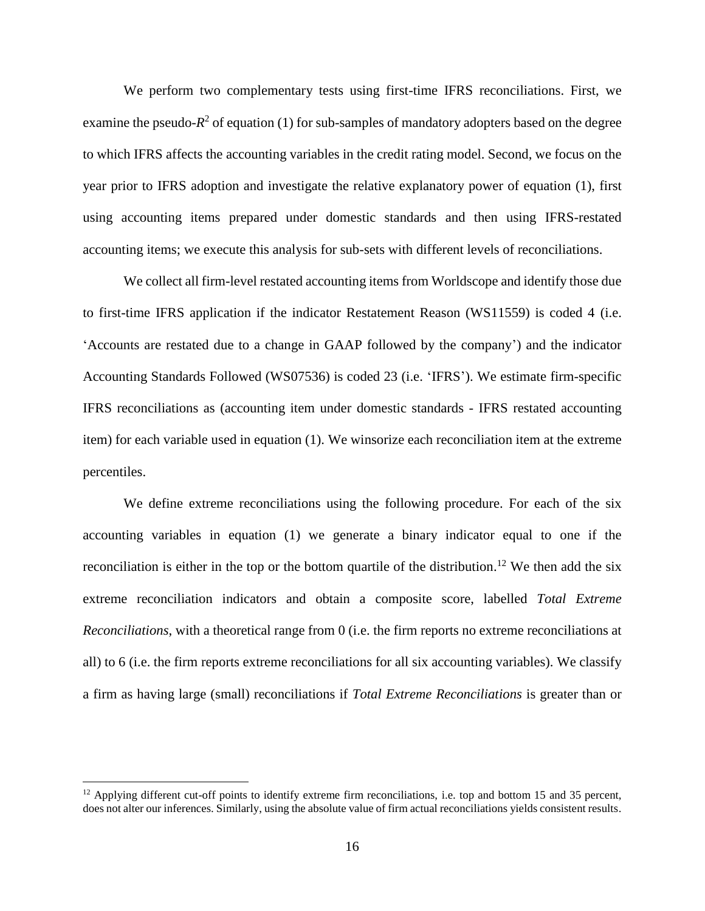We perform two complementary tests using first-time IFRS reconciliations. First, we examine the pseudo-$R^2$ of equation (1) for sub-samples of mandatory adopters based on the degree to which IFRS affects the accounting variables in the credit rating model. Second, we focus on the year prior to IFRS adoption and investigate the relative explanatory power of equation (1), first using accounting items prepared under domestic standards and then using IFRS-restated accounting items; we execute this analysis for sub-sets with different levels of reconciliations.

We collect all firm-level restated accounting items from Worldscope and identify those due to first-time IFRS application if the indicator Restatement Reason (WS11559) is coded 4 (i.e. 'Accounts are restated due to a change in GAAP followed by the company') and the indicator Accounting Standards Followed (WS07536) is coded 23 (i.e. 'IFRS'). We estimate firm-specific IFRS reconciliations as (accounting item under domestic standards - IFRS restated accounting item) for each variable used in equation (1). We winsorize each reconciliation item at the extreme percentiles.

We define extreme reconciliations using the following procedure. For each of the six accounting variables in equation (1) we generate a binary indicator equal to one if the reconciliation is either in the top or the bottom quartile of the distribution.[12] We then add the six extreme reconciliation indicators and obtain a composite score, labelled *Total Extreme Reconciliations*, with a theoretical range from 0 (i.e. the firm reports no extreme reconciliations at all) to 6 (i.e. the firm reports extreme reconciliations for all six accounting variables). We classify a firm as having large (small) reconciliations if *Total Extreme Reconciliations* is greater than or

[12] Applying different cut-off points to identify extreme firm reconciliations, i.e. top and bottom 15 and 35 percent, does not alter our inferences. Similarly, using the absolute value of firm actual reconciliations yields consistent results.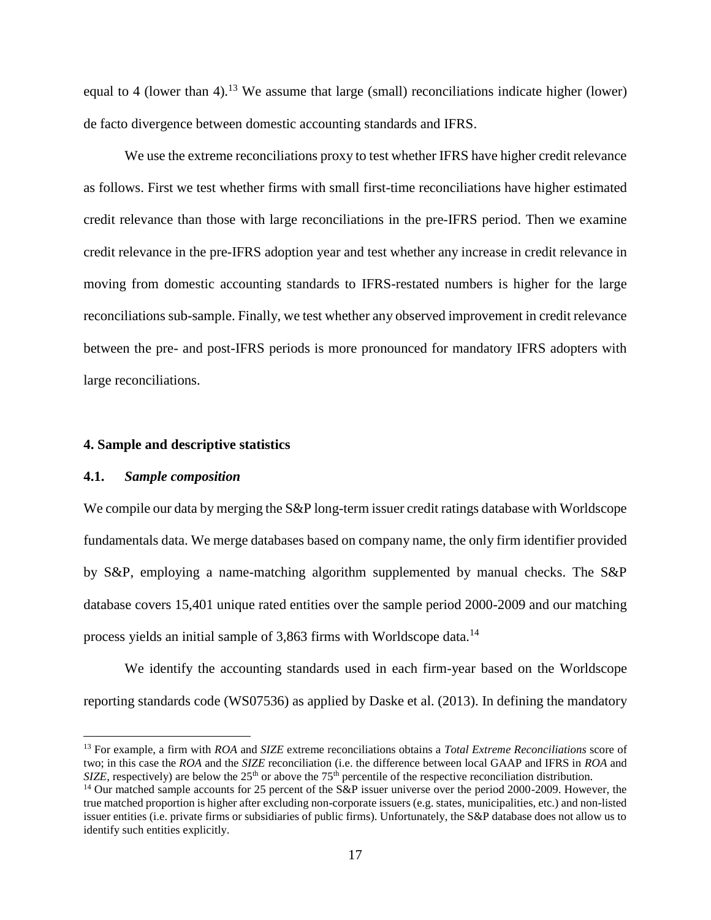equal to 4 (lower than 4).[13] We assume that large (small) reconciliations indicate higher (lower) de facto divergence between domestic accounting standards and IFRS.

We use the extreme reconciliations proxy to test whether IFRS have higher credit relevance as follows. First we test whether firms with small first-time reconciliations have higher estimated credit relevance than those with large reconciliations in the pre-IFRS period. Then we examine credit relevance in the pre-IFRS adoption year and test whether any increase in credit relevance in moving from domestic accounting standards to IFRS-restated numbers is higher for the large reconciliations sub-sample. Finally, we test whether any observed improvement in credit relevance between the pre- and post-IFRS periods is more pronounced for mandatory IFRS adopters with large reconciliations.

## 4. Sample and descriptive statistics

### 4.1. *Sample composition*

We compile our data by merging the S&P long-term issuer credit ratings database with Worldscope fundamentals data. We merge databases based on company name, the only firm identifier provided by S&P, employing a name-matching algorithm supplemented by manual checks. The S&P database covers 15,401 unique rated entities over the sample period 2000-2009 and our matching process yields an initial sample of 3,863 firms with Worldscope data.[14]

We identify the accounting standards used in each firm-year based on the Worldscope reporting standards code (WS07536) as applied by Daske et al. (2013). In defining the mandatory

---

[13] For example, a firm with *ROA* and *SIZE* extreme reconciliations obtains a *Total Extreme Reconciliations* score of two; in this case the *ROA* and the *SIZE* reconciliation (i.e. the difference between local GAAP and IFRS in *ROA* and *SIZE*, respectively) are below the 25[th] or above the 75[th] percentile of the respective reconciliation distribution.

[14] Our matched sample accounts for 25 percent of the S&P issuer universe over the period 2000-2009. However, the true matched proportion is higher after excluding non-corporate issuers (e.g. states, municipalities, etc.) and non-listed issuer entities (i.e. private firms or subsidiaries of public firms). Unfortunately, the S&P database does not allow us to identify such entities explicitly.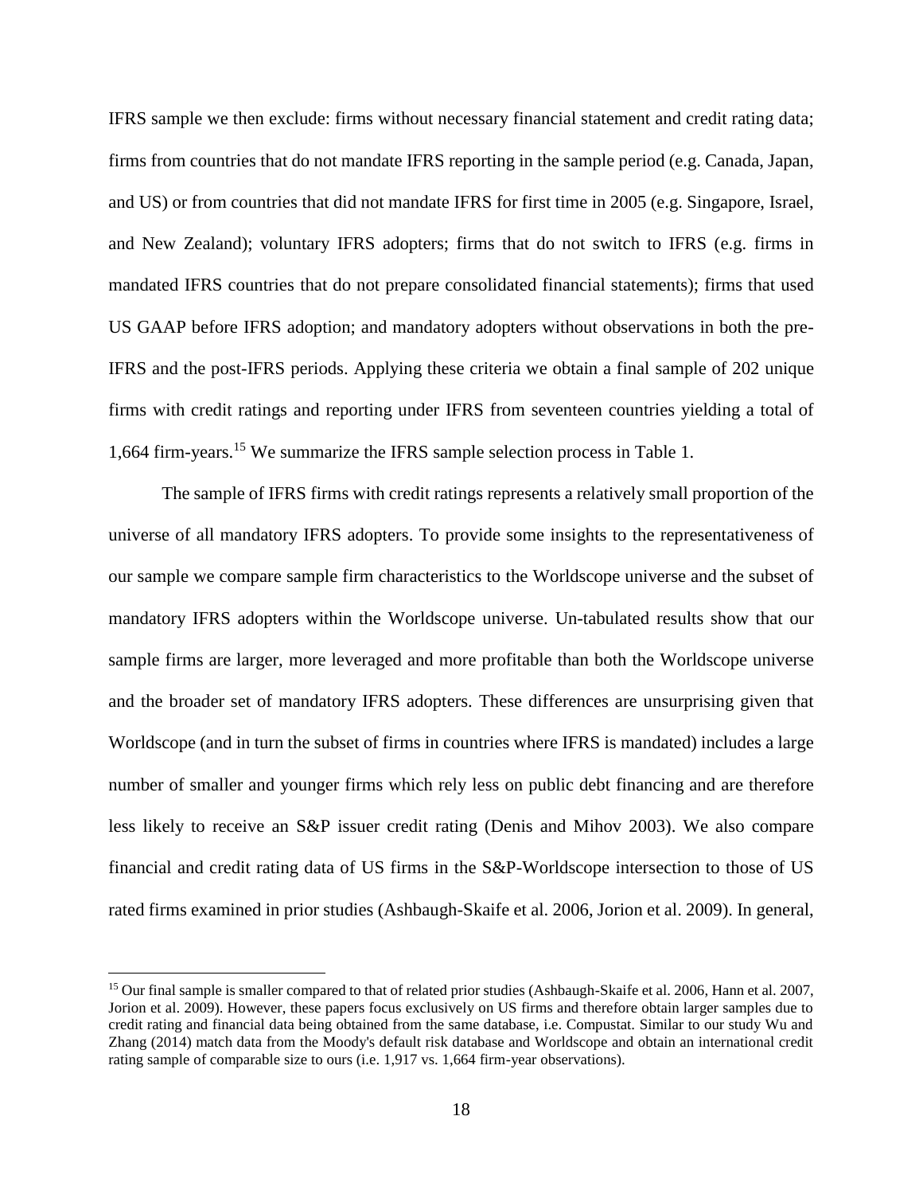IFRS sample we then exclude: firms without necessary financial statement and credit rating data; firms from countries that do not mandate IFRS reporting in the sample period (e.g. Canada, Japan, and US) or from countries that did not mandate IFRS for first time in 2005 (e.g. Singapore, Israel, and New Zealand); voluntary IFRS adopters; firms that do not switch to IFRS (e.g. firms in mandated IFRS countries that do not prepare consolidated financial statements); firms that used US GAAP before IFRS adoption; and mandatory adopters without observations in both the pre-IFRS and the post-IFRS periods. Applying these criteria we obtain a final sample of 202 unique firms with credit ratings and reporting under IFRS from seventeen countries yielding a total of 1,664 firm-years.[15] We summarize the IFRS sample selection process in Table 1.

The sample of IFRS firms with credit ratings represents a relatively small proportion of the universe of all mandatory IFRS adopters. To provide some insights to the representativeness of our sample we compare sample firm characteristics to the Worldscope universe and the subset of mandatory IFRS adopters within the Worldscope universe. Un-tabulated results show that our sample firms are larger, more leveraged and more profitable than both the Worldscope universe and the broader set of mandatory IFRS adopters. These differences are unsurprising given that Worldscope (and in turn the subset of firms in countries where IFRS is mandated) includes a large number of smaller and younger firms which rely less on public debt financing and are therefore less likely to receive an S&P issuer credit rating (Denis and Mihov 2003). We also compare financial and credit rating data of US firms in the S&P-Worldscope intersection to those of US rated firms examined in prior studies (Ashbaugh-Skaife et al. 2006, Jorion et al. 2009). In general,

---

[15] Our final sample is smaller compared to that of related prior studies (Ashbaugh-Skaife et al. 2006, Hann et al. 2007, Jorion et al. 2009). However, these papers focus exclusively on US firms and therefore obtain larger samples due to credit rating and financial data being obtained from the same database, i.e. Compustat. Similar to our study Wu and Zhang (2014) match data from the Moody's default risk database and Worldscope and obtain an international credit rating sample of comparable size to ours (i.e. 1,917 vs. 1,664 firm-year observations).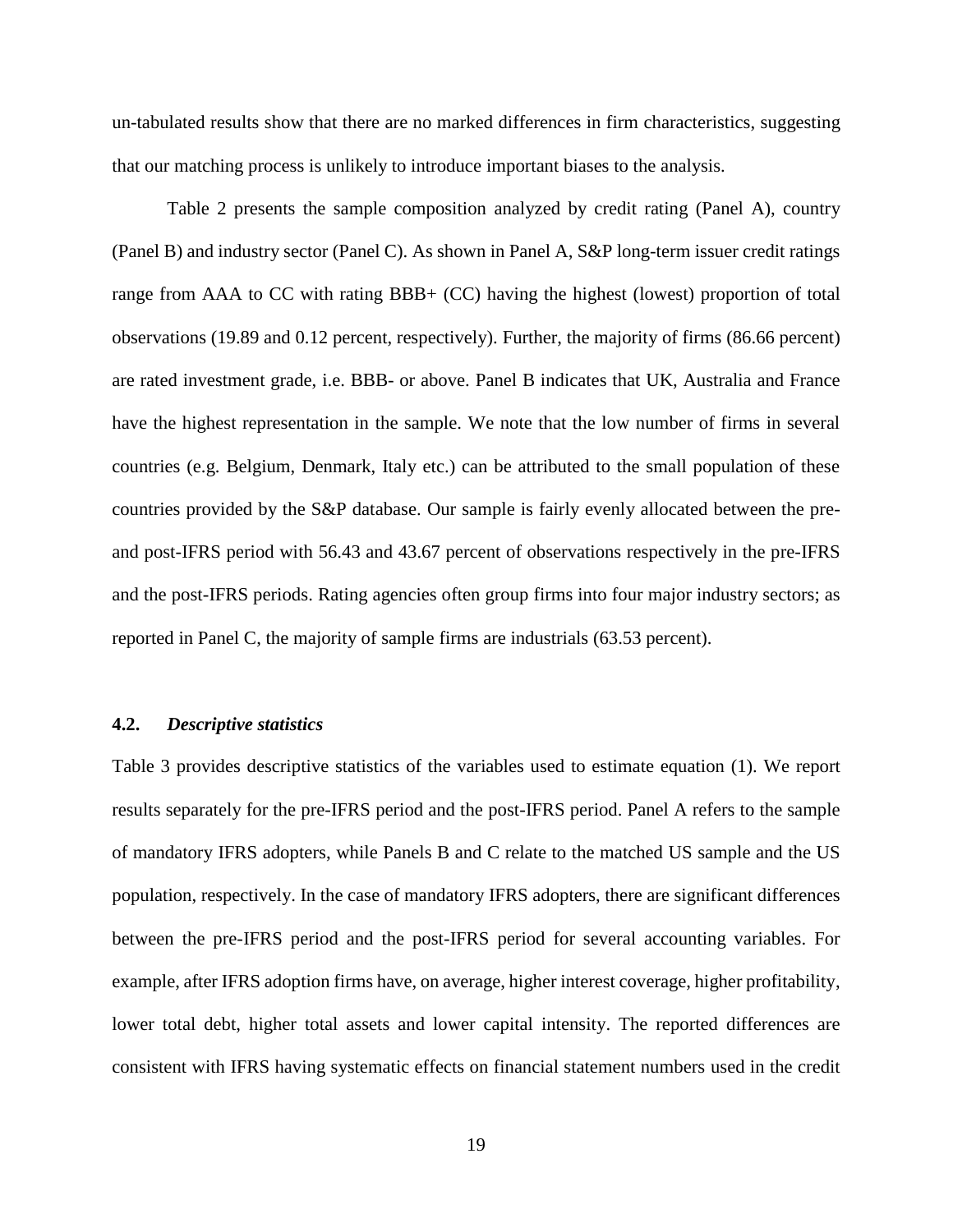un-tabulated results show that there are no marked differences in firm characteristics, suggesting that our matching process is unlikely to introduce important biases to the analysis.

Table 2 presents the sample composition analyzed by credit rating (Panel A), country (Panel B) and industry sector (Panel C). As shown in Panel A, S&P long-term issuer credit ratings range from AAA to CC with rating BBB+ (CC) having the highest (lowest) proportion of total observations (19.89 and 0.12 percent, respectively). Further, the majority of firms (86.66 percent) are rated investment grade, i.e. BBB- or above. Panel B indicates that UK, Australia and France have the highest representation in the sample. We note that the low number of firms in several countries (e.g. Belgium, Denmark, Italy etc.) can be attributed to the small population of these countries provided by the S&P database. Our sample is fairly evenly allocated between the pre- and post-IFRS period with 56.43 and 43.67 percent of observations respectively in the pre-IFRS and the post-IFRS periods. Rating agencies often group firms into four major industry sectors; as reported in Panel C, the majority of sample firms are industrials (63.53 percent).

### 4.2. *Descriptive statistics*

Table 3 provides descriptive statistics of the variables used to estimate equation (1). We report results separately for the pre-IFRS period and the post-IFRS period. Panel A refers to the sample of mandatory IFRS adopters, while Panels B and C relate to the matched US sample and the US population, respectively. In the case of mandatory IFRS adopters, there are significant differences between the pre-IFRS period and the post-IFRS period for several accounting variables. For example, after IFRS adoption firms have, on average, higher interest coverage, higher profitability, lower total debt, higher total assets and lower capital intensity. The reported differences are consistent with IFRS having systematic effects on financial statement numbers used in the credit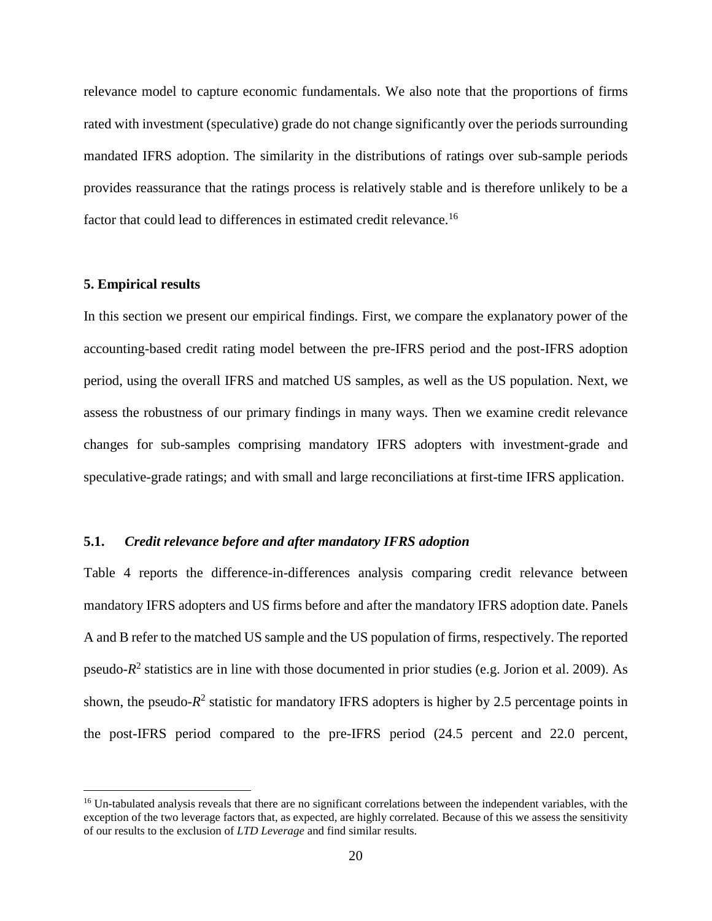relevance model to capture economic fundamentals. We also note that the proportions of firms rated with investment (speculative) grade do not change significantly over the periods surrounding mandated IFRS adoption. The similarity in the distributions of ratings over sub-sample periods provides reassurance that the ratings process is relatively stable and is therefore unlikely to be a factor that could lead to differences in estimated credit relevance.[16]

### 5. Empirical results

In this section we present our empirical findings. First, we compare the explanatory power of the accounting-based credit rating model between the pre-IFRS period and the post-IFRS adoption period, using the overall IFRS and matched US samples, as well as the US population. Next, we assess the robustness of our primary findings in many ways. Then we examine credit relevance changes for sub-samples comprising mandatory IFRS adopters with investment-grade and speculative-grade ratings; and with small and large reconciliations at first-time IFRS application.

#### 5.1. *Credit relevance before and after mandatory IFRS adoption*

Table 4 reports the difference-in-differences analysis comparing credit relevance between mandatory IFRS adopters and US firms before and after the mandatory IFRS adoption date. Panels A and B refer to the matched US sample and the US population of firms, respectively. The reported pseudo-$R^2$ statistics are in line with those documented in prior studies (e.g. Jorion et al. 2009). As shown, the pseudo-$R^2$ statistic for mandatory IFRS adopters is higher by 2.5 percentage points in the post-IFRS period compared to the pre-IFRS period (24.5 percent and 22.0 percent,

[16] Un-tabulated analysis reveals that there are no significant correlations between the independent variables, with the exception of the two leverage factors that, as expected, are highly correlated. Because of this we assess the sensitivity of our results to the exclusion of *LTD Leverage* and find similar results.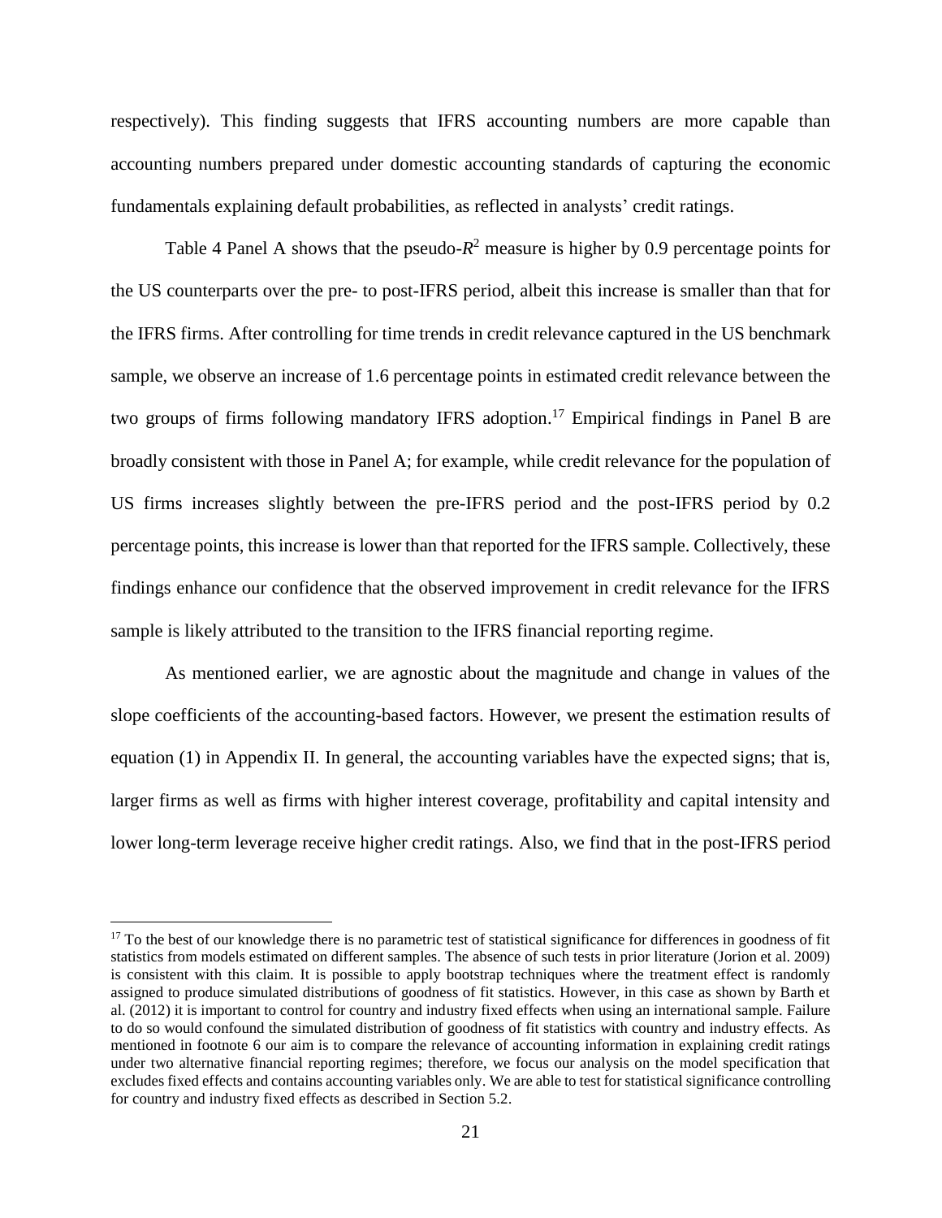respectively). This finding suggests that IFRS accounting numbers are more capable than accounting numbers prepared under domestic accounting standards of capturing the economic fundamentals explaining default probabilities, as reflected in analysts' credit ratings.

Table 4 Panel A shows that the pseudo-$R^2$ measure is higher by 0.9 percentage points for the US counterparts over the pre- to post-IFRS period, albeit this increase is smaller than that for the IFRS firms. After controlling for time trends in credit relevance captured in the US benchmark sample, we observe an increase of 1.6 percentage points in estimated credit relevance between the two groups of firms following mandatory IFRS adoption.[17] Empirical findings in Panel B are broadly consistent with those in Panel A; for example, while credit relevance for the population of US firms increases slightly between the pre-IFRS period and the post-IFRS period by 0.2 percentage points, this increase is lower than that reported for the IFRS sample. Collectively, these findings enhance our confidence that the observed improvement in credit relevance for the IFRS sample is likely attributed to the transition to the IFRS financial reporting regime.

As mentioned earlier, we are agnostic about the magnitude and change in values of the slope coefficients of the accounting-based factors. However, we present the estimation results of equation (1) in Appendix II. In general, the accounting variables have the expected signs; that is, larger firms as well as firms with higher interest coverage, profitability and capital intensity and lower long-term leverage receive higher credit ratings. Also, we find that in the post-IFRS period

---

[17] To the best of our knowledge there is no parametric test of statistical significance for differences in goodness of fit statistics from models estimated on different samples. The absence of such tests in prior literature (Jorion et al. 2009) is consistent with this claim. It is possible to apply bootstrap techniques where the treatment effect is randomly assigned to produce simulated distributions of goodness of fit statistics. However, in this case as shown by Barth et al. (2012) it is important to control for country and industry fixed effects when using an international sample. Failure to do so would confound the simulated distribution of goodness of fit statistics with country and industry effects. As mentioned in footnote 6 our aim is to compare the relevance of accounting information in explaining credit ratings under two alternative financial reporting regimes; therefore, we focus our analysis on the model specification that excludes fixed effects and contains accounting variables only. We are able to test for statistical significance controlling for country and industry fixed effects as described in Section 5.2.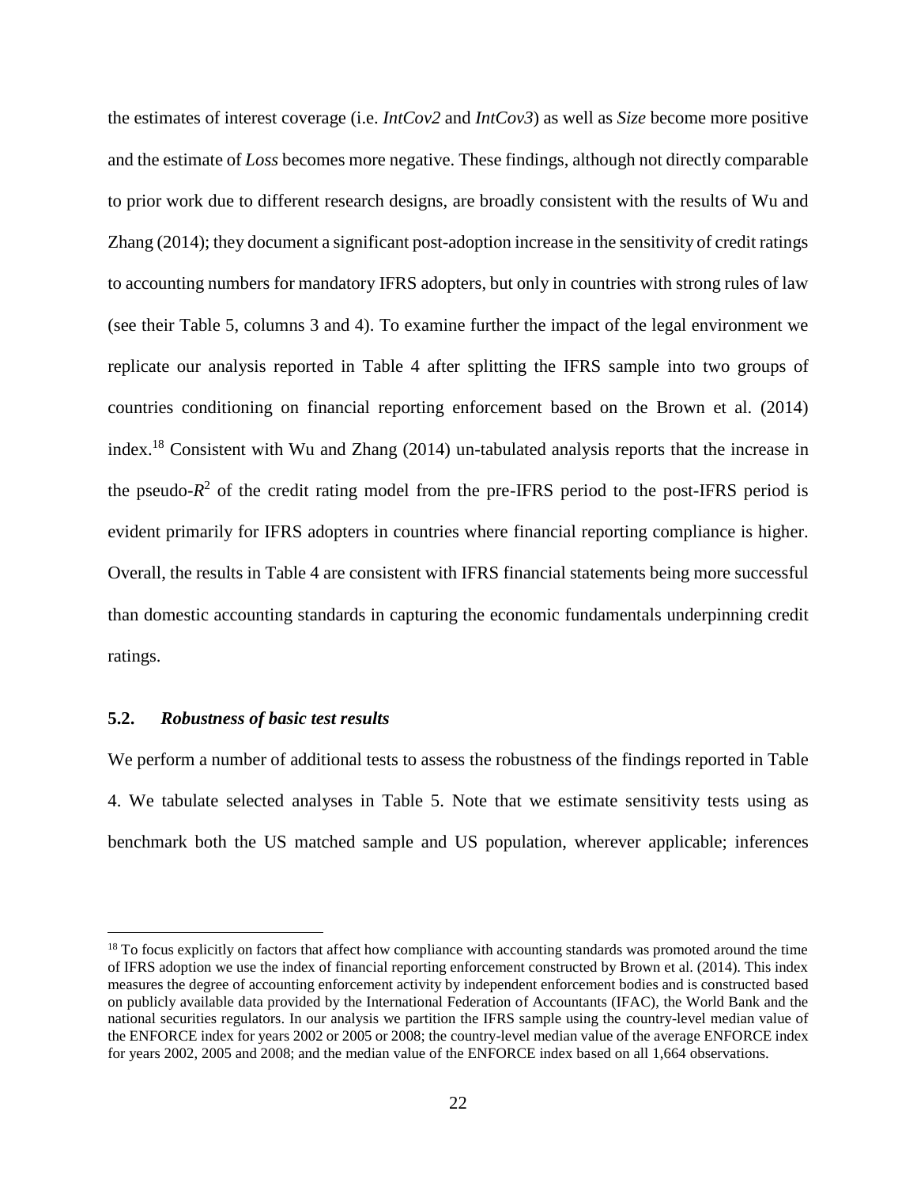the estimates of interest coverage (i.e. *IntCov2* and *IntCov3*) as well as *Size* become more positive and the estimate of *Loss* becomes more negative. These findings, although not directly comparable to prior work due to different research designs, are broadly consistent with the results of Wu and Zhang (2014); they document a significant post-adoption increase in the sensitivity of credit ratings to accounting numbers for mandatory IFRS adopters, but only in countries with strong rules of law (see their Table 5, columns 3 and 4). To examine further the impact of the legal environment we replicate our analysis reported in Table 4 after splitting the IFRS sample into two groups of countries conditioning on financial reporting enforcement based on the Brown et al. (2014) index.[18] Consistent with Wu and Zhang (2014) un-tabulated analysis reports that the increase in the pseudo-$R^2$ of the credit rating model from the pre-IFRS period to the post-IFRS period is evident primarily for IFRS adopters in countries where financial reporting compliance is higher. Overall, the results in Table 4 are consistent with IFRS financial statements being more successful than domestic accounting standards in capturing the economic fundamentals underpinning credit ratings.

### 5.2. *Robustness of basic test results*

We perform a number of additional tests to assess the robustness of the findings reported in Table 4. We tabulate selected analyses in Table 5. Note that we estimate sensitivity tests using as benchmark both the US matched sample and US population, wherever applicable; inferences

---

[18] To focus explicitly on factors that affect how compliance with accounting standards was promoted around the time of IFRS adoption we use the index of financial reporting enforcement constructed by Brown et al. (2014). This index measures the degree of accounting enforcement activity by independent enforcement bodies and is constructed based on publicly available data provided by the International Federation of Accountants (IFAC), the World Bank and the national securities regulators. In our analysis we partition the IFRS sample using the country-level median value of the ENFORCE index for years 2002 or 2005 or 2008; the country-level median value of the average ENFORCE index for years 2002, 2005 and 2008; and the median value of the ENFORCE index based on all 1,664 observations.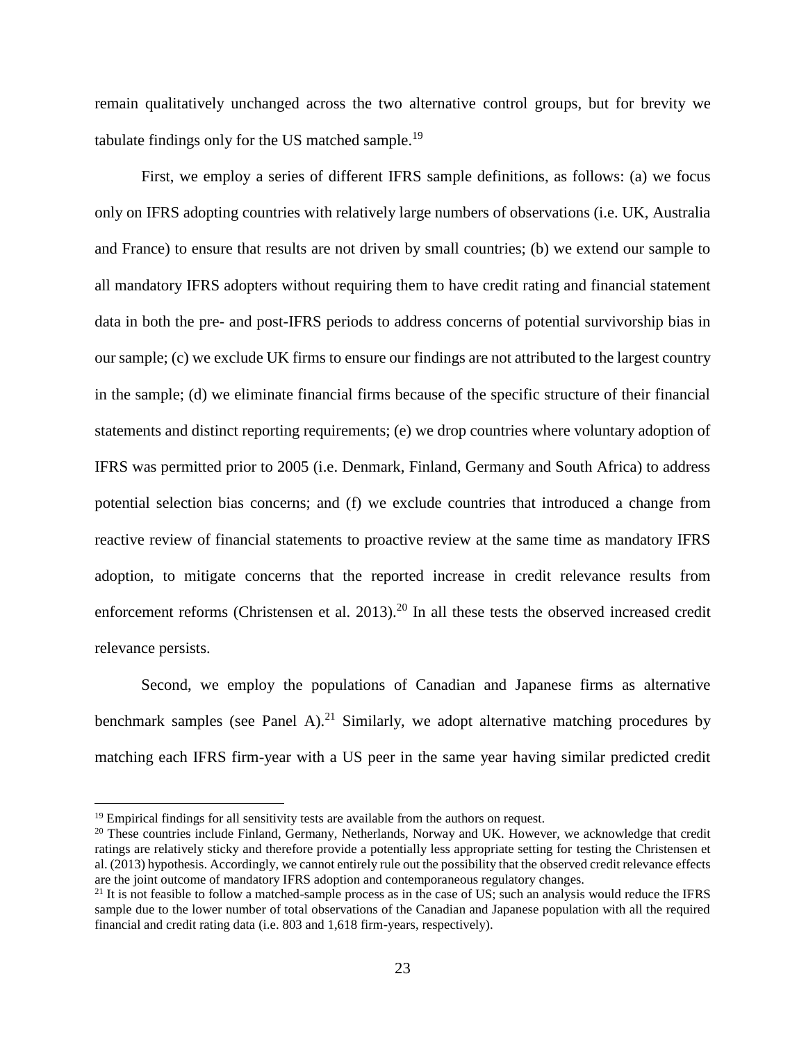remain qualitatively unchanged across the two alternative control groups, but for brevity we tabulate findings only for the US matched sample.[19]

First, we employ a series of different IFRS sample definitions, as follows: (a) we focus only on IFRS adopting countries with relatively large numbers of observations (i.e. UK, Australia and France) to ensure that results are not driven by small countries; (b) we extend our sample to all mandatory IFRS adopters without requiring them to have credit rating and financial statement data in both the pre- and post-IFRS periods to address concerns of potential survivorship bias in our sample; (c) we exclude UK firms to ensure our findings are not attributed to the largest country in the sample; (d) we eliminate financial firms because of the specific structure of their financial statements and distinct reporting requirements; (e) we drop countries where voluntary adoption of IFRS was permitted prior to 2005 (i.e. Denmark, Finland, Germany and South Africa) to address potential selection bias concerns; and (f) we exclude countries that introduced a change from reactive review of financial statements to proactive review at the same time as mandatory IFRS adoption, to mitigate concerns that the reported increase in credit relevance results from enforcement reforms (Christensen et al. 2013).[20] In all these tests the observed increased credit relevance persists.

Second, we employ the populations of Canadian and Japanese firms as alternative benchmark samples (see Panel A).[21] Similarly, we adopt alternative matching procedures by matching each IFRS firm-year with a US peer in the same year having similar predicted credit

---

[19] Empirical findings for all sensitivity tests are available from the authors on request.

[20] These countries include Finland, Germany, Netherlands, Norway and UK. However, we acknowledge that credit ratings are relatively sticky and therefore provide a potentially less appropriate setting for testing the Christensen et al. (2013) hypothesis. Accordingly, we cannot entirely rule out the possibility that the observed credit relevance effects are the joint outcome of mandatory IFRS adoption and contemporaneous regulatory changes.

[21] It is not feasible to follow a matched-sample process as in the case of US; such an analysis would reduce the IFRS sample due to the lower number of total observations of the Canadian and Japanese population with all the required financial and credit rating data (i.e. 803 and 1,618 firm-years, respectively).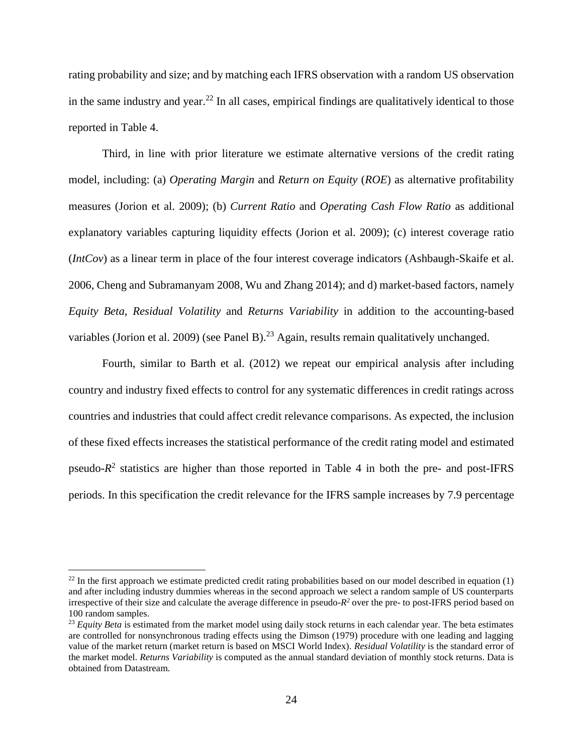rating probability and size; and by matching each IFRS observation with a random US observation in the same industry and year.[22] In all cases, empirical findings are qualitatively identical to those reported in Table 4.

Third, in line with prior literature we estimate alternative versions of the credit rating model, including: (a) *Operating Margin* and *Return on Equity* (*ROE*) as alternative profitability measures (Jorion et al. 2009); (b) *Current Ratio* and *Operating Cash Flow Ratio* as additional explanatory variables capturing liquidity effects (Jorion et al. 2009); (c) interest coverage ratio (*IntCov*) as a linear term in place of the four interest coverage indicators (Ashbaugh-Skaife et al. 2006, Cheng and Subramanyam 2008, Wu and Zhang 2014); and d) market-based factors, namely *Equity Beta*, *Residual Volatility* and *Returns Variability* in addition to the accounting-based variables (Jorion et al. 2009) (see Panel B).[23] Again, results remain qualitatively unchanged.

Fourth, similar to Barth et al. (2012) we repeat our empirical analysis after including country and industry fixed effects to control for any systematic differences in credit ratings across countries and industries that could affect credit relevance comparisons. As expected, the inclusion of these fixed effects increases the statistical performance of the credit rating model and estimated pseudo-$R^2$ statistics are higher than those reported in Table 4 in both the pre- and post-IFRS periods. In this specification the credit relevance for the IFRS sample increases by 7.9 percentage

---

[22] In the first approach we estimate predicted credit rating probabilities based on our model described in equation (1) and after including industry dummies whereas in the second approach we select a random sample of US counterparts irrespective of their size and calculate the average difference in pseudo-$R^2$ over the pre- to post-IFRS period based on 100 random samples.

[23] *Equity Beta* is estimated from the market model using daily stock returns in each calendar year. The beta estimates are controlled for nonsynchronous trading effects using the Dimson (1979) procedure with one leading and lagging value of the market return (market return is based on MSCI World Index). *Residual Volatility* is the standard error of the market model. *Returns Variability* is computed as the annual standard deviation of monthly stock returns. Data is obtained from Datastream.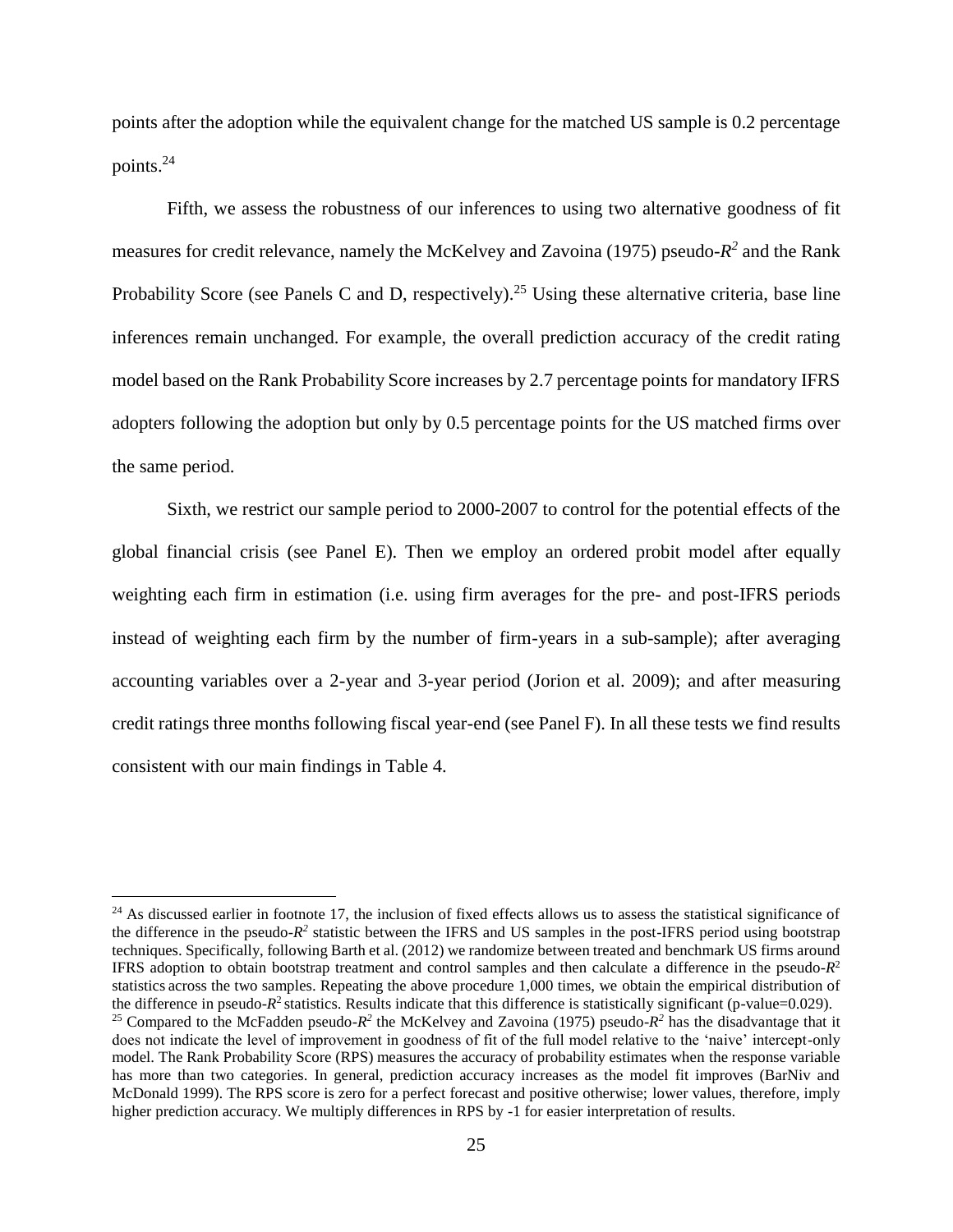points after the adoption while the equivalent change for the matched US sample is 0.2 percentage points.[24]

Fifth, we assess the robustness of our inferences to using two alternative goodness of fit measures for credit relevance, namely the McKelvey and Zavoina (1975) pseudo-$R^2$ and the Rank Probability Score (see Panels C and D, respectively).[25] Using these alternative criteria, base line inferences remain unchanged. For example, the overall prediction accuracy of the credit rating model based on the Rank Probability Score increases by 2.7 percentage points for mandatory IFRS adopters following the adoption but only by 0.5 percentage points for the US matched firms over the same period.

Sixth, we restrict our sample period to 2000-2007 to control for the potential effects of the global financial crisis (see Panel E). Then we employ an ordered probit model after equally weighting each firm in estimation (i.e. using firm averages for the pre- and post-IFRS periods instead of weighting each firm by the number of firm-years in a sub-sample); after averaging accounting variables over a 2-year and 3-year period (Jorion et al. 2009); and after measuring credit ratings three months following fiscal year-end (see Panel F). In all these tests we find results consistent with our main findings in Table 4.

---

[24] As discussed earlier in footnote 17, the inclusion of fixed effects allows us to assess the statistical significance of the difference in the pseudo-$R^2$ statistic between the IFRS and US samples in the post-IFRS period using bootstrap techniques. Specifically, following Barth et al. (2012) we randomize between treated and benchmark US firms around IFRS adoption to obtain bootstrap treatment and control samples and then calculate a difference in the pseudo-$R^2$ statistics across the two samples. Repeating the above procedure 1,000 times, we obtain the empirical distribution of the difference in pseudo-$R^2$ statistics. Results indicate that this difference is statistically significant (p-value=0.029).

[25] Compared to the McFadden pseudo-$R^2$ the McKelvey and Zavoina (1975) pseudo-$R^2$ has the disadvantage that it does not indicate the level of improvement in goodness of fit of the full model relative to the 'naive' intercept-only model. The Rank Probability Score (RPS) measures the accuracy of probability estimates when the response variable has more than two categories. In general, prediction accuracy increases as the model fit improves (BarNiv and McDonald 1999). The RPS score is zero for a perfect forecast and positive otherwise; lower values, therefore, imply higher prediction accuracy. We multiply differences in RPS by -1 for easier interpretation of results.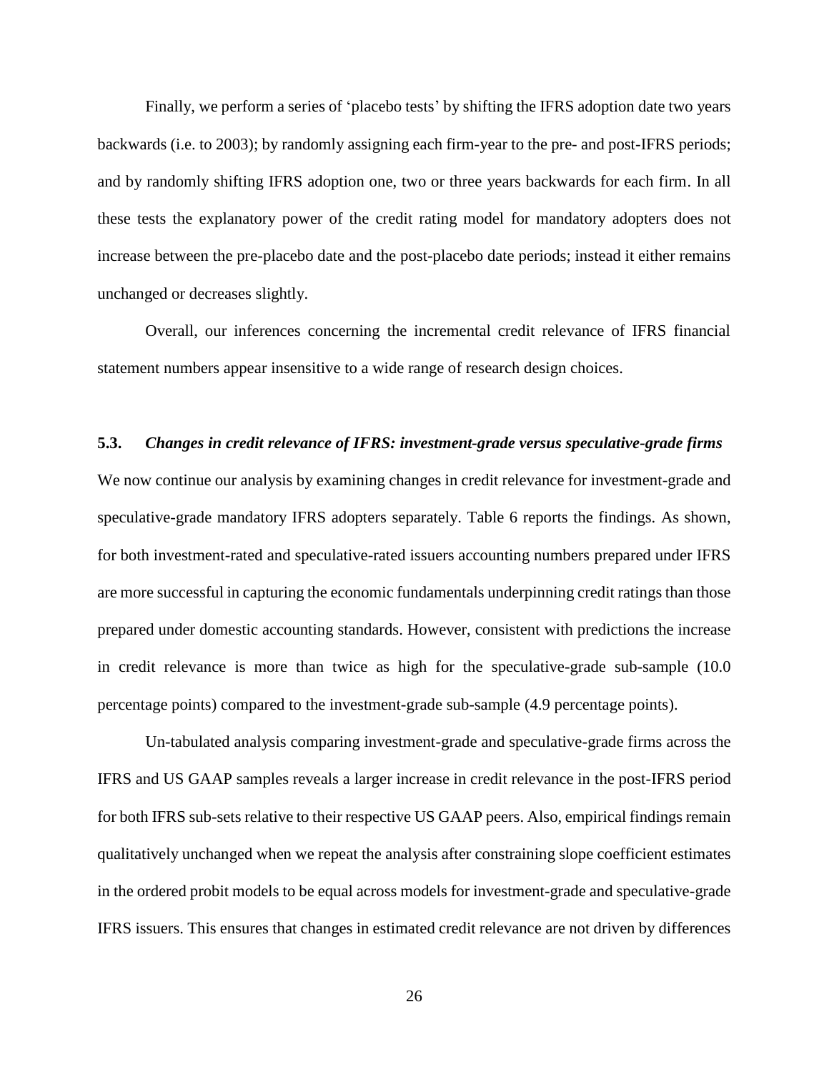Finally, we perform a series of 'placebo tests' by shifting the IFRS adoption date two years backwards (i.e. to 2003); by randomly assigning each firm-year to the pre- and post-IFRS periods; and by randomly shifting IFRS adoption one, two or three years backwards for each firm. In all these tests the explanatory power of the credit rating model for mandatory adopters does not increase between the pre-placebo date and the post-placebo date periods; instead it either remains unchanged or decreases slightly.

Overall, our inferences concerning the incremental credit relevance of IFRS financial statement numbers appear insensitive to a wide range of research design choices.

### 5.3. *Changes in credit relevance of IFRS: investment-grade versus speculative-grade firms*

We now continue our analysis by examining changes in credit relevance for investment-grade and speculative-grade mandatory IFRS adopters separately. Table 6 reports the findings. As shown, for both investment-rated and speculative-rated issuers accounting numbers prepared under IFRS are more successful in capturing the economic fundamentals underpinning credit ratings than those prepared under domestic accounting standards. However, consistent with predictions the increase in credit relevance is more than twice as high for the speculative-grade sub-sample (10.0 percentage points) compared to the investment-grade sub-sample (4.9 percentage points).

Un-tabulated analysis comparing investment-grade and speculative-grade firms across the IFRS and US GAAP samples reveals a larger increase in credit relevance in the post-IFRS period for both IFRS sub-sets relative to their respective US GAAP peers. Also, empirical findings remain qualitatively unchanged when we repeat the analysis after constraining slope coefficient estimates in the ordered probit models to be equal across models for investment-grade and speculative-grade IFRS issuers. This ensures that changes in estimated credit relevance are not driven by differences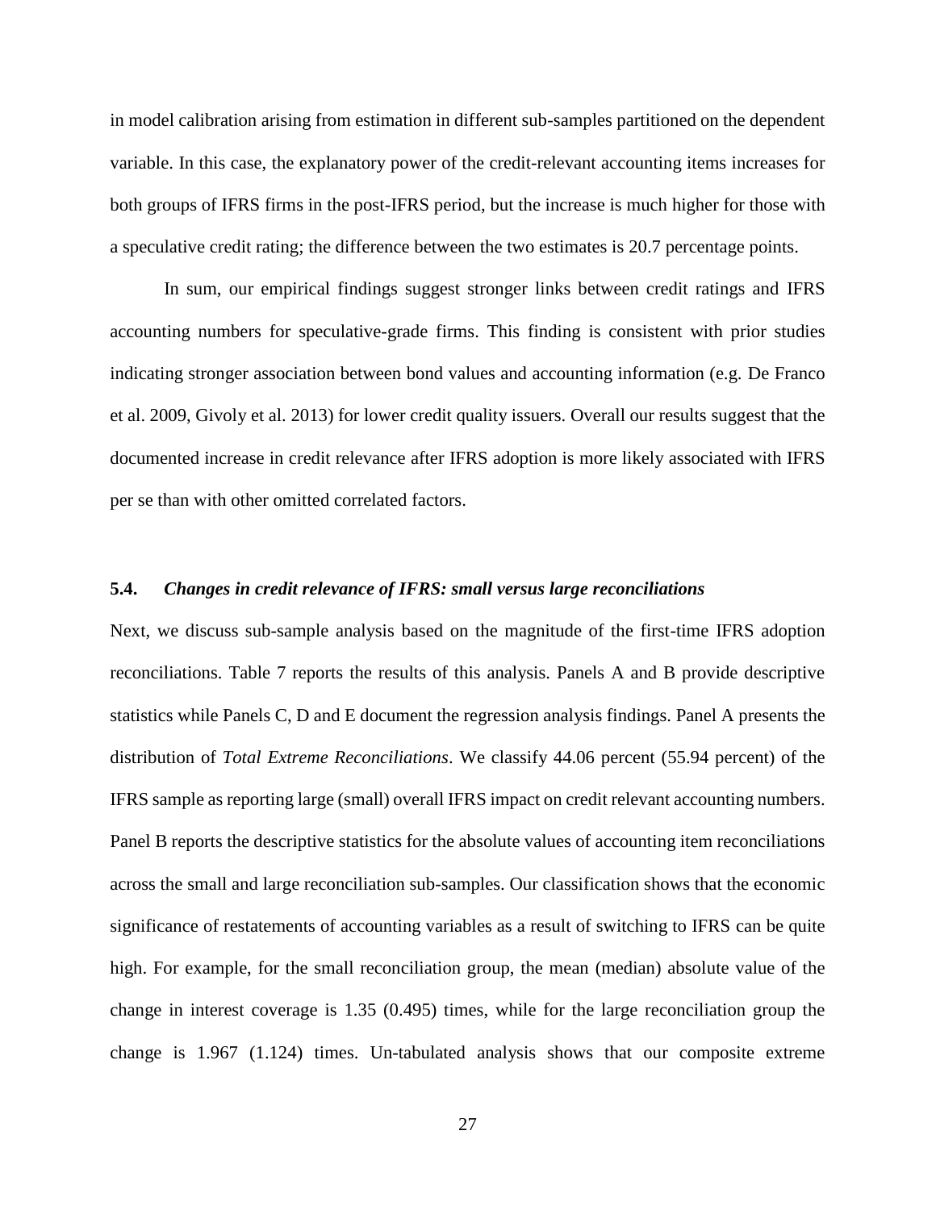in model calibration arising from estimation in different sub-samples partitioned on the dependent variable. In this case, the explanatory power of the credit-relevant accounting items increases for both groups of IFRS firms in the post-IFRS period, but the increase is much higher for those with a speculative credit rating; the difference between the two estimates is 20.7 percentage points.

In sum, our empirical findings suggest stronger links between credit ratings and IFRS accounting numbers for speculative-grade firms. This finding is consistent with prior studies indicating stronger association between bond values and accounting information (e.g. De Franco et al. 2009, Givoly et al. 2013) for lower credit quality issuers. Overall our results suggest that the documented increase in credit relevance after IFRS adoption is more likely associated with IFRS per se than with other omitted correlated factors.

### 5.4. *Changes in credit relevance of IFRS: small versus large reconciliations*

Next, we discuss sub-sample analysis based on the magnitude of the first-time IFRS adoption reconciliations. Table 7 reports the results of this analysis. Panels A and B provide descriptive statistics while Panels C, D and E document the regression analysis findings. Panel A presents the distribution of *Total Extreme Reconciliations*. We classify 44.06 percent (55.94 percent) of the IFRS sample as reporting large (small) overall IFRS impact on credit relevant accounting numbers. Panel B reports the descriptive statistics for the absolute values of accounting item reconciliations across the small and large reconciliation sub-samples. Our classification shows that the economic significance of restatements of accounting variables as a result of switching to IFRS can be quite high. For example, for the small reconciliation group, the mean (median) absolute value of the change in interest coverage is 1.35 (0.495) times, while for the large reconciliation group the change is 1.967 (1.124) times. Un-tabulated analysis shows that our composite extreme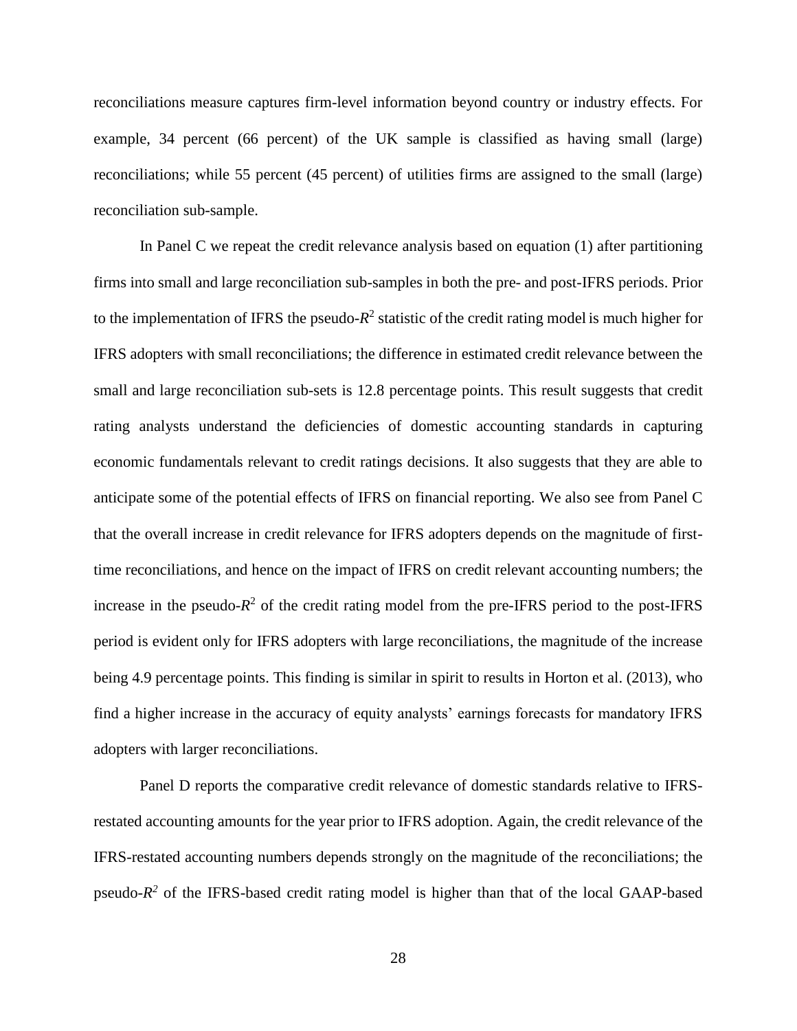reconciliations measure captures firm-level information beyond country or industry effects. For example, 34 percent (66 percent) of the UK sample is classified as having small (large) reconciliations; while 55 percent (45 percent) of utilities firms are assigned to the small (large) reconciliation sub-sample.

In Panel C we repeat the credit relevance analysis based on equation (1) after partitioning firms into small and large reconciliation sub-samples in both the pre- and post-IFRS periods. Prior to the implementation of IFRS the pseudo-$R^2$ statistic of the credit rating model is much higher for IFRS adopters with small reconciliations; the difference in estimated credit relevance between the small and large reconciliation sub-sets is 12.8 percentage points. This result suggests that credit rating analysts understand the deficiencies of domestic accounting standards in capturing economic fundamentals relevant to credit ratings decisions. It also suggests that they are able to anticipate some of the potential effects of IFRS on financial reporting. We also see from Panel C that the overall increase in credit relevance for IFRS adopters depends on the magnitude of first-time reconciliations, and hence on the impact of IFRS on credit relevant accounting numbers; the increase in the pseudo-$R^2$ of the credit rating model from the pre-IFRS period to the post-IFRS period is evident only for IFRS adopters with large reconciliations, the magnitude of the increase being 4.9 percentage points. This finding is similar in spirit to results in Horton et al. (2013), who find a higher increase in the accuracy of equity analysts' earnings forecasts for mandatory IFRS adopters with larger reconciliations.

Panel D reports the comparative credit relevance of domestic standards relative to IFRS-restated accounting amounts for the year prior to IFRS adoption. Again, the credit relevance of the IFRS-restated accounting numbers depends strongly on the magnitude of the reconciliations; the pseudo-$R^2$ of the IFRS-based credit rating model is higher than that of the local GAAP-based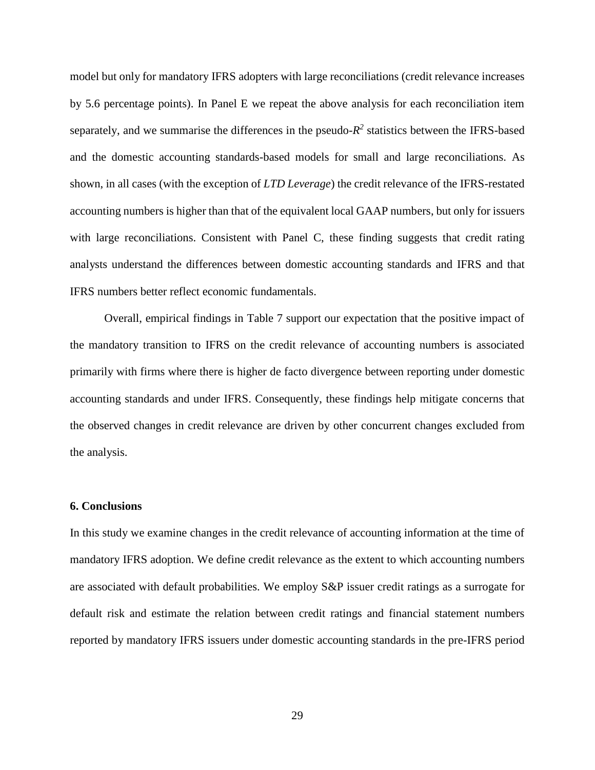model but only for mandatory IFRS adopters with large reconciliations (credit relevance increases by 5.6 percentage points). In Panel E we repeat the above analysis for each reconciliation item separately, and we summarise the differences in the pseudo-$R^2$ statistics between the IFRS-based and the domestic accounting standards-based models for small and large reconciliations. As shown, in all cases (with the exception of *LTD Leverage*) the credit relevance of the IFRS-restated accounting numbers is higher than that of the equivalent local GAAP numbers, but only for issuers with large reconciliations. Consistent with Panel C, these finding suggests that credit rating analysts understand the differences between domestic accounting standards and IFRS and that IFRS numbers better reflect economic fundamentals.

Overall, empirical findings in Table 7 support our expectation that the positive impact of the mandatory transition to IFRS on the credit relevance of accounting numbers is associated primarily with firms where there is higher de facto divergence between reporting under domestic accounting standards and under IFRS. Consequently, these findings help mitigate concerns that the observed changes in credit relevance are driven by other concurrent changes excluded from the analysis.

## 6. Conclusions

In this study we examine changes in the credit relevance of accounting information at the time of mandatory IFRS adoption. We define credit relevance as the extent to which accounting numbers are associated with default probabilities. We employ S&P issuer credit ratings as a surrogate for default risk and estimate the relation between credit ratings and financial statement numbers reported by mandatory IFRS issuers under domestic accounting standards in the pre-IFRS period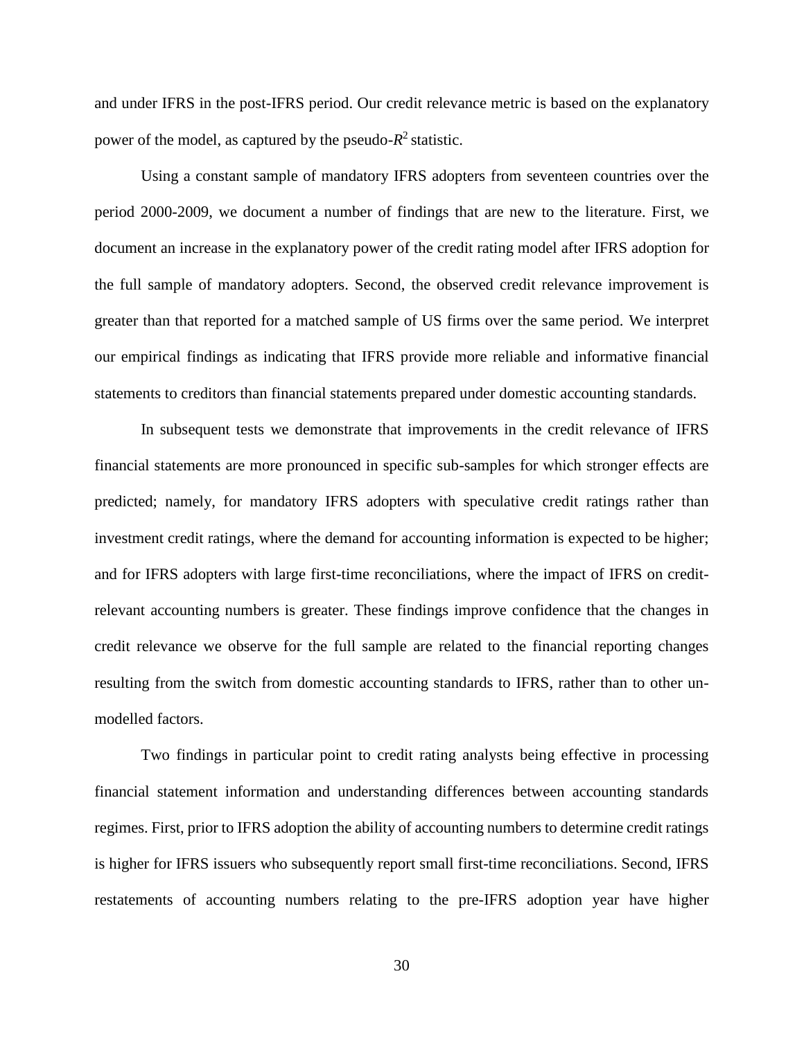and under IFRS in the post-IFRS period. Our credit relevance metric is based on the explanatory power of the model, as captured by the pseudo-$R^2$ statistic.

Using a constant sample of mandatory IFRS adopters from seventeen countries over the period 2000-2009, we document a number of findings that are new to the literature. First, we document an increase in the explanatory power of the credit rating model after IFRS adoption for the full sample of mandatory adopters. Second, the observed credit relevance improvement is greater than that reported for a matched sample of US firms over the same period. We interpret our empirical findings as indicating that IFRS provide more reliable and informative financial statements to creditors than financial statements prepared under domestic accounting standards.

In subsequent tests we demonstrate that improvements in the credit relevance of IFRS financial statements are more pronounced in specific sub-samples for which stronger effects are predicted; namely, for mandatory IFRS adopters with speculative credit ratings rather than investment credit ratings, where the demand for accounting information is expected to be higher; and for IFRS adopters with large first-time reconciliations, where the impact of IFRS on credit-relevant accounting numbers is greater. These findings improve confidence that the changes in credit relevance we observe for the full sample are related to the financial reporting changes resulting from the switch from domestic accounting standards to IFRS, rather than to other un-modelled factors.

Two findings in particular point to credit rating analysts being effective in processing financial statement information and understanding differences between accounting standards regimes. First, prior to IFRS adoption the ability of accounting numbers to determine credit ratings is higher for IFRS issuers who subsequently report small first-time reconciliations. Second, IFRS restatements of accounting numbers relating to the pre-IFRS adoption year have higher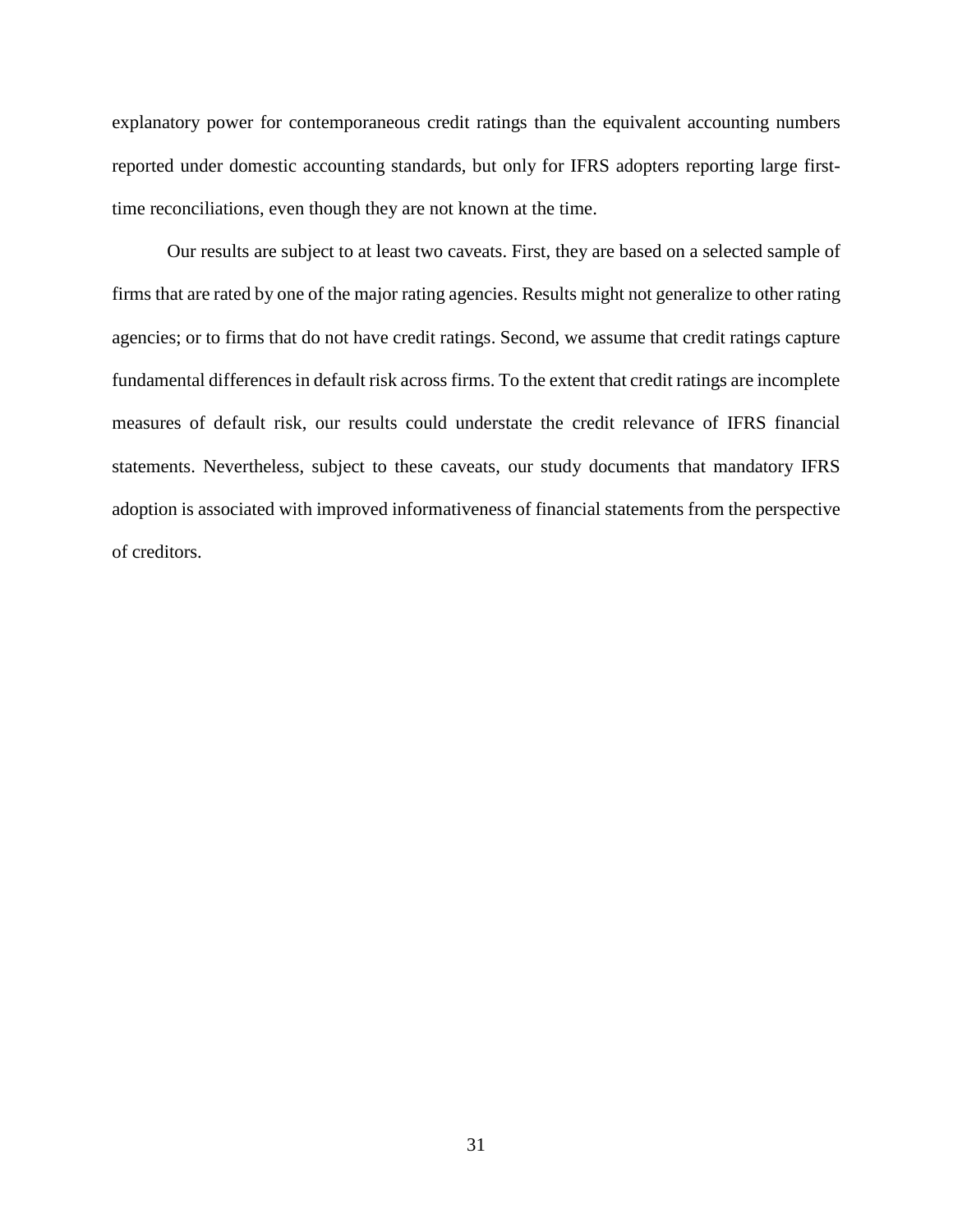explanatory power for contemporaneous credit ratings than the equivalent accounting numbers reported under domestic accounting standards, but only for IFRS adopters reporting large first-time reconciliations, even though they are not known at the time.

Our results are subject to at least two caveats. First, they are based on a selected sample of firms that are rated by one of the major rating agencies. Results might not generalize to other rating agencies; or to firms that do not have credit ratings. Second, we assume that credit ratings capture fundamental differences in default risk across firms. To the extent that credit ratings are incomplete measures of default risk, our results could understate the credit relevance of IFRS financial statements. Nevertheless, subject to these caveats, our study documents that mandatory IFRS adoption is associated with improved informativeness of financial statements from the perspective of creditors.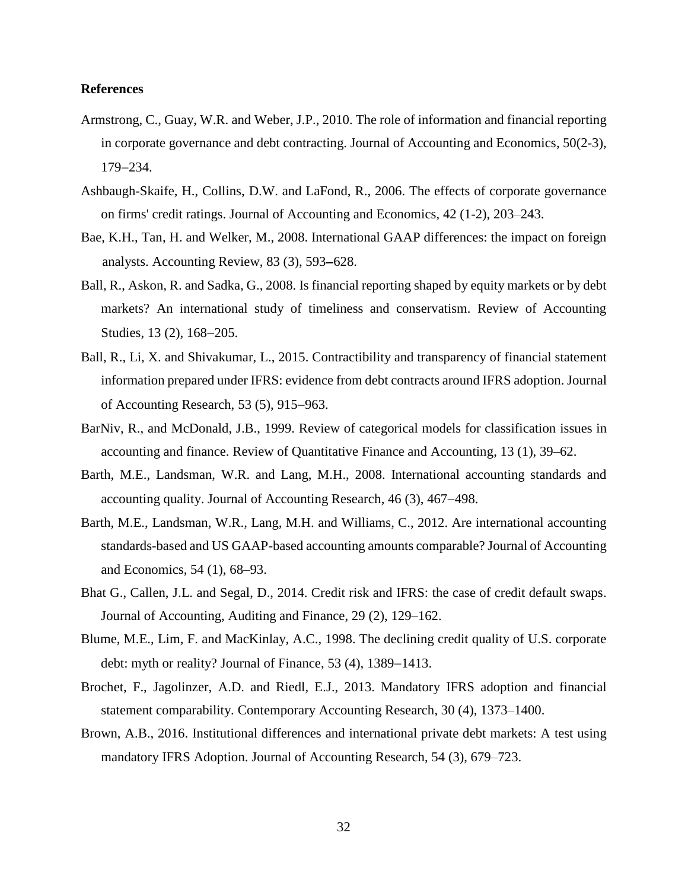**References**

Armstrong, C., Guay, W.R. and Weber, J.P., 2010. The role of information and financial reporting in corporate governance and debt contracting. Journal of Accounting and Economics, 50(2-3), 179−234.

Ashbaugh-Skaife, H., Collins, D.W. and LaFond, R., 2006. The effects of corporate governance on firms' credit ratings. Journal of Accounting and Economics, 42 (1-2), 203–243.

Bae, K.H., Tan, H. and Welker, M., 2008. International GAAP differences: the impact on foreign analysts. Accounting Review, 83 (3), 593**–**628.

Ball, R., Askon, R. and Sadka, G., 2008. Is financial reporting shaped by equity markets or by debt markets? An international study of timeliness and conservatism. Review of Accounting Studies, 13 (2), 168−205.

Ball, R., Li, X. and Shivakumar, L., 2015. Contractibility and transparency of financial statement information prepared under IFRS: evidence from debt contracts around IFRS adoption. Journal of Accounting Research, 53 (5), 915−963.

BarNiv, R., and McDonald, J.B., 1999. Review of categorical models for classification issues in accounting and finance. Review of Quantitative Finance and Accounting, 13 (1), 39–62.

Barth, M.E., Landsman, W.R. and Lang, M.H., 2008. International accounting standards and accounting quality. Journal of Accounting Research, 46 (3), 467−498.

Barth, M.E., Landsman, W.R., Lang, M.H. and Williams, C., 2012. Are international accounting standards-based and US GAAP-based accounting amounts comparable? Journal of Accounting and Economics, 54 (1), 68–93.

Bhat G., Callen, J.L. and Segal, D., 2014. Credit risk and IFRS: the case of credit default swaps. Journal of Accounting, Auditing and Finance, 29 (2), 129–162.

Blume, M.E., Lim, F. and MacKinlay, A.C., 1998. The declining credit quality of U.S. corporate debt: myth or reality? Journal of Finance, 53 (4), 1389−1413.

Brochet, F., Jagolinzer, A.D. and Riedl, E.J., 2013. Mandatory IFRS adoption and financial statement comparability. Contemporary Accounting Research, 30 (4), 1373–1400.

Brown, A.B., 2016. Institutional differences and international private debt markets: A test using mandatory IFRS Adoption. Journal of Accounting Research, 54 (3), 679–723.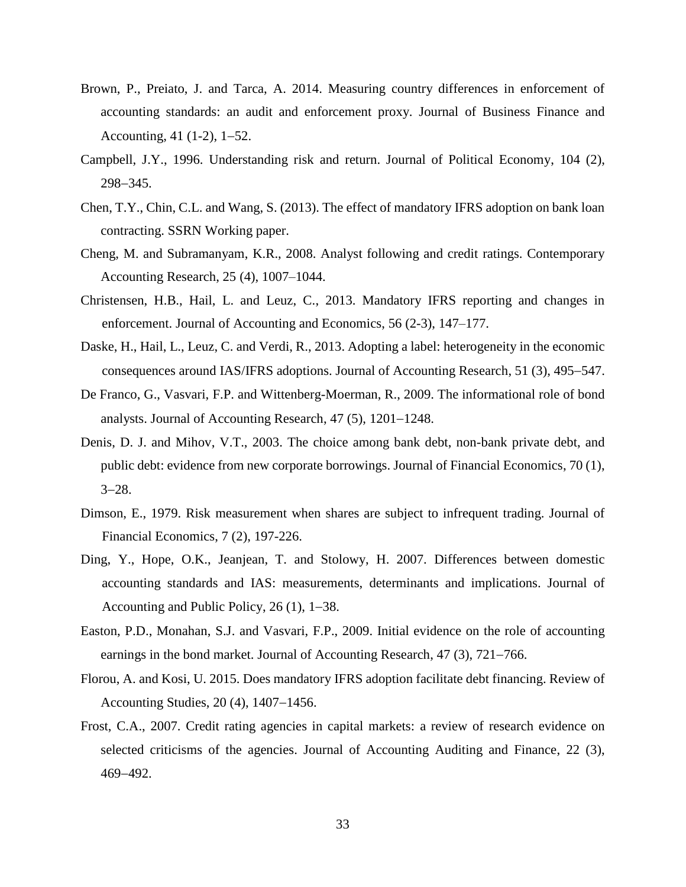Brown, P., Preiato, J. and Tarca, A. 2014. Measuring country differences in enforcement of accounting standards: an audit and enforcement proxy. Journal of Business Finance and Accounting, 41 (1-2), 1–52.

Campbell, J.Y., 1996. Understanding risk and return. Journal of Political Economy, 104 (2), 298–345.

Chen, T.Y., Chin, C.L. and Wang, S. (2013). The effect of mandatory IFRS adoption on bank loan contracting. SSRN Working paper.

Cheng, M. and Subramanyam, K.R., 2008. Analyst following and credit ratings. Contemporary Accounting Research, 25 (4), 1007–1044.

Christensen, H.B., Hail, L. and Leuz, C., 2013. Mandatory IFRS reporting and changes in enforcement. Journal of Accounting and Economics, 56 (2-3), 147–177.

Daske, H., Hail, L., Leuz, C. and Verdi, R., 2013. Adopting a label: heterogeneity in the economic consequences around IAS/IFRS adoptions. Journal of Accounting Research, 51 (3), 495–547.

De Franco, G., Vasvari, F.P. and Wittenberg-Moerman, R., 2009. The informational role of bond analysts. Journal of Accounting Research, 47 (5), 1201–1248.

Denis, D. J. and Mihov, V.T., 2003. The choice among bank debt, non-bank private debt, and public debt: evidence from new corporate borrowings. Journal of Financial Economics, 70 (1), 3–28.

Dimson, E., 1979. Risk measurement when shares are subject to infrequent trading. Journal of Financial Economics, 7 (2), 197-226.

Ding, Y., Hope, O.K., Jeanjean, T. and Stolowy, H. 2007. Differences between domestic accounting standards and IAS: measurements, determinants and implications. Journal of Accounting and Public Policy, 26 (1), 1–38.

Easton, P.D., Monahan, S.J. and Vasvari, F.P., 2009. Initial evidence on the role of accounting earnings in the bond market. Journal of Accounting Research, 47 (3), 721–766.

Florou, A. and Kosi, U. 2015. Does mandatory IFRS adoption facilitate debt financing. Review of Accounting Studies, 20 (4), 1407–1456.

Frost, C.A., 2007. Credit rating agencies in capital markets: a review of research evidence on selected criticisms of the agencies. Journal of Accounting Auditing and Finance, 22 (3), 469–492.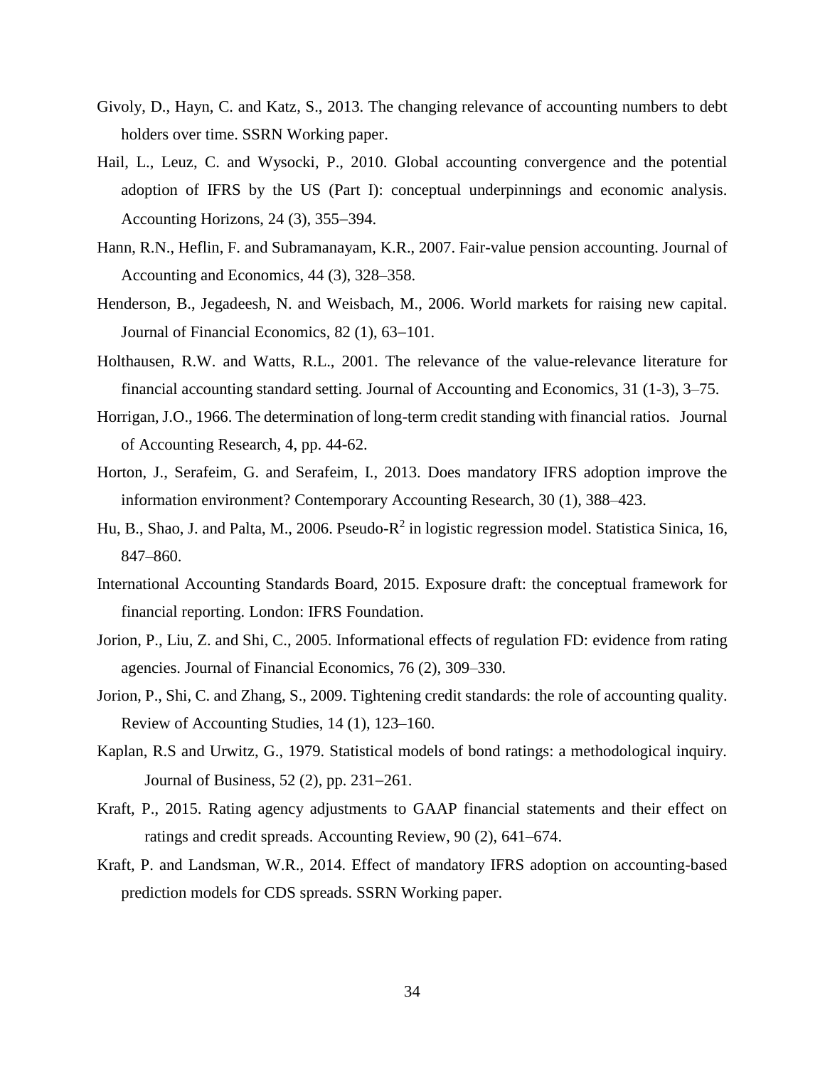Givoly, D., Hayn, C. and Katz, S., 2013. The changing relevance of accounting numbers to debt holders over time. SSRN Working paper.

Hail, L., Leuz, C. and Wysocki, P., 2010. Global accounting convergence and the potential adoption of IFRS by the US (Part I): conceptual underpinnings and economic analysis. Accounting Horizons, 24 (3), 355−394.

Hann, R.N., Heflin, F. and Subramanayam, K.R., 2007. Fair-value pension accounting. Journal of Accounting and Economics, 44 (3), 328–358.

Henderson, B., Jegadeesh, N. and Weisbach, M., 2006. World markets for raising new capital. Journal of Financial Economics, 82 (1), 63−101.

Holthausen, R.W. and Watts, R.L., 2001. The relevance of the value-relevance literature for financial accounting standard setting. Journal of Accounting and Economics, 31 (1-3), 3–75.

Horrigan, J.O., 1966. The determination of long-term credit standing with financial ratios. Journal of Accounting Research, 4, pp. 44-62.

Horton, J., Serafeim, G. and Serafeim, I., 2013. Does mandatory IFRS adoption improve the information environment? Contemporary Accounting Research, 30 (1), 388–423.

Hu, B., Shao, J. and Palta, M., 2006. Pseudo-$R^2$ in logistic regression model. Statistica Sinica, 16, 847–860.

International Accounting Standards Board, 2015. Exposure draft: the conceptual framework for financial reporting. London: IFRS Foundation.

Jorion, P., Liu, Z. and Shi, C., 2005. Informational effects of regulation FD: evidence from rating agencies. Journal of Financial Economics, 76 (2), 309–330.

Jorion, P., Shi, C. and Zhang, S., 2009. Tightening credit standards: the role of accounting quality. Review of Accounting Studies, 14 (1), 123–160.

Kaplan, R.S and Urwitz, G., 1979. Statistical models of bond ratings: a methodological inquiry. Journal of Business, 52 (2), pp. 231−261.

Kraft, P., 2015. Rating agency adjustments to GAAP financial statements and their effect on ratings and credit spreads. Accounting Review, 90 (2), 641–674.

Kraft, P. and Landsman, W.R., 2014. Effect of mandatory IFRS adoption on accounting-based prediction models for CDS spreads. SSRN Working paper.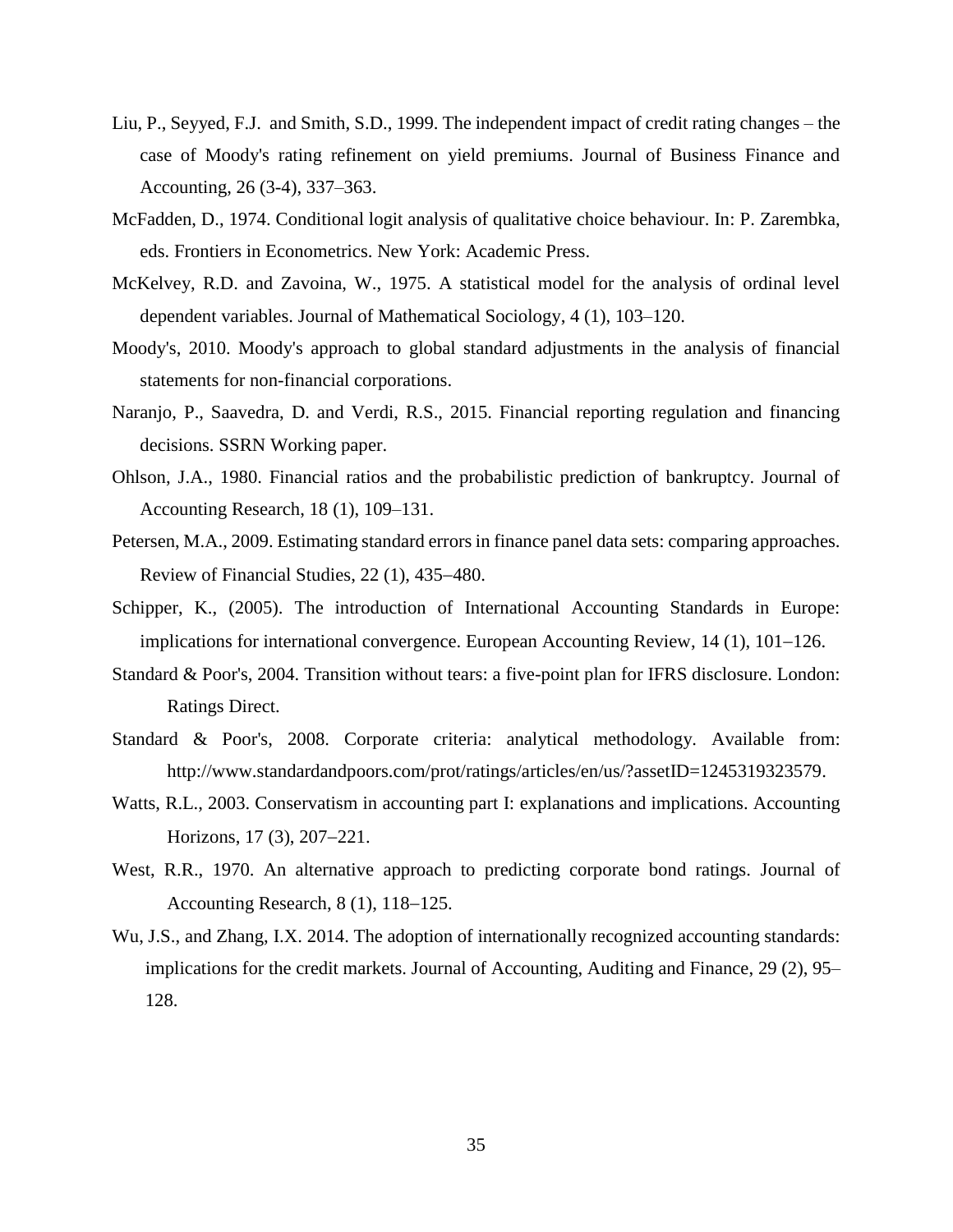Liu, P., Seyyed, F.J. and Smith, S.D., 1999. The independent impact of credit rating changes – the case of Moody's rating refinement on yield premiums. Journal of Business Finance and Accounting, 26 (3-4), 337–363.

McFadden, D., 1974. Conditional logit analysis of qualitative choice behaviour. In: P. Zarembka, eds. Frontiers in Econometrics. New York: Academic Press.

McKelvey, R.D. and Zavoina, W., 1975. A statistical model for the analysis of ordinal level dependent variables. Journal of Mathematical Sociology, 4 (1), 103–120.

Moody's, 2010. Moody's approach to global standard adjustments in the analysis of financial statements for non-financial corporations.

Naranjo, P., Saavedra, D. and Verdi, R.S., 2015. Financial reporting regulation and financing decisions. SSRN Working paper.

Ohlson, J.A., 1980. Financial ratios and the probabilistic prediction of bankruptcy. Journal of Accounting Research, 18 (1), 109–131.

Petersen, M.A., 2009. Estimating standard errors in finance panel data sets: comparing approaches. Review of Financial Studies, 22 (1), 435–480.

Schipper, K., (2005). The introduction of International Accounting Standards in Europe: implications for international convergence. European Accounting Review, 14 (1), 101–126.

Standard & Poor's, 2004. Transition without tears: a five-point plan for IFRS disclosure. London: Ratings Direct.

Standard & Poor's, 2008. Corporate criteria: analytical methodology. Available from: http://www.standardandpoors.com/prot/ratings/articles/en/us/?assetID=1245319323579.

Watts, R.L., 2003. Conservatism in accounting part I: explanations and implications. Accounting Horizons, 17 (3), 207–221.

West, R.R., 1970. An alternative approach to predicting corporate bond ratings. Journal of Accounting Research, 8 (1), 118–125.

Wu, J.S., and Zhang, I.X. 2014. The adoption of internationally recognized accounting standards: implications for the credit markets. Journal of Accounting, Auditing and Finance, 29 (2), 95–128.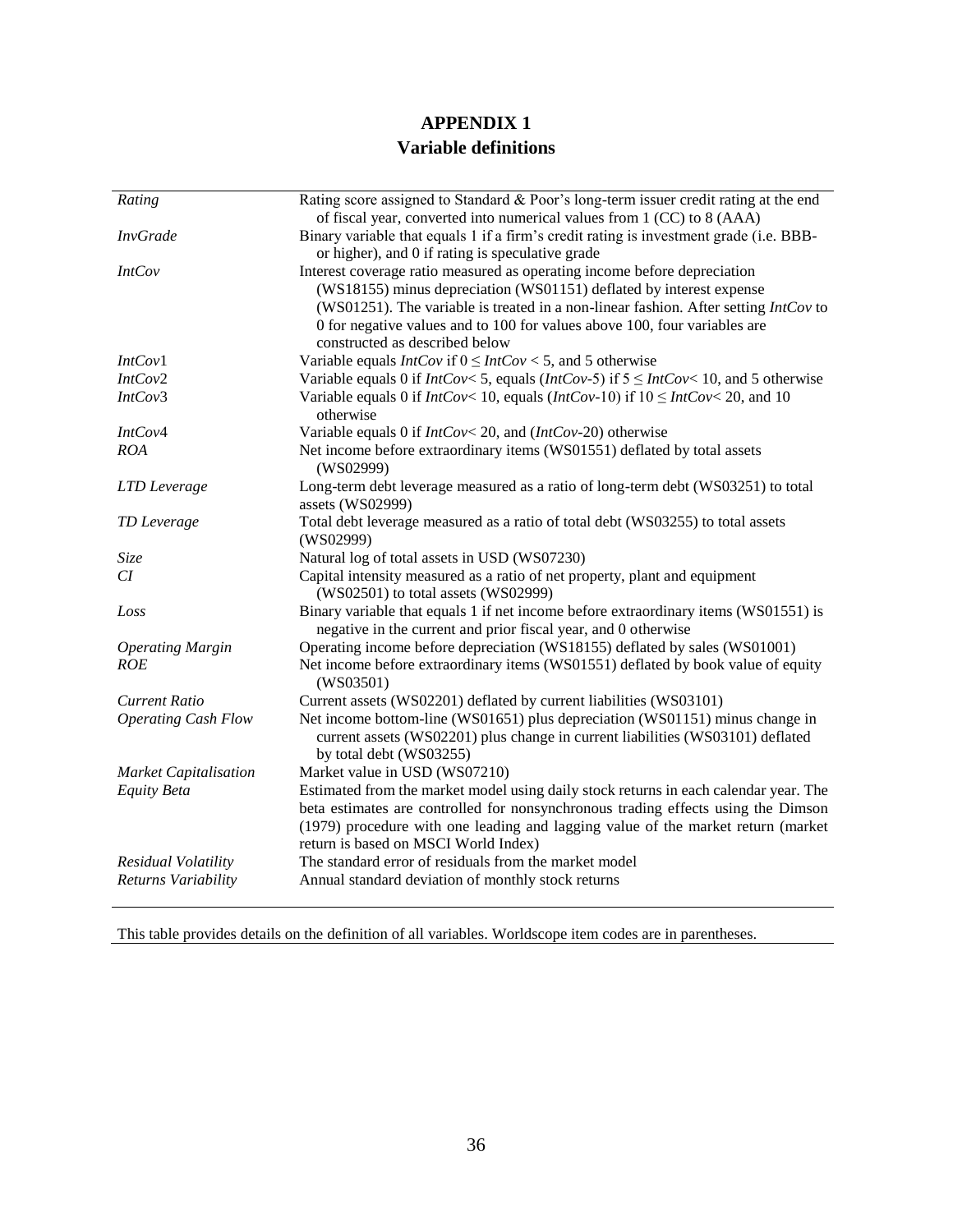# APPENDIX 1
## Variable definitions

| | |
|---|---|
| *Rating* | Rating score assigned to Standard & Poor's long-term issuer credit rating at the end of fiscal year, converted into numerical values from 1 (CC) to 8 (AAA) |
| *InvGrade* | Binary variable that equals 1 if a firm's credit rating is investment grade (i.e. BBB- or higher), and 0 if rating is speculative grade |
| *IntCov* | Interest coverage ratio measured as operating income before depreciation (WS18155) minus depreciation (WS01151) deflated by interest expense (WS01251). The variable is treated in a non-linear fashion. After setting *IntCov* to 0 for negative values and to 100 for values above 100, four variables are constructed as described below |
| *IntCov*1 | Variable equals *IntCov* if $0 \leq IntCov < 5$, and 5 otherwise |
| *IntCov*2 | Variable equals 0 if $IntCov < 5$, equals ($IntCov$-5) if $5 \leq IntCov < 10$, and 5 otherwise |
| *IntCov*3 | Variable equals 0 if $IntCov < 10$, equals ($IntCov$-10) if $10 \leq IntCov < 20$, and 10 otherwise |
| *IntCov*4 | Variable equals 0 if $IntCov < 20$, and ($IntCov$-20) otherwise |
| *ROA* | Net income before extraordinary items (WS01551) deflated by total assets (WS02999) |
| *LTD Leverage* | Long-term debt leverage measured as a ratio of long-term debt (WS03251) to total assets (WS02999) |
| *TD Leverage* | Total debt leverage measured as a ratio of total debt (WS03255) to total assets (WS02999) |
| *Size* | Natural log of total assets in USD (WS07230) |
| *CI* | Capital intensity measured as a ratio of net property, plant and equipment (WS02501) to total assets (WS02999) |
| *Loss* | Binary variable that equals 1 if net income before extraordinary items (WS01551) is negative in the current and prior fiscal year, and 0 otherwise |
| *Operating Margin* | Operating income before depreciation (WS18155) deflated by sales (WS01001) |
| *ROE* | Net income before extraordinary items (WS01551) deflated by book value of equity (WS03501) |
| *Current Ratio* | Current assets (WS02201) deflated by current liabilities (WS03101) |
| *Operating Cash Flow* | Net income bottom-line (WS01651) plus depreciation (WS01151) minus change in current assets (WS02201) plus change in current liabilities (WS03101) deflated by total debt (WS03255) |
| *Market Capitalisation* | Market value in USD (WS07210) |
| *Equity Beta* | Estimated from the market model using daily stock returns in each calendar year. The beta estimates are controlled for nonsynchronous trading effects using the Dimson (1979) procedure with one leading and lagging value of the market return (market return is based on MSCI World Index) |
| *Residual Volatility* | The standard error of residuals from the market model |
| *Returns Variability* | Annual standard deviation of monthly stock returns |

This table provides details on the definition of all variables. Worldscope item codes are in parentheses.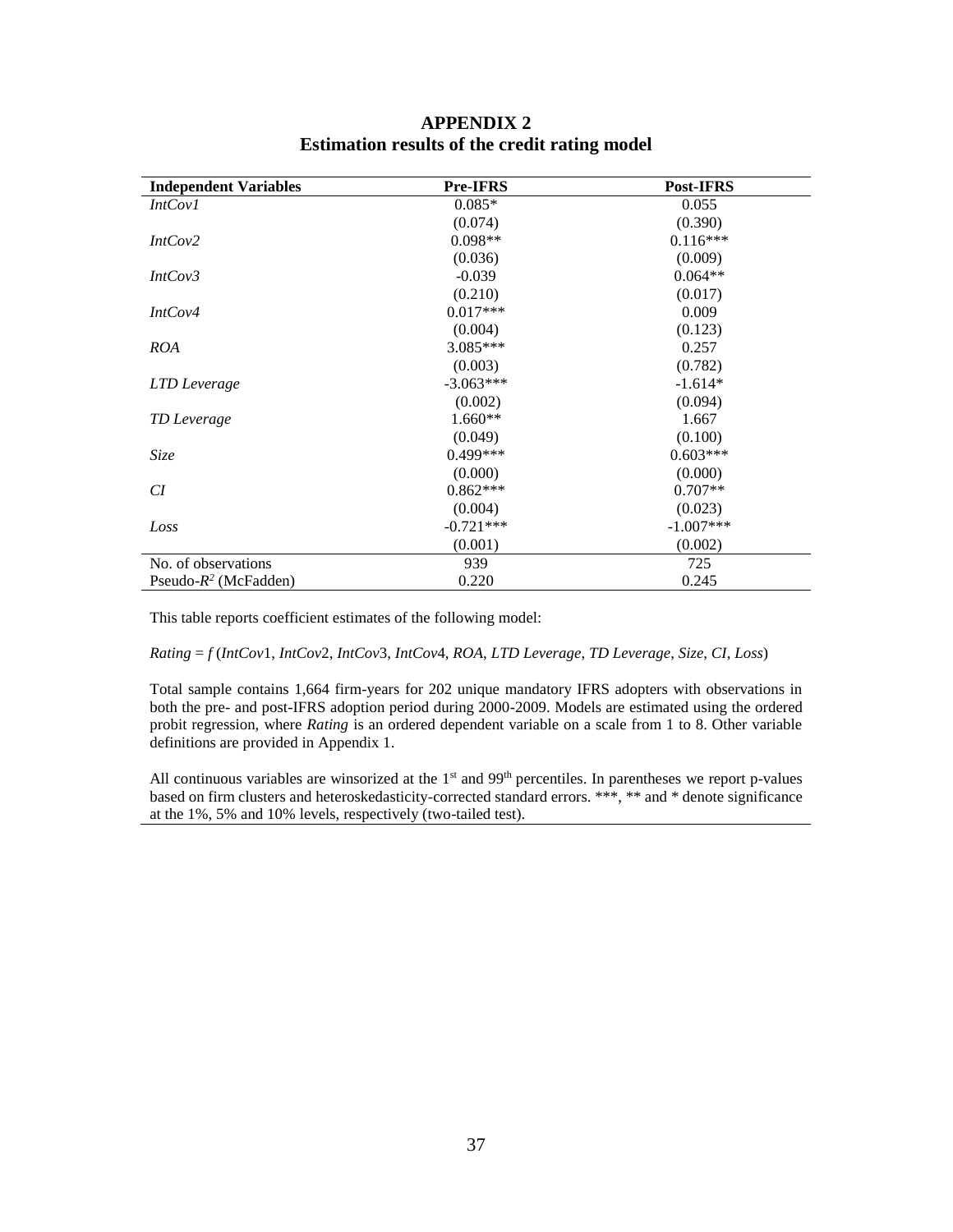# APPENDIX 2
## Estimation results of the credit rating model

| Independent Variables | Pre-IFRS | Post-IFRS |
|---|---|---|
| *IntCov1* | 0.085* | 0.055 |
| | (0.074) | (0.390) |
| *IntCov2* | 0.098** | 0.116*** |
| | (0.036) | (0.009) |
| *IntCov3* | -0.039 | 0.064** |
| | (0.210) | (0.017) |
| *IntCov4* | 0.017*** | 0.009 |
| | (0.004) | (0.123) |
| *ROA* | 3.085*** | 0.257 |
| | (0.003) | (0.782) |
| *LTD Leverage* | -3.063*** | -1.614* |
| | (0.002) | (0.094) |
| *TD Leverage* | 1.660** | 1.667 |
| | (0.049) | (0.100) |
| *Size* | 0.499*** | 0.603*** |
| | (0.000) | (0.000) |
| *CI* | 0.862*** | 0.707** |
| | (0.004) | (0.023) |
| *Loss* | -0.721*** | -1.007*** |
| | (0.001) | (0.002) |
| No. of observations | 939 | 725 |
| Pseudo-$R^2$ (McFadden) | 0.220 | 0.245 |

This table reports coefficient estimates of the following model:

*Rating* = *f* (*IntCov*1, *IntCov*2, *IntCov*3, *IntCov*4, *ROA*, *LTD Leverage*, *TD Leverage*, *Size*, *CI*, *Loss*)

Total sample contains 1,664 firm-years for 202 unique mandatory IFRS adopters with observations in both the pre- and post-IFRS adoption period during 2000-2009. Models are estimated using the ordered probit regression, where *Rating* is an ordered dependent variable on a scale from 1 to 8. Other variable definitions are provided in Appendix 1.

All continuous variables are winsorized at the 1st and 99th percentiles. In parentheses we report p-values based on firm clusters and heteroskedasticity-corrected standard errors. ***, ** and * denote significance at the 1%, 5% and 10% levels, respectively (two-tailed test).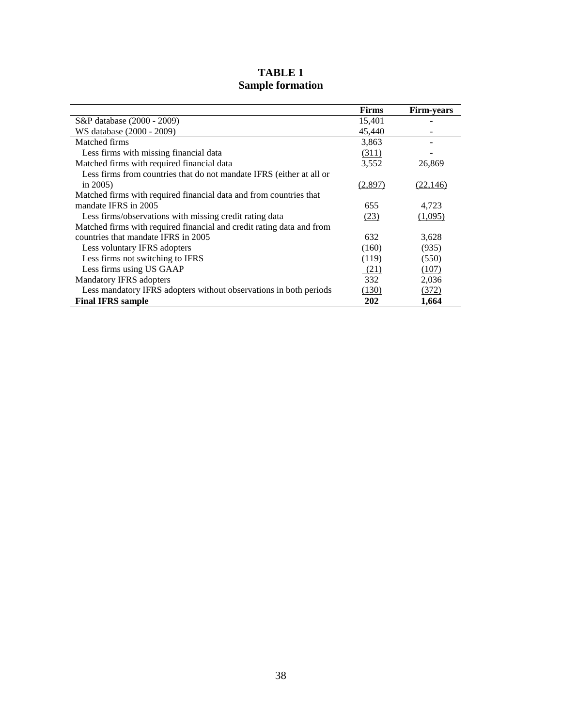# TABLE 1
## Sample formation

| | Firms | Firm-years |
|---|---|---|
| S&P database (2000 - 2009) | 15,401 | - |
| WS database (2000 - 2009) | 45,440 | - |
| Matched firms | 3,863 | - |
| Less firms with missing financial data | (311) | - |
| Matched firms with required financial data | 3,552 | 26,869 |
| Less firms from countries that do not mandate IFRS (either at all or in 2005) | (2,897) | (22,146) |
| Matched firms with required financial data and from countries that mandate IFRS in 2005 | 655 | 4,723 |
| Less firms/observations with missing credit rating data | (23) | (1,095) |
| Matched firms with required financial and credit rating data and from countries that mandate IFRS in 2005 | 632 | 3,628 |
| Less voluntary IFRS adopters | (160) | (935) |
| Less firms not switching to IFRS | (119) | (550) |
| Less firms using US GAAP | (21) | (107) |
| Mandatory IFRS adopters | 332 | 2,036 |
| Less mandatory IFRS adopters without observations in both periods | (130) | (372) |
| **Final IFRS sample** | **202** | **1,664** |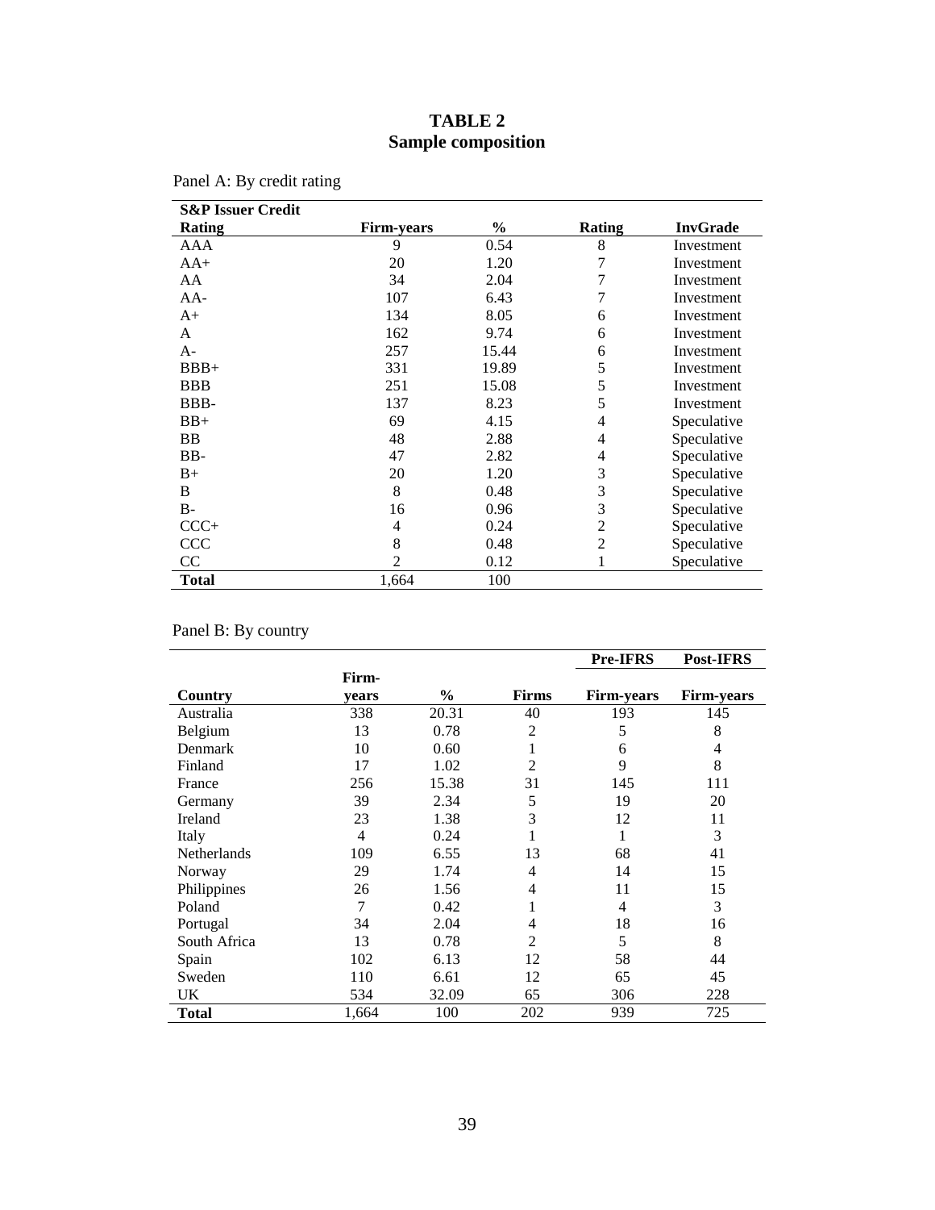# TABLE 2
## Sample composition

Panel A: By credit rating

| S&P Issuer Credit Rating | Firm-years | % | Rating | InvGrade |
|---|---|---|---|---|
| AAA | 9 | 0.54 | 8 | Investment |
| AA+ | 20 | 1.20 | 7 | Investment |
| AA | 34 | 2.04 | 7 | Investment |
| AA- | 107 | 6.43 | 7 | Investment |
| A+ | 134 | 8.05 | 6 | Investment |
| A | 162 | 9.74 | 6 | Investment |
| A- | 257 | 15.44 | 6 | Investment |
| BBB+ | 331 | 19.89 | 5 | Investment |
| BBB | 251 | 15.08 | 5 | Investment |
| BBB- | 137 | 8.23 | 5 | Investment |
| BB+ | 69 | 4.15 | 4 | Speculative |
| BB | 48 | 2.88 | 4 | Speculative |
| BB- | 47 | 2.82 | 4 | Speculative |
| B+ | 20 | 1.20 | 3 | Speculative |
| B | 8 | 0.48 | 3 | Speculative |
| B- | 16 | 0.96 | 3 | Speculative |
| CCC+ | 4 | 0.24 | 2 | Speculative |
| CCC | 8 | 0.48 | 2 | Speculative |
| CC | 2 | 0.12 | 1 | Speculative |
| **Total** | 1,664 | 100 | | |

Panel B: By country

| | | | | Pre-IFRS | Post-IFRS |
|---|---|---|---|---|---|
| **Country** | **Firm-years** | **%** | **Firms** | **Firm-years** | **Firm-years** |
| Australia | 338 | 20.31 | 40 | 193 | 145 |
| Belgium | 13 | 0.78 | 2 | 5 | 8 |
| Denmark | 10 | 0.60 | 1 | 6 | 4 |
| Finland | 17 | 1.02 | 2 | 9 | 8 |
| France | 256 | 15.38 | 31 | 145 | 111 |
| Germany | 39 | 2.34 | 5 | 19 | 20 |
| Ireland | 23 | 1.38 | 3 | 12 | 11 |
| Italy | 4 | 0.24 | 1 | 1 | 3 |
| Netherlands | 109 | 6.55 | 13 | 68 | 41 |
| Norway | 29 | 1.74 | 4 | 14 | 15 |
| Philippines | 26 | 1.56 | 4 | 11 | 15 |
| Poland | 7 | 0.42 | 1 | 4 | 3 |
| Portugal | 34 | 2.04 | 4 | 18 | 16 |
| South Africa | 13 | 0.78 | 2 | 5 | 8 |
| Spain | 102 | 6.13 | 12 | 58 | 44 |
| Sweden | 110 | 6.61 | 12 | 65 | 45 |
| UK | 534 | 32.09 | 65 | 306 | 228 |
| **Total** | 1,664 | 100 | 202 | 939 | 725 |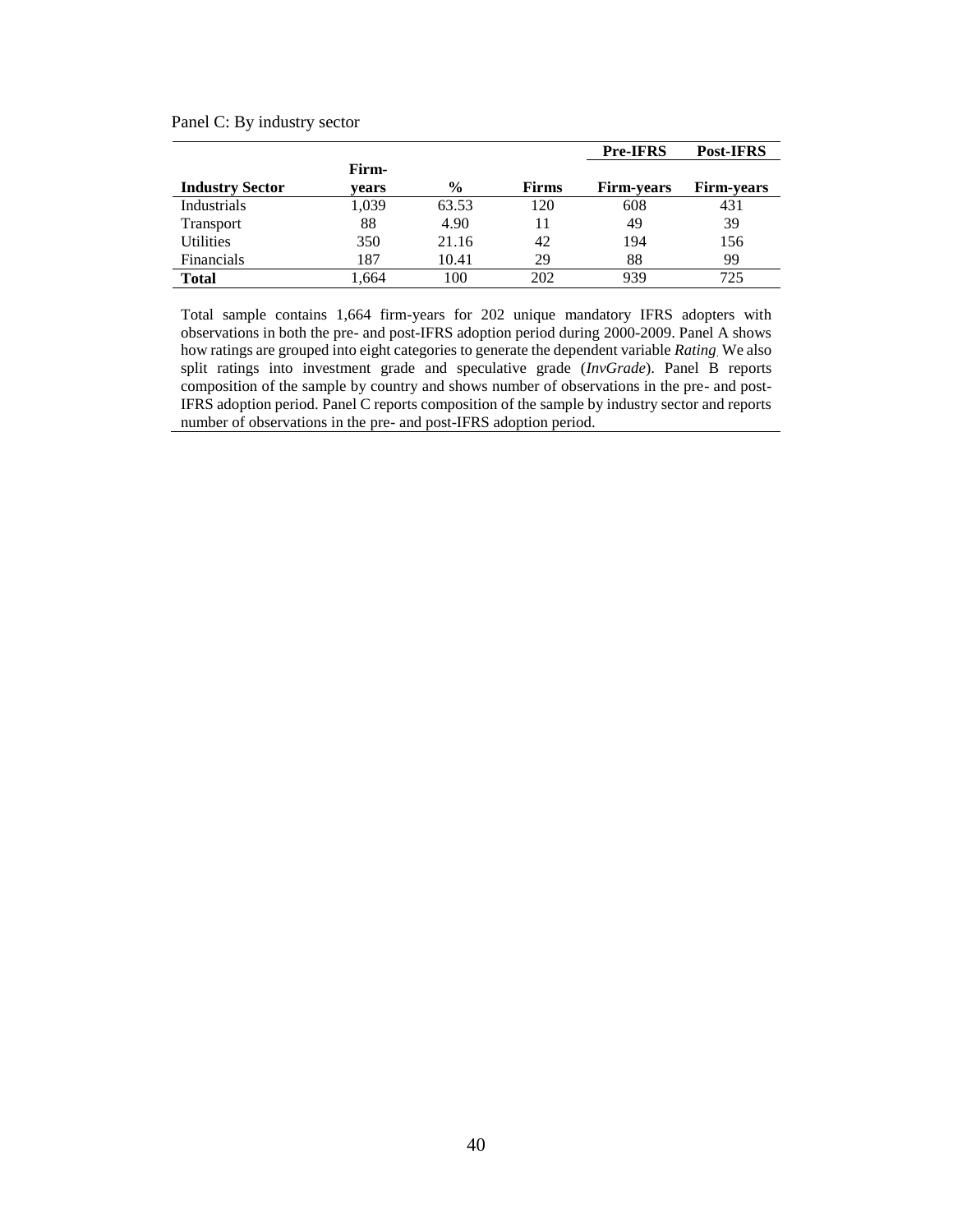Panel C: By industry sector

| Industry Sector | Firm-years | % | Firms | Pre-IFRS Firm-years | Post-IFRS Firm-years |
|---|---|---|---|---|---|
| Industrials | 1,039 | 63.53 | 120 | 608 | 431 |
| Transport | 88 | 4.90 | 11 | 49 | 39 |
| Utilities | 350 | 21.16 | 42 | 194 | 156 |
| Financials | 187 | 10.41 | 29 | 88 | 99 |
| **Total** | 1,664 | 100 | 202 | 939 | 725 |

Total sample contains 1,664 firm-years for 202 unique mandatory IFRS adopters with observations in both the pre- and post-IFRS adoption period during 2000-2009. Panel A shows how ratings are grouped into eight categories to generate the dependent variable *Rating*. We also split ratings into investment grade and speculative grade (*InvGrade*). Panel B reports composition of the sample by country and shows number of observations in the pre- and post-IFRS adoption period. Panel C reports composition of the sample by industry sector and reports number of observations in the pre- and post-IFRS adoption period.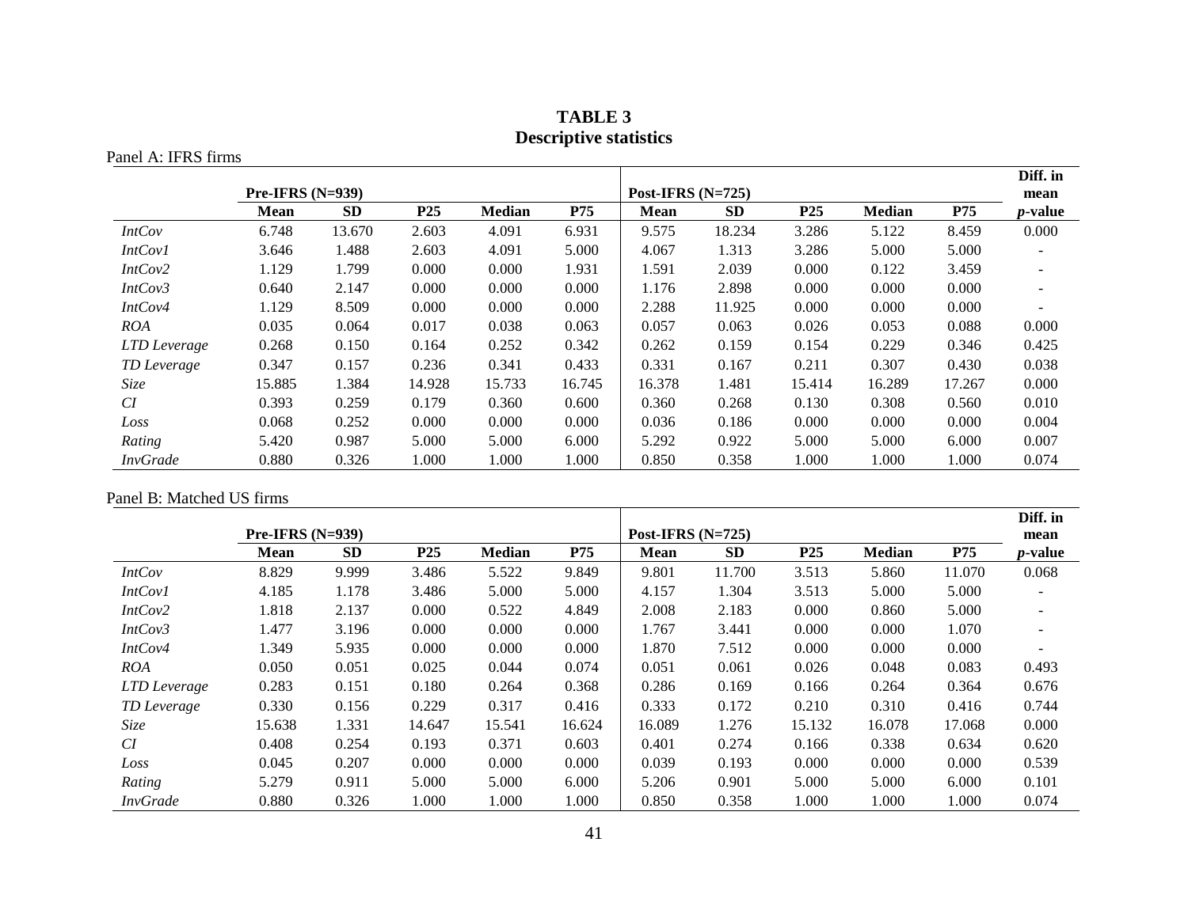# TABLE 3
## Descriptive statistics

Panel A: IFRS firms

| | Pre-IFRS (N=939) | | | | | Post-IFRS (N=725) | | | | | Diff. in mean |
|---|---|---|---|---|---|---|---|---|---|---|---|
| | **Mean** | **SD** | **P25** | **Median** | **P75** | **Mean** | **SD** | **P25** | **Median** | **P75** | ***p*-value** |
| *IntCov* | 6.748 | 13.670 | 2.603 | 4.091 | 6.931 | 9.575 | 18.234 | 3.286 | 5.122 | 8.459 | 0.000 |
| *IntCov1* | 3.646 | 1.488 | 2.603 | 4.091 | 5.000 | 4.067 | 1.313 | 3.286 | 5.000 | 5.000 | - |
| *IntCov2* | 1.129 | 1.799 | 0.000 | 0.000 | 1.931 | 1.591 | 2.039 | 0.000 | 0.122 | 3.459 | - |
| *IntCov3* | 0.640 | 2.147 | 0.000 | 0.000 | 0.000 | 1.176 | 2.898 | 0.000 | 0.000 | 0.000 | - |
| *IntCov4* | 1.129 | 8.509 | 0.000 | 0.000 | 0.000 | 2.288 | 11.925 | 0.000 | 0.000 | 0.000 | - |
| *ROA* | 0.035 | 0.064 | 0.017 | 0.038 | 0.063 | 0.057 | 0.063 | 0.026 | 0.053 | 0.088 | 0.000 |
| *LTD Leverage* | 0.268 | 0.150 | 0.164 | 0.252 | 0.342 | 0.262 | 0.159 | 0.154 | 0.229 | 0.346 | 0.425 |
| *TD Leverage* | 0.347 | 0.157 | 0.236 | 0.341 | 0.433 | 0.331 | 0.167 | 0.211 | 0.307 | 0.430 | 0.038 |
| *Size* | 15.885 | 1.384 | 14.928 | 15.733 | 16.745 | 16.378 | 1.481 | 15.414 | 16.289 | 17.267 | 0.000 |
| *CI* | 0.393 | 0.259 | 0.179 | 0.360 | 0.600 | 0.360 | 0.268 | 0.130 | 0.308 | 0.560 | 0.010 |
| *Loss* | 0.068 | 0.252 | 0.000 | 0.000 | 0.000 | 0.036 | 0.186 | 0.000 | 0.000 | 0.000 | 0.004 |
| *Rating* | 5.420 | 0.987 | 5.000 | 5.000 | 6.000 | 5.292 | 0.922 | 5.000 | 5.000 | 6.000 | 0.007 |
| *InvGrade* | 0.880 | 0.326 | 1.000 | 1.000 | 1.000 | 0.850 | 0.358 | 1.000 | 1.000 | 1.000 | 0.074 |

Panel B: Matched US firms

| | Pre-IFRS (N=939) | | | | | Post-IFRS (N=725) | | | | | Diff. in mean |
|---|---|---|---|---|---|---|---|---|---|---|---|
| | **Mean** | **SD** | **P25** | **Median** | **P75** | **Mean** | **SD** | **P25** | **Median** | **P75** | ***p*-value** |
| *IntCov* | 8.829 | 9.999 | 3.486 | 5.522 | 9.849 | 9.801 | 11.700 | 3.513 | 5.860 | 11.070 | 0.068 |
| *IntCov1* | 4.185 | 1.178 | 3.486 | 5.000 | 5.000 | 4.157 | 1.304 | 3.513 | 5.000 | 5.000 | - |
| *IntCov2* | 1.818 | 2.137 | 0.000 | 0.522 | 4.849 | 2.008 | 2.183 | 0.000 | 0.860 | 5.000 | - |
| *IntCov3* | 1.477 | 3.196 | 0.000 | 0.000 | 0.000 | 1.767 | 3.441 | 0.000 | 0.000 | 1.070 | - |
| *IntCov4* | 1.349 | 5.935 | 0.000 | 0.000 | 0.000 | 1.870 | 7.512 | 0.000 | 0.000 | 0.000 | - |
| *ROA* | 0.050 | 0.051 | 0.025 | 0.044 | 0.074 | 0.051 | 0.061 | 0.026 | 0.048 | 0.083 | 0.493 |
| *LTD Leverage* | 0.283 | 0.151 | 0.180 | 0.264 | 0.368 | 0.286 | 0.169 | 0.166 | 0.264 | 0.364 | 0.676 |
| *TD Leverage* | 0.330 | 0.156 | 0.229 | 0.317 | 0.416 | 0.333 | 0.172 | 0.210 | 0.310 | 0.416 | 0.744 |
| *Size* | 15.638 | 1.331 | 14.647 | 15.541 | 16.624 | 16.089 | 1.276 | 15.132 | 16.078 | 17.068 | 0.000 |
| *CI* | 0.408 | 0.254 | 0.193 | 0.371 | 0.603 | 0.401 | 0.274 | 0.166 | 0.338 | 0.634 | 0.620 |
| *Loss* | 0.045 | 0.207 | 0.000 | 0.000 | 0.000 | 0.039 | 0.193 | 0.000 | 0.000 | 0.000 | 0.539 |
| *Rating* | 5.279 | 0.911 | 5.000 | 5.000 | 6.000 | 5.206 | 0.901 | 5.000 | 5.000 | 6.000 | 0.101 |
| *InvGrade* | 0.880 | 0.326 | 1.000 | 1.000 | 1.000 | 0.850 | 0.358 | 1.000 | 1.000 | 1.000 | 0.074 |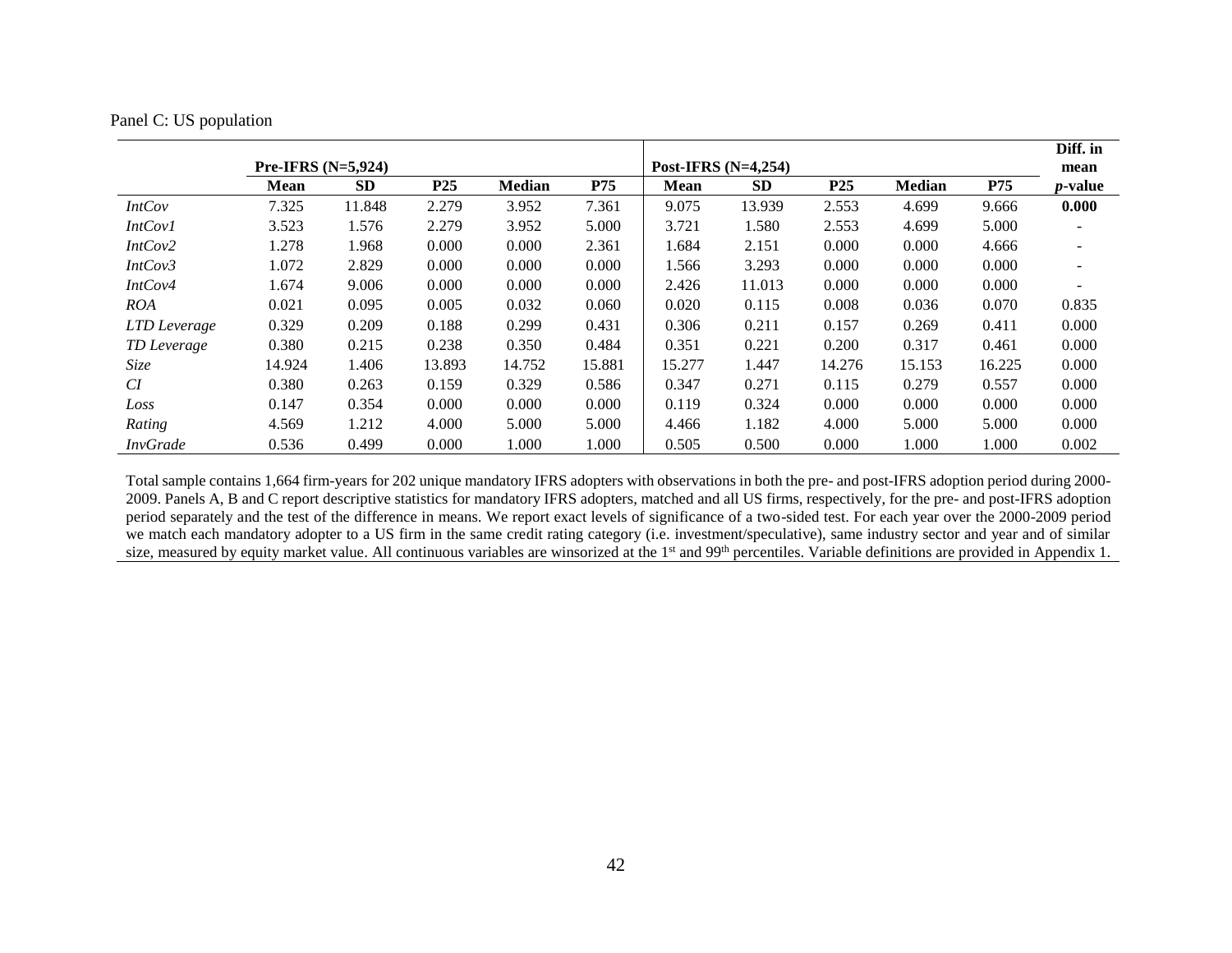Panel C: US population

| | Pre-IFRS (N=5,924) | | | | | Post-IFRS (N=4,254) | | | | | Diff. in mean |
|---|---|---|---|---|---|---|---|---|---|---|---|
| | **Mean** | **SD** | **P25** | **Median** | **P75** | **Mean** | **SD** | **P25** | **Median** | **P75** | ***p*-value** |
| *IntCov* | 7.325 | 11.848 | 2.279 | 3.952 | 7.361 | 9.075 | 13.939 | 2.553 | 4.699 | 9.666 | **0.000** |
| *IntCov1* | 3.523 | 1.576 | 2.279 | 3.952 | 5.000 | 3.721 | 1.580 | 2.553 | 4.699 | 5.000 | - |
| *IntCov2* | 1.278 | 1.968 | 0.000 | 0.000 | 2.361 | 1.684 | 2.151 | 0.000 | 0.000 | 4.666 | - |
| *IntCov3* | 1.072 | 2.829 | 0.000 | 0.000 | 0.000 | 1.566 | 3.293 | 0.000 | 0.000 | 0.000 | - |
| *IntCov4* | 1.674 | 9.006 | 0.000 | 0.000 | 0.000 | 2.426 | 11.013 | 0.000 | 0.000 | 0.000 | - |
| *ROA* | 0.021 | 0.095 | 0.005 | 0.032 | 0.060 | 0.020 | 0.115 | 0.008 | 0.036 | 0.070 | 0.835 |
| *LTD Leverage* | 0.329 | 0.209 | 0.188 | 0.299 | 0.431 | 0.306 | 0.211 | 0.157 | 0.269 | 0.411 | 0.000 |
| *TD Leverage* | 0.380 | 0.215 | 0.238 | 0.350 | 0.484 | 0.351 | 0.221 | 0.200 | 0.317 | 0.461 | 0.000 |
| *Size* | 14.924 | 1.406 | 13.893 | 14.752 | 15.881 | 15.277 | 1.447 | 14.276 | 15.153 | 16.225 | 0.000 |
| *CI* | 0.380 | 0.263 | 0.159 | 0.329 | 0.586 | 0.347 | 0.271 | 0.115 | 0.279 | 0.557 | 0.000 |
| *Loss* | 0.147 | 0.354 | 0.000 | 0.000 | 0.000 | 0.119 | 0.324 | 0.000 | 0.000 | 0.000 | 0.000 |
| *Rating* | 4.569 | 1.212 | 4.000 | 5.000 | 5.000 | 4.466 | 1.182 | 4.000 | 5.000 | 5.000 | 0.000 |
| *InvGrade* | 0.536 | 0.499 | 0.000 | 1.000 | 1.000 | 0.505 | 0.500 | 0.000 | 1.000 | 1.000 | 0.002 |

Total sample contains 1,664 firm-years for 202 unique mandatory IFRS adopters with observations in both the pre- and post-IFRS adoption period during 2000-2009. Panels A, B and C report descriptive statistics for mandatory IFRS adopters, matched and all US firms, respectively, for the pre- and post-IFRS adoption period separately and the test of the difference in means. We report exact levels of significance of a two-sided test. For each year over the 2000-2009 period we match each mandatory adopter to a US firm in the same credit rating category (i.e. investment/speculative), same industry sector and year and of similar size, measured by equity market value. All continuous variables are winsorized at the 1st and 99th percentiles. Variable definitions are provided in Appendix 1.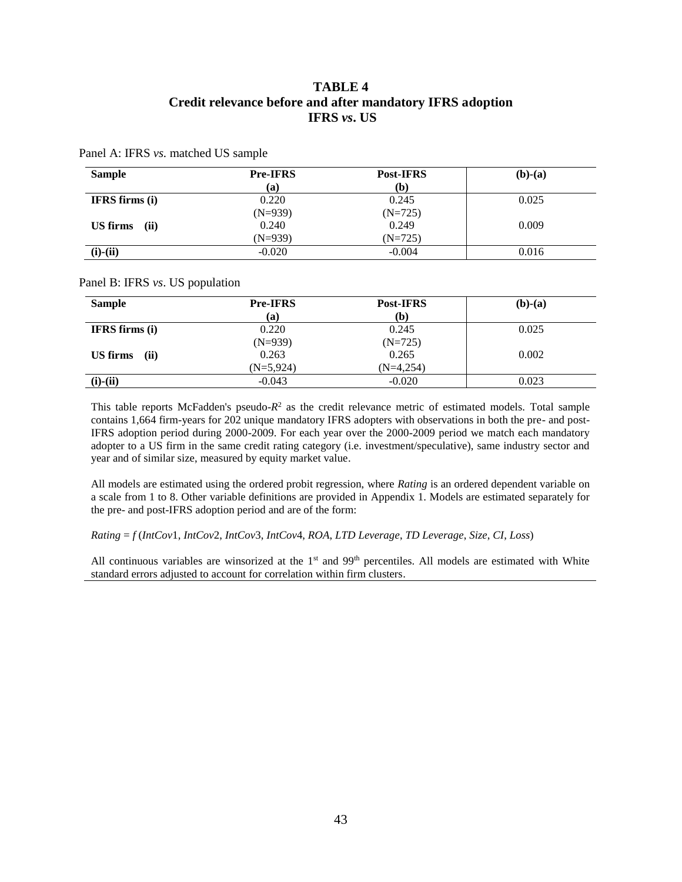# TABLE 4
## Credit relevance before and after mandatory IFRS adoption
## IFRS *vs*. US

Panel A: IFRS *vs.* matched US sample

| Sample | Pre-IFRS (a) | Post-IFRS (b) | (b)-(a) |
|---|---|---|---|
| **IFRS firms (i)** | 0.220 (N=939) | 0.245 (N=725) | 0.025 |
| **US firms (ii)** | 0.240 (N=939) | 0.249 (N=725) | 0.009 |
| **(i)-(ii)** | -0.020 | -0.004 | 0.016 |

Panel B: IFRS *vs*. US population

| Sample | Pre-IFRS (a) | Post-IFRS (b) | (b)-(a) |
|---|---|---|---|
| **IFRS firms (i)** | 0.220 (N=939) | 0.245 (N=725) | 0.025 |
| **US firms (ii)** | 0.263 (N=5,924) | 0.265 (N=4,254) | 0.002 |
| **(i)-(ii)** | -0.043 | -0.020 | 0.023 |

This table reports McFadden's pseudo-$R^2$ as the credit relevance metric of estimated models. Total sample contains 1,664 firm-years for 202 unique mandatory IFRS adopters with observations in both the pre- and post-IFRS adoption period during 2000-2009. For each year over the 2000-2009 period we match each mandatory adopter to a US firm in the same credit rating category (i.e. investment/speculative), same industry sector and year and of similar size, measured by equity market value.

All models are estimated using the ordered probit regression, where *Rating* is an ordered dependent variable on a scale from 1 to 8. Other variable definitions are provided in Appendix 1. Models are estimated separately for the pre- and post-IFRS adoption period and are of the form:

*Rating* = *f* (*IntCov*1, *IntCov*2, *IntCov*3, *IntCov*4, *ROA*, *LTD Leverage*, *TD Leverage*, *Size*, *CI*, *Loss*)

All continuous variables are winsorized at the 1st and 99th percentiles. All models are estimated with White standard errors adjusted to account for correlation within firm clusters.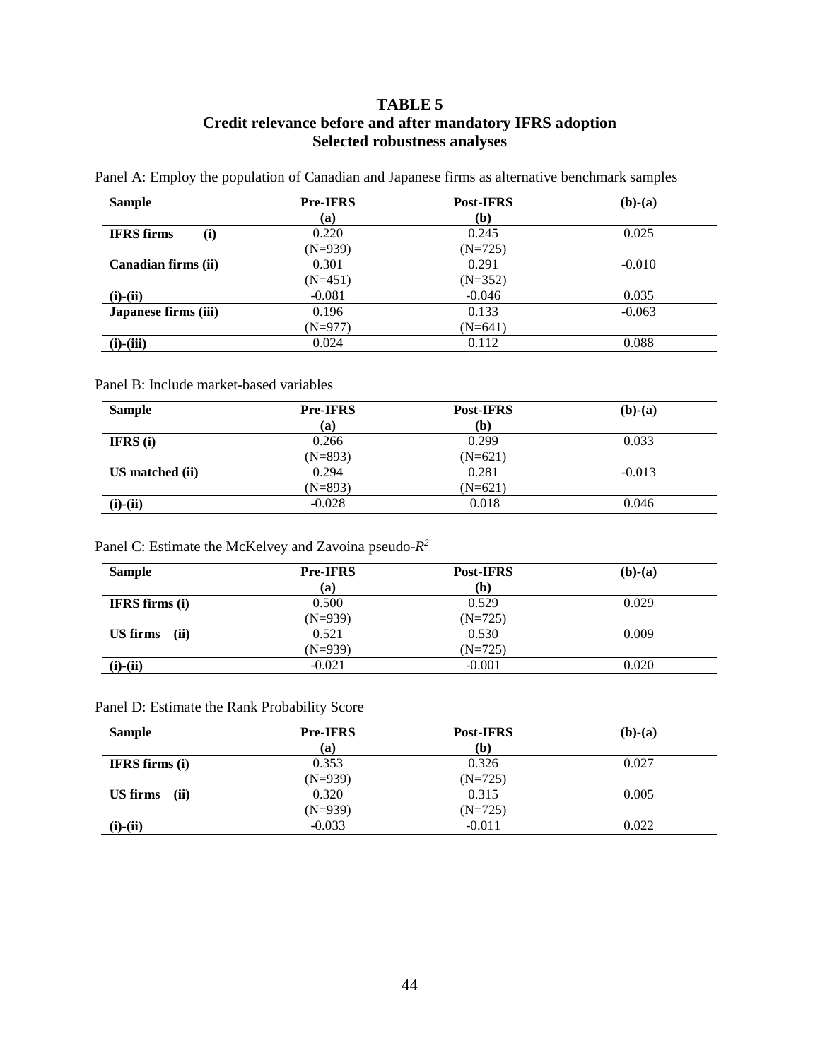# TABLE 5
## Credit relevance before and after mandatory IFRS adoption
## Selected robustness analyses

Panel A: Employ the population of Canadian and Japanese firms as alternative benchmark samples

| Sample | Pre-IFRS (a) | Post-IFRS (b) | (b)-(a) |
|---|---|---|---|
| **IFRS firms (i)** | 0.220 (N=939) | 0.245 (N=725) | 0.025 |
| **Canadian firms (ii)** | 0.301 (N=451) | 0.291 (N=352) | -0.010 |
| **(i)-(ii)** | -0.081 | -0.046 | 0.035 |
| **Japanese firms (iii)** | 0.196 (N=977) | 0.133 (N=641) | -0.063 |
| **(i)-(iii)** | 0.024 | 0.112 | 0.088 |

Panel B: Include market-based variables

| Sample | Pre-IFRS (a) | Post-IFRS (b) | (b)-(a) |
|---|---|---|---|
| **IFRS (i)** | 0.266 (N=893) | 0.299 (N=621) | 0.033 |
| **US matched (ii)** | 0.294 (N=893) | 0.281 (N=621) | -0.013 |
| **(i)-(ii)** | -0.028 | 0.018 | 0.046 |

Panel C: Estimate the McKelvey and Zavoina pseudo-$R^2$

| Sample | Pre-IFRS (a) | Post-IFRS (b) | (b)-(a) |
|---|---|---|---|
| **IFRS firms (i)** | 0.500 (N=939) | 0.529 (N=725) | 0.029 |
| **US firms (ii)** | 0.521 (N=939) | 0.530 (N=725) | 0.009 |
| **(i)-(ii)** | -0.021 | -0.001 | 0.020 |

Panel D: Estimate the Rank Probability Score

| Sample | Pre-IFRS (a) | Post-IFRS (b) | (b)-(a) |
|---|---|---|---|
| **IFRS firms (i)** | 0.353 (N=939) | 0.326 (N=725) | 0.027 |
| **US firms (ii)** | 0.320 (N=939) | 0.315 (N=725) | 0.005 |
| **(i)-(ii)** | -0.033 | -0.011 | 0.022 |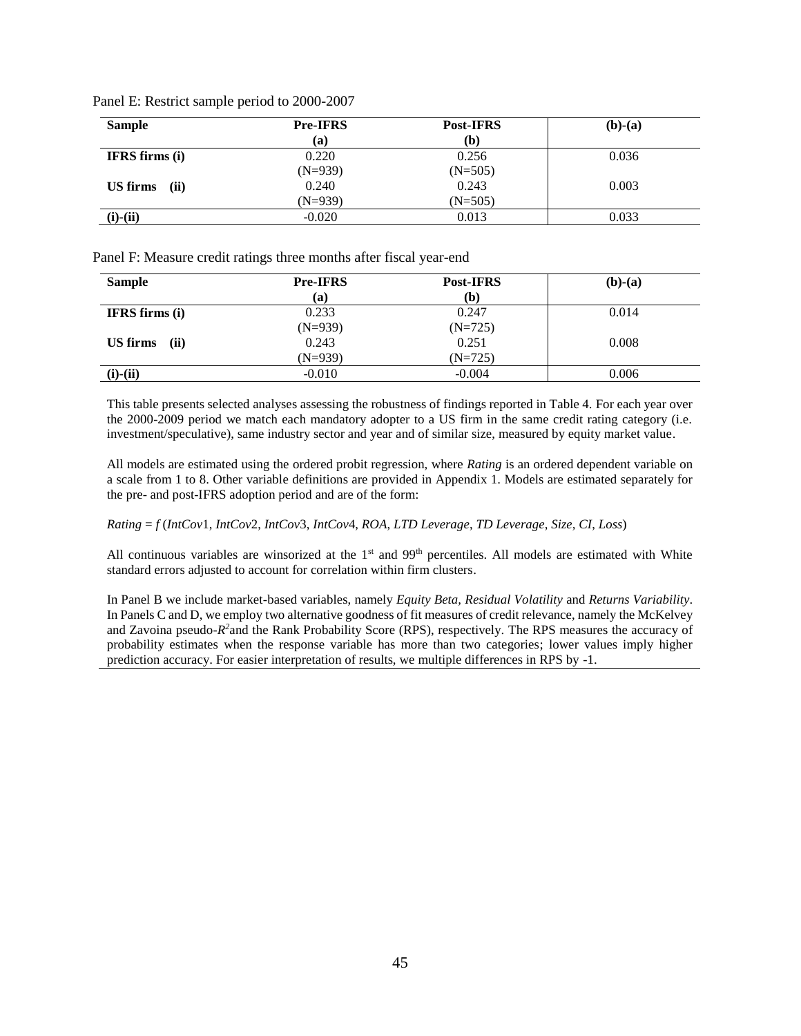Panel E: Restrict sample period to 2000-2007

| Sample | Pre-IFRS<br>(a) | Post-IFRS<br>(b) | (b)-(a) |
|---|---|---|---|
| **IFRS firms (i)** | 0.220<br>(N=939) | 0.256<br>(N=505) | 0.036 |
| **US firms (ii)** | 0.240<br>(N=939) | 0.243<br>(N=505) | 0.003 |
| **(i)-(ii)** | -0.020 | 0.013 | 0.033 |

Panel F: Measure credit ratings three months after fiscal year-end

| Sample | Pre-IFRS<br>(a) | Post-IFRS<br>(b) | (b)-(a) |
|---|---|---|---|
| **IFRS firms (i)** | 0.233<br>(N=939) | 0.247<br>(N=725) | 0.014 |
| **US firms (ii)** | 0.243<br>(N=939) | 0.251<br>(N=725) | 0.008 |
| **(i)-(ii)** | -0.010 | -0.004 | 0.006 |

This table presents selected analyses assessing the robustness of findings reported in Table 4. For each year over the 2000-2009 period we match each mandatory adopter to a US firm in the same credit rating category (i.e. investment/speculative), same industry sector and year and of similar size, measured by equity market value.

All models are estimated using the ordered probit regression, where *Rating* is an ordered dependent variable on a scale from 1 to 8. Other variable definitions are provided in Appendix 1. Models are estimated separately for the pre- and post-IFRS adoption period and are of the form:

*Rating* = *f* (*IntCov*1, *IntCov*2, *IntCov*3, *IntCov*4, *ROA*, *LTD Leverage*, *TD Leverage*, *Size*, *CI*, *Loss*)

All continuous variables are winsorized at the 1st and 99th percentiles. All models are estimated with White standard errors adjusted to account for correlation within firm clusters.

In Panel B we include market-based variables, namely *Equity Beta*, *Residual Volatility* and *Returns Variability*. In Panels C and D, we employ two alternative goodness of fit measures of credit relevance, namely the McKelvey and Zavoina pseudo-$R^2$ and the Rank Probability Score (RPS), respectively. The RPS measures the accuracy of probability estimates when the response variable has more than two categories; lower values imply higher prediction accuracy. For easier interpretation of results, we multiple differences in RPS by -1.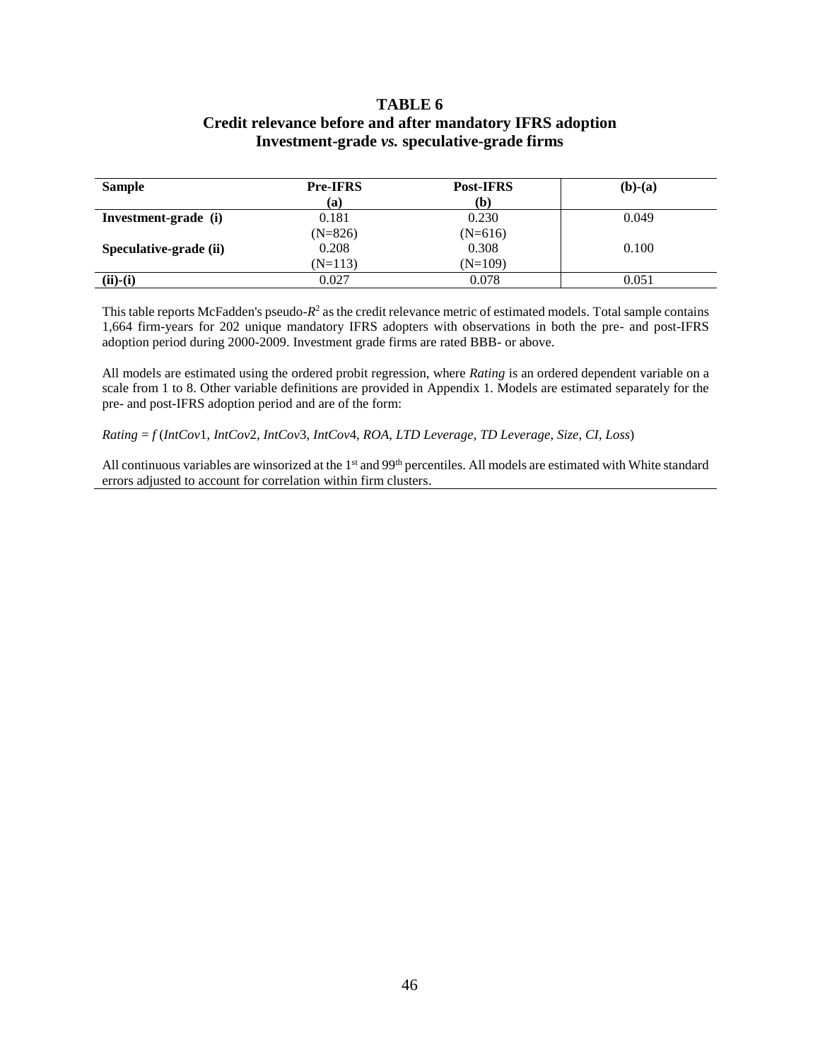**TABLE 6**
**Credit relevance before and after mandatory IFRS adoption**
**Investment-grade *vs.* speculative-grade firms**

| **Sample** | **Pre-IFRS (a)** | **Post-IFRS (b)** | **(b)-(a)** |
|---|---|---|---|
| **Investment-grade (i)** | 0.181 (N=826) | 0.230 (N=616) | 0.049 |
| **Speculative-grade (ii)** | 0.208 (N=113) | 0.308 (N=109) | 0.100 |
| **(ii)-(i)** | 0.027 | 0.078 | 0.051 |

This table reports McFadden's pseudo-$R^2$ as the credit relevance metric of estimated models. Total sample contains 1,664 firm-years for 202 unique mandatory IFRS adopters with observations in both the pre- and post-IFRS adoption period during 2000-2009. Investment grade firms are rated BBB- or above.

All models are estimated using the ordered probit regression, where *Rating* is an ordered dependent variable on a scale from 1 to 8. Other variable definitions are provided in Appendix 1. Models are estimated separately for the pre- and post-IFRS adoption period and are of the form:

*Rating* = *f* (*IntCov*1, *IntCov*2, *IntCov*3, *IntCov*4, *ROA*, *LTD Leverage*, *TD Leverage*, *Size*, *CI*, *Loss*)

All continuous variables are winsorized at the 1st and 99th percentiles. All models are estimated with White standard errors adjusted to account for correlation within firm clusters.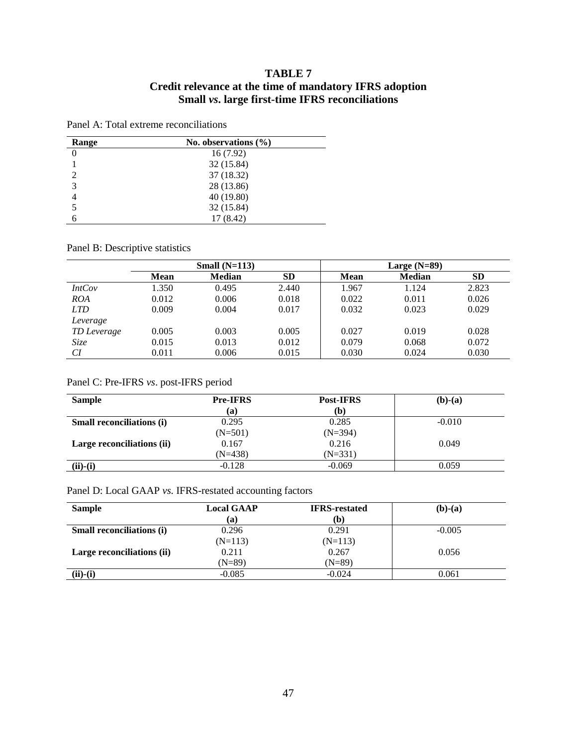# TABLE 7
## Credit relevance at the time of mandatory IFRS adoption
## Small *vs*. large first-time IFRS reconciliations

Panel A: Total extreme reconciliations

| Range | No. observations (%) |
|---|---|
| 0 | 16 (7.92) |
| 1 | 32 (15.84) |
| 2 | 37 (18.32) |
| 3 | 28 (13.86) |
| 4 | 40 (19.80) |
| 5 | 32 (15.84) |
| 6 | 17 (8.42) |

Panel B: Descriptive statistics

| | Small (N=113) | | | Large (N=89) | | |
|---|---|---|---|---|---|---|
| | Mean | Median | SD | Mean | Median | SD |
| *IntCov* | 1.350 | 0.495 | 2.440 | 1.967 | 1.124 | 2.823 |
| *ROA* | 0.012 | 0.006 | 0.018 | 0.022 | 0.011 | 0.026 |
| *LTD Leverage* | 0.009 | 0.004 | 0.017 | 0.032 | 0.023 | 0.029 |
| *TD Leverage* | 0.005 | 0.003 | 0.005 | 0.027 | 0.019 | 0.028 |
| *Size* | 0.015 | 0.013 | 0.012 | 0.079 | 0.068 | 0.072 |
| *CI* | 0.011 | 0.006 | 0.015 | 0.030 | 0.024 | 0.030 |

Panel C: Pre-IFRS *vs*. post-IFRS period

| Sample | Pre-IFRS (a) | Post-IFRS (b) | (b)-(a) |
|---|---|---|---|
| **Small reconciliations (i)** | 0.295 (N=501) | 0.285 (N=394) | -0.010 |
| **Large reconciliations (ii)** | 0.167 (N=438) | 0.216 (N=331) | 0.049 |
| **(ii)-(i)** | -0.128 | -0.069 | 0.059 |

Panel D: Local GAAP *vs.* IFRS-restated accounting factors

| Sample | Local GAAP (a) | IFRS-restated (b) | (b)-(a) |
|---|---|---|---|
| **Small reconciliations (i)** | 0.296 (N=113) | 0.291 (N=113) | -0.005 |
| **Large reconciliations (ii)** | 0.211 (N=89) | 0.267 (N=89) | 0.056 |
| **(ii)-(i)** | -0.085 | -0.024 | 0.061 |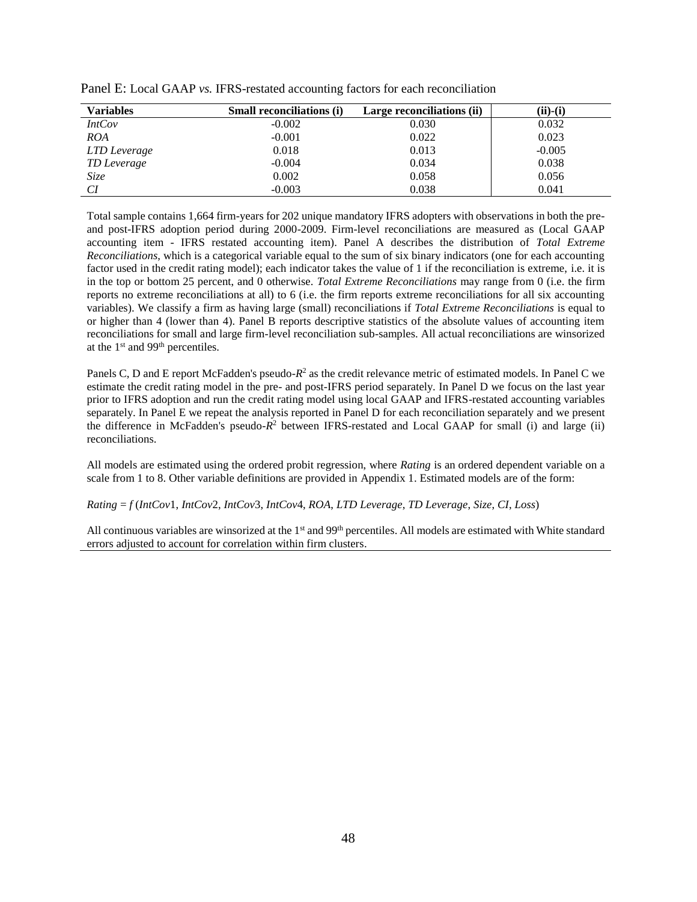Panel E: Local GAAP *vs.* IFRS-restated accounting factors for each reconciliation

| Variables | Small reconciliations (i) | Large reconciliations (ii) | (ii)-(i) |
|---|---|---|---|
| *IntCov* | -0.002 | 0.030 | 0.032 |
| *ROA* | -0.001 | 0.022 | 0.023 |
| *LTD Leverage* | 0.018 | 0.013 | -0.005 |
| *TD Leverage* | -0.004 | 0.034 | 0.038 |
| *Size* | 0.002 | 0.058 | 0.056 |
| *CI* | -0.003 | 0.038 | 0.041 |

Total sample contains 1,664 firm-years for 202 unique mandatory IFRS adopters with observations in both the pre- and post-IFRS adoption period during 2000-2009. Firm-level reconciliations are measured as (Local GAAP accounting item - IFRS restated accounting item). Panel A describes the distribution of *Total Extreme Reconciliations*, which is a categorical variable equal to the sum of six binary indicators (one for each accounting factor used in the credit rating model); each indicator takes the value of 1 if the reconciliation is extreme, i.e. it is in the top or bottom 25 percent, and 0 otherwise. *Total Extreme Reconciliations* may range from 0 (i.e. the firm reports no extreme reconciliations at all) to 6 (i.e. the firm reports extreme reconciliations for all six accounting variables). We classify a firm as having large (small) reconciliations if *Total Extreme Reconciliations* is equal to or higher than 4 (lower than 4). Panel B reports descriptive statistics of the absolute values of accounting item reconciliations for small and large firm-level reconciliation sub-samples. All actual reconciliations are winsorized at the 1st and 99th percentiles.

Panels C, D and E report McFadden's pseudo-$R^2$ as the credit relevance metric of estimated models. In Panel C we estimate the credit rating model in the pre- and post-IFRS period separately. In Panel D we focus on the last year prior to IFRS adoption and run the credit rating model using local GAAP and IFRS-restated accounting variables separately. In Panel E we repeat the analysis reported in Panel D for each reconciliation separately and we present the difference in McFadden's pseudo-$R^2$ between IFRS-restated and Local GAAP for small (i) and large (ii) reconciliations.

All models are estimated using the ordered probit regression, where *Rating* is an ordered dependent variable on a scale from 1 to 8. Other variable definitions are provided in Appendix 1. Estimated models are of the form:

*Rating* = *f* (*IntCov*1, *IntCov*2, *IntCov*3, *IntCov*4, *ROA*, *LTD Leverage*, *TD Leverage*, *Size*, *CI*, *Loss*)

All continuous variables are winsorized at the 1st and 99th percentiles. All models are estimated with White standard errors adjusted to account for correlation within firm clusters.